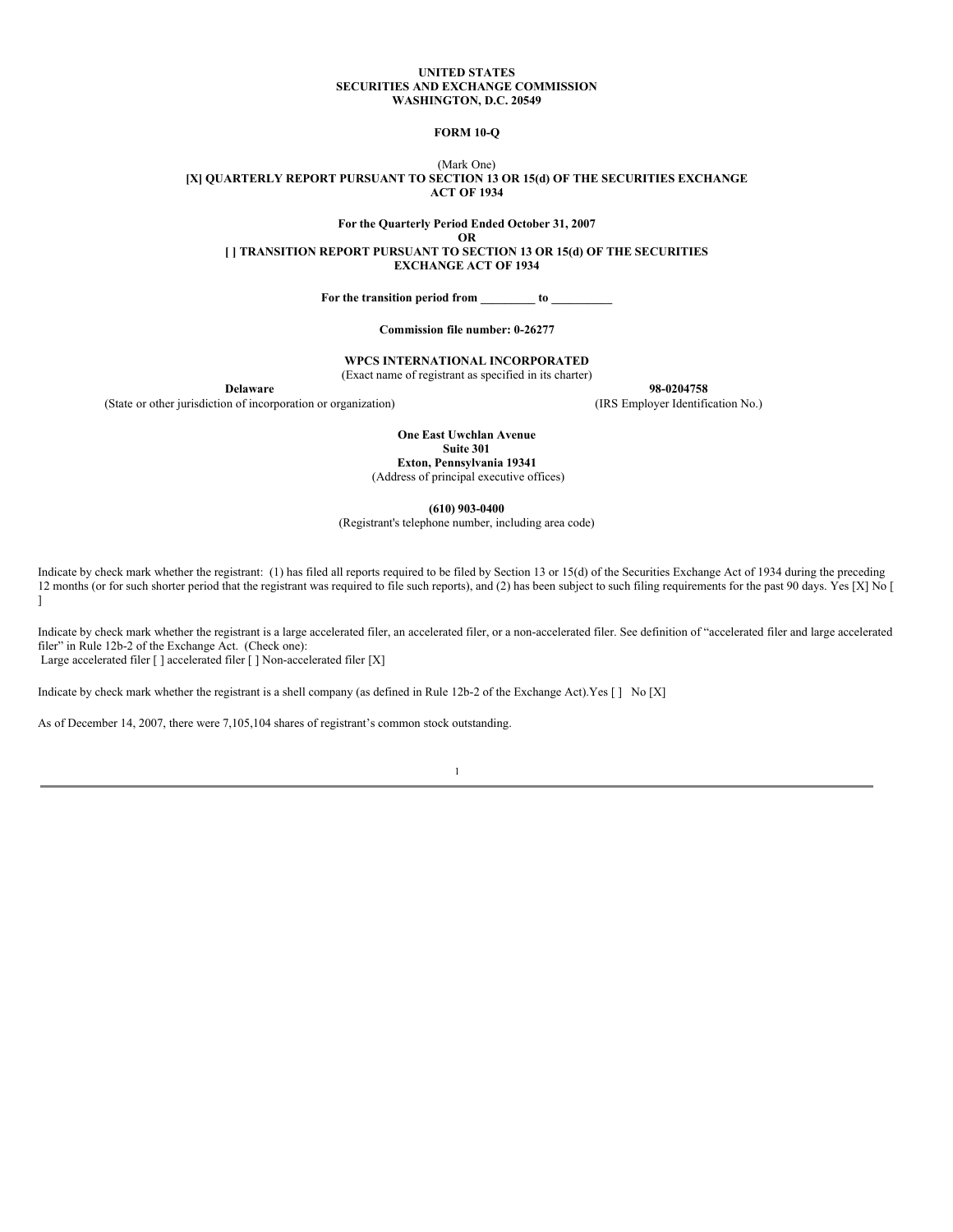**UNITED STATES**
**SECURITIES AND EXCHANGE COMMISSION**
**WASHINGTON, D.C. 20549**

**FORM 10-Q**

(Mark One)
**[X] QUARTERLY REPORT PURSUANT TO SECTION 13 OR 15(d) OF THE SECURITIES EXCHANGE ACT OF 1934**

**For the Quarterly Period Ended October 31, 2007**
**OR**
**[ ] TRANSITION REPORT PURSUANT TO SECTION 13 OR 15(d) OF THE SECURITIES EXCHANGE ACT OF 1934**

**For the transition period from _________ to __________**

**Commission file number: 0-26277**

**WPCS INTERNATIONAL INCORPORATED**
(Exact name of registrant as specified in its charter)

| **Delaware** | **98-0204758** |
|---|---|
| (State or other jurisdiction of incorporation or organization) | (IRS Employer Identification No.) |

**One East Uwchlan Avenue**
**Suite 301**
**Exton, Pennsylvania 19341**
(Address of principal executive offices)

**(610) 903-0400**
(Registrant's telephone number, including area code)

Indicate by check mark whether the registrant: (1) has filed all reports required to be filed by Section 13 or 15(d) of the Securities Exchange Act of 1934 during the preceding 12 months (or for such shorter period that the registrant was required to file such reports), and (2) has been subject to such filing requirements for the past 90 days. Yes [X] No [ ]

Indicate by check mark whether the registrant is a large accelerated filer, an accelerated filer, or a non-accelerated filer. See definition of "accelerated filer and large accelerated filer" in Rule 12b-2 of the Exchange Act. (Check one):
Large accelerated filer [ ] accelerated filer [ ] Non-accelerated filer [X]

Indicate by check mark whether the registrant is a shell company (as defined in Rule 12b-2 of the Exchange Act).Yes [ ] No [X]

As of December 14, 2007, there were 7,105,104 shares of registrant's common stock outstanding.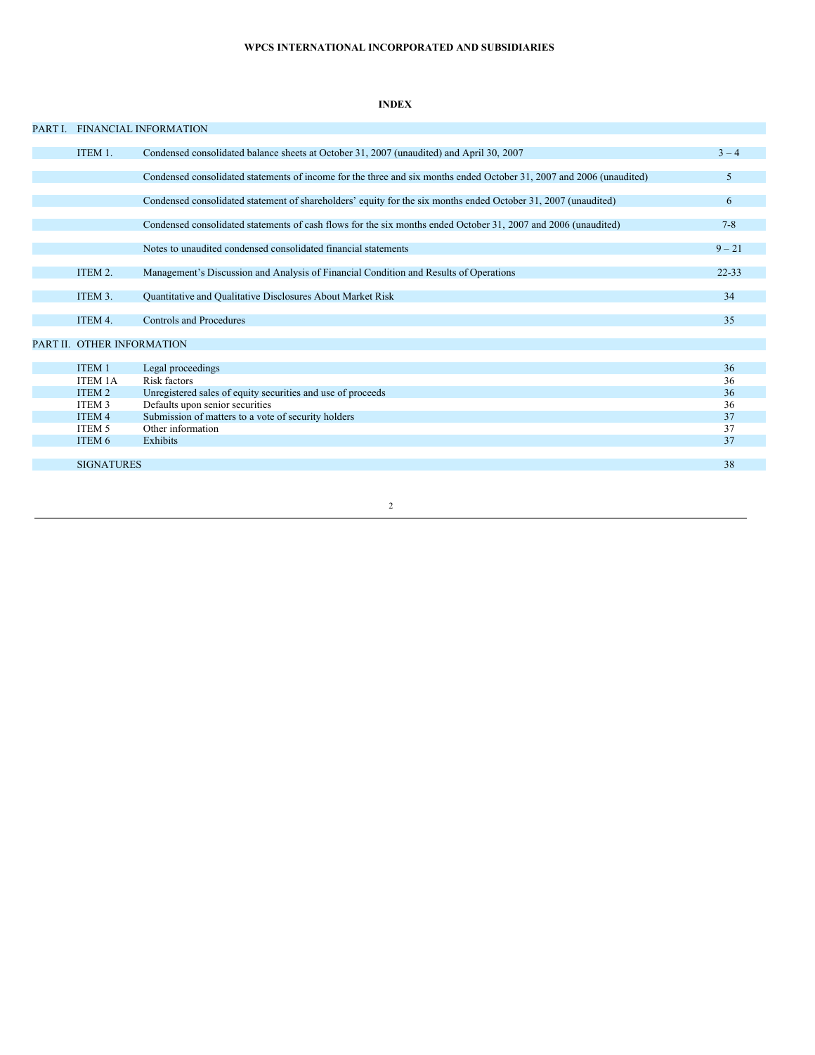**WPCS INTERNATIONAL INCORPORATED AND SUBSIDIARIES**

**INDEX**

| | | | |
|---|---|---|---|
| PART I. | FINANCIAL INFORMATION | | |
| | ITEM 1. | Condensed consolidated balance sheets at October 31, 2007 (unaudited) and April 30, 2007 | 3 – 4 |
| | | Condensed consolidated statements of income for the three and six months ended October 31, 2007 and 2006 (unaudited) | 5 |
| | | Condensed consolidated statement of shareholders' equity for the six months ended October 31, 2007 (unaudited) | 6 |
| | | Condensed consolidated statements of cash flows for the six months ended October 31, 2007 and 2006 (unaudited) | 7-8 |
| | | Notes to unaudited condensed consolidated financial statements | 9 – 21 |
| | ITEM 2. | Management's Discussion and Analysis of Financial Condition and Results of Operations | 22-33 |
| | ITEM 3. | Quantitative and Qualitative Disclosures About Market Risk | 34 |
| | ITEM 4. | Controls and Procedures | 35 |
| PART II. | OTHER INFORMATION | | |
| | ITEM 1 | Legal proceedings | 36 |
| | ITEM 1A | Risk factors | 36 |
| | ITEM 2 | Unregistered sales of equity securities and use of proceeds | 36 |
| | ITEM 3 | Defaults upon senior securities | 36 |
| | ITEM 4 | Submission of matters to a vote of security holders | 37 |
| | ITEM 5 | Other information | 37 |
| | ITEM 6 | Exhibits | 37 |
| | SIGNATURES | | 38 |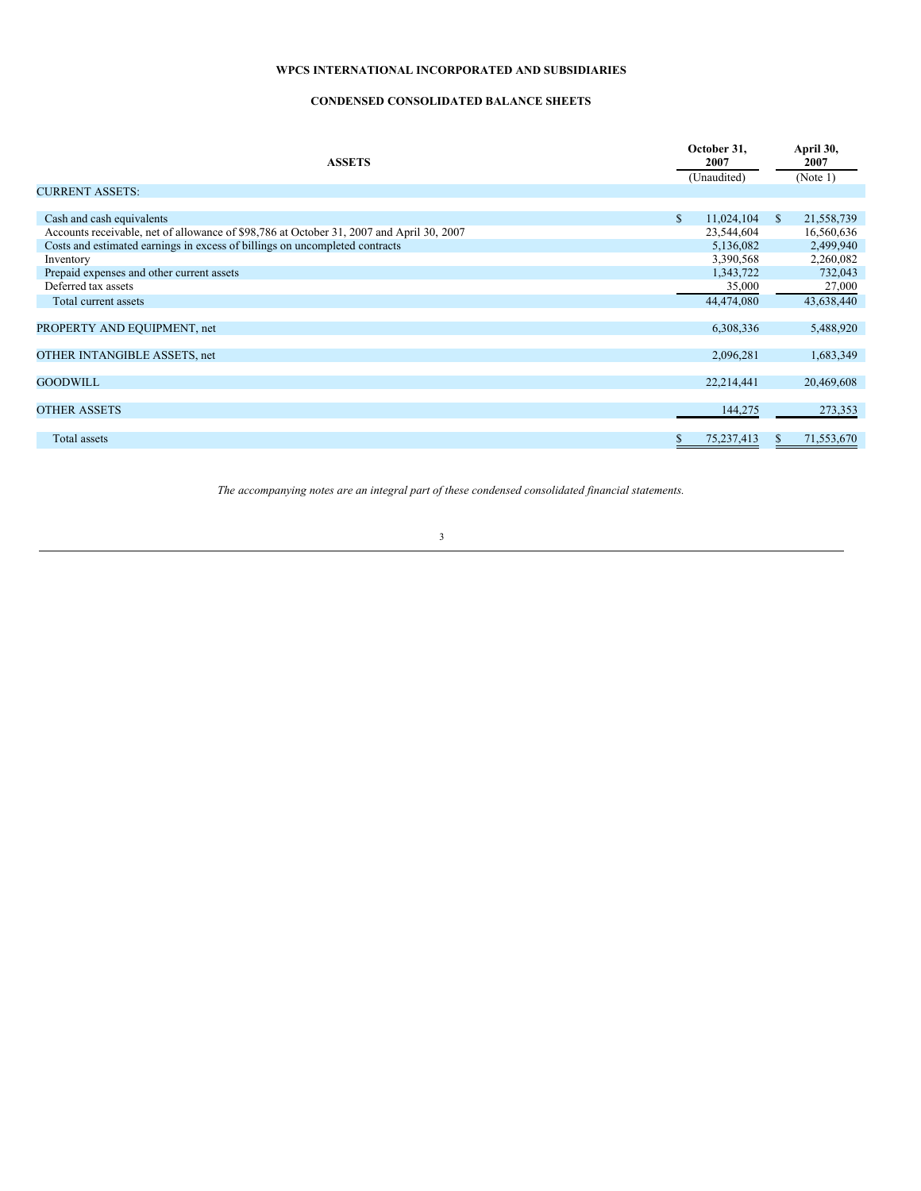**WPCS INTERNATIONAL INCORPORATED AND SUBSIDIARIES**

**CONDENSED CONSOLIDATED BALANCE SHEETS**

| ASSETS | October 31, 2007 (Unaudited) | April 30, 2007 (Note 1) |
|---|---|---|
| CURRENT ASSETS: | | |
| Cash and cash equivalents | $ 11,024,104 | $ 21,558,739 |
| Accounts receivable, net of allowance of $98,786 at October 31, 2007 and April 30, 2007 | 23,544,604 | 16,560,636 |
| Costs and estimated earnings in excess of billings on uncompleted contracts | 5,136,082 | 2,499,940 |
| Inventory | 3,390,568 | 2,260,082 |
| Prepaid expenses and other current assets | 1,343,722 | 732,043 |
| Deferred tax assets | 35,000 | 27,000 |
| Total current assets | 44,474,080 | 43,638,440 |
| PROPERTY AND EQUIPMENT, net | 6,308,336 | 5,488,920 |
| OTHER INTANGIBLE ASSETS, net | 2,096,281 | 1,683,349 |
| GOODWILL | 22,214,441 | 20,469,608 |
| OTHER ASSETS | 144,275 | 273,353 |
| Total assets | $ 75,237,413 | $ 71,553,670 |

*The accompanying notes are an integral part of these condensed consolidated financial statements.*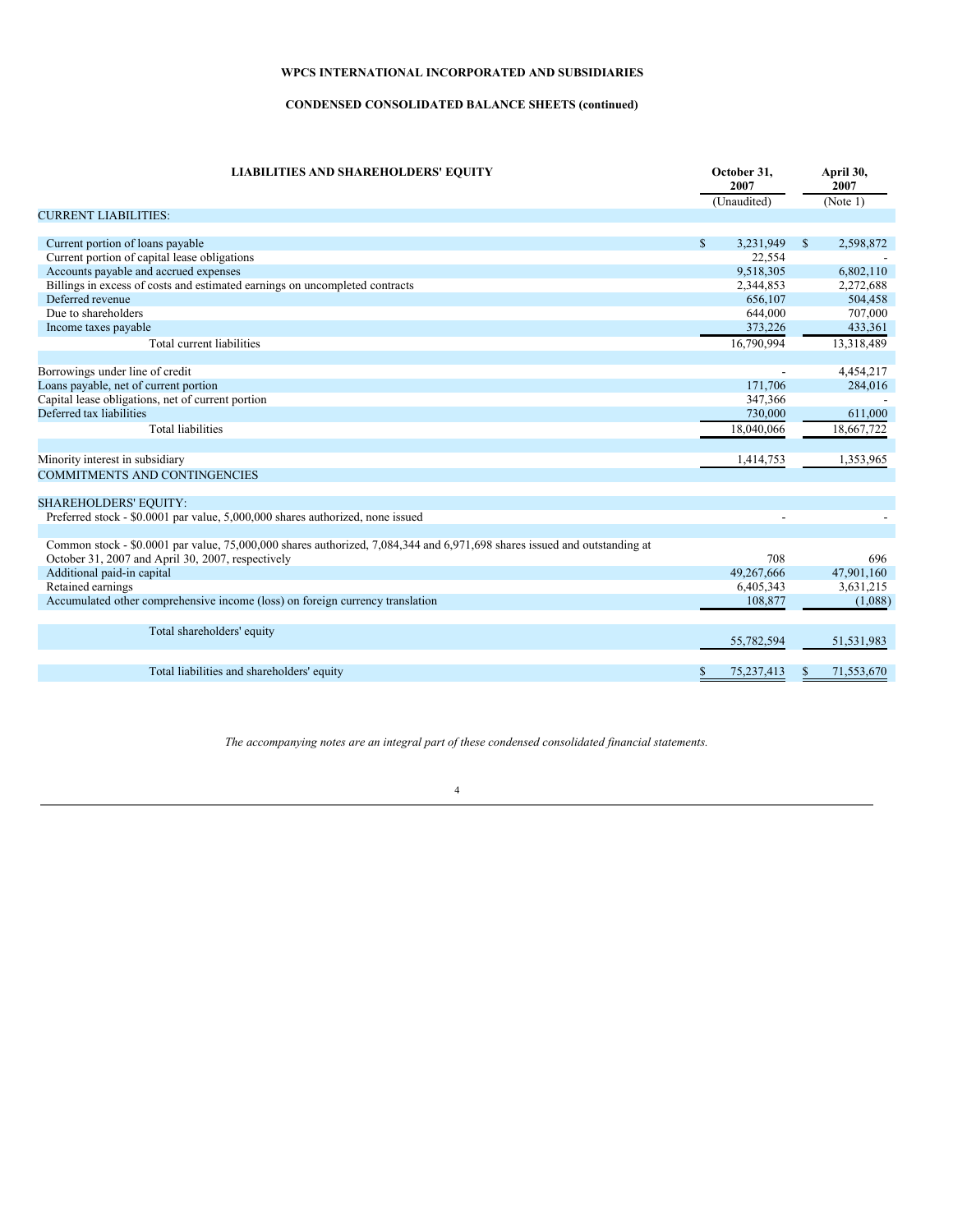**WPCS INTERNATIONAL INCORPORATED AND SUBSIDIARIES**

**CONDENSED CONSOLIDATED BALANCE SHEETS (continued)**

| LIABILITIES AND SHAREHOLDERS' EQUITY | October 31, 2007 | April 30, 2007 |
|---|---|---|
| | (Unaudited) | (Note 1) |
| CURRENT LIABILITIES: | | |
| Current portion of loans payable | $ 3,231,949 | $ 2,598,872 |
| Current portion of capital lease obligations | 22,554 | - |
| Accounts payable and accrued expenses | 9,518,305 | 6,802,110 |
| Billings in excess of costs and estimated earnings on uncompleted contracts | 2,344,853 | 2,272,688 |
| Deferred revenue | 656,107 | 504,458 |
| Due to shareholders | 644,000 | 707,000 |
| Income taxes payable | 373,226 | 433,361 |
| Total current liabilities | 16,790,994 | 13,318,489 |
| Borrowings under line of credit | - | 4,454,217 |
| Loans payable, net of current portion | 171,706 | 284,016 |
| Capital lease obligations, net of current portion | 347,366 | - |
| Deferred tax liabilities | 730,000 | 611,000 |
| Total liabilities | 18,040,066 | 18,667,722 |
| Minority interest in subsidiary | 1,414,753 | 1,353,965 |
| COMMITMENTS AND CONTINGENCIES | | |
| SHAREHOLDERS' EQUITY: | | |
| Preferred stock - $0.0001 par value, 5,000,000 shares authorized, none issued | - | - |
| Common stock - $0.0001 par value, 75,000,000 shares authorized, 7,084,344 and 6,971,698 shares issued and outstanding at October 31, 2007 and April 30, 2007, respectively | 708 | 696 |
| Additional paid-in capital | 49,267,666 | 47,901,160 |
| Retained earnings | 6,405,343 | 3,631,215 |
| Accumulated other comprehensive income (loss) on foreign currency translation | 108,877 | (1,088) |
| Total shareholders' equity | 55,782,594 | 51,531,983 |
| Total liabilities and shareholders' equity | $ 75,237,413 | $ 71,553,670 |

*The accompanying notes are an integral part of these condensed consolidated financial statements.*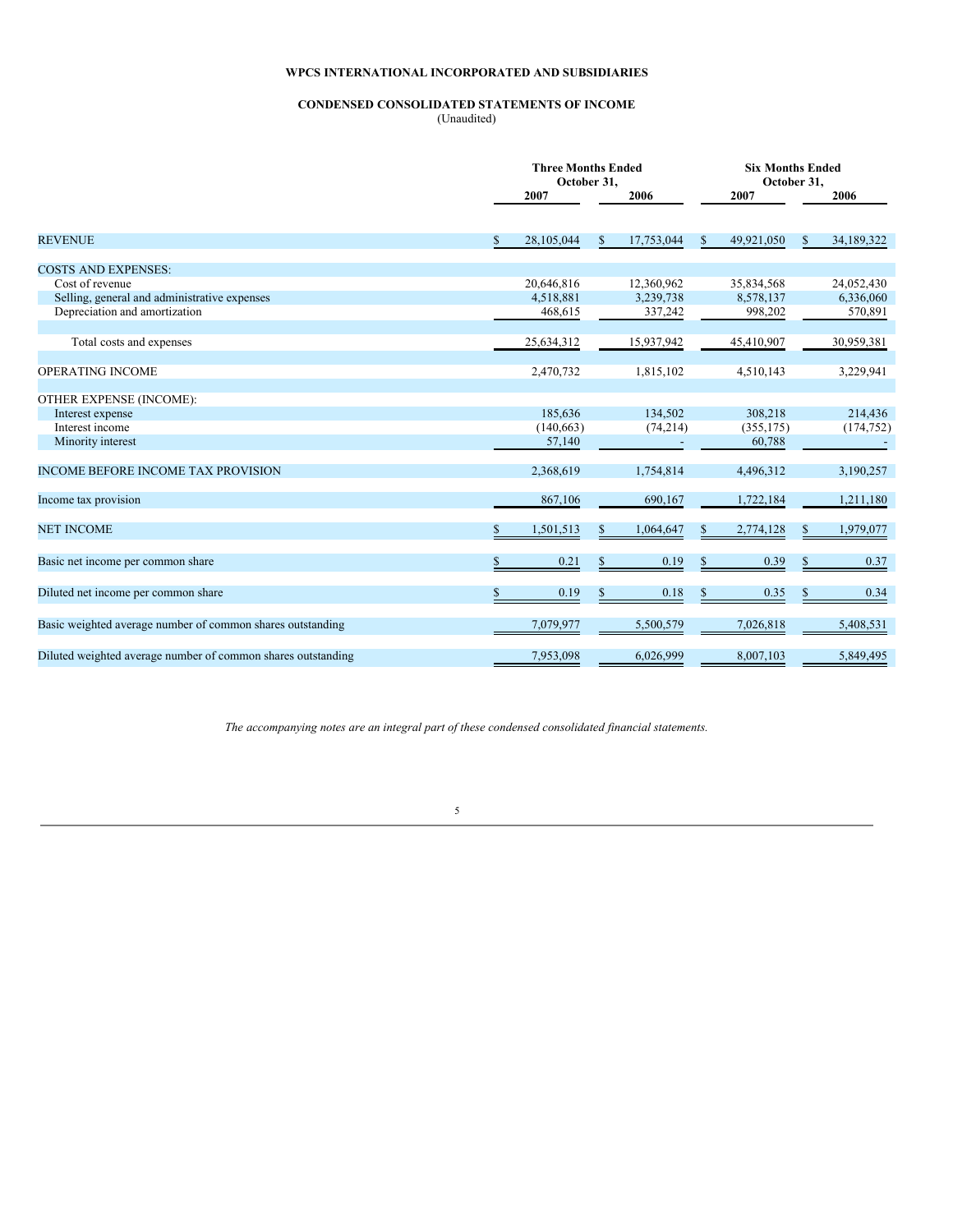# WPCS INTERNATIONAL INCORPORATED AND SUBSIDIARIES

## CONDENSED CONSOLIDATED STATEMENTS OF INCOME

(Unaudited)

| | Three Months Ended October 31, | | Six Months Ended October 31, | |
|---|---|---|---|---|
| | 2007 | 2006 | 2007 | 2006 |
| REVENUE | $ 28,105,044 | $ 17,753,044 | $ 49,921,050 | $ 34,189,322 |
| COSTS AND EXPENSES: | | | | |
| Cost of revenue | 20,646,816 | 12,360,962 | 35,834,568 | 24,052,430 |
| Selling, general and administrative expenses | 4,518,881 | 3,239,738 | 8,578,137 | 6,336,060 |
| Depreciation and amortization | 468,615 | 337,242 | 998,202 | 570,891 |
| Total costs and expenses | 25,634,312 | 15,937,942 | 45,410,907 | 30,959,381 |
| OPERATING INCOME | 2,470,732 | 1,815,102 | 4,510,143 | 3,229,941 |
| OTHER EXPENSE (INCOME): | | | | |
| Interest expense | 185,636 | 134,502 | 308,218 | 214,436 |
| Interest income | (140,663) | (74,214) | (355,175) | (174,752) |
| Minority interest | 57,140 | - | 60,788 | - |
| INCOME BEFORE INCOME TAX PROVISION | 2,368,619 | 1,754,814 | 4,496,312 | 3,190,257 |
| Income tax provision | 867,106 | 690,167 | 1,722,184 | 1,211,180 |
| NET INCOME | $ 1,501,513 | $ 1,064,647 | $ 2,774,128 | $ 1,979,077 |
| Basic net income per common share | $ 0.21 | $ 0.19 | $ 0.39 | $ 0.37 |
| Diluted net income per common share | $ 0.19 | $ 0.18 | $ 0.35 | $ 0.34 |
| Basic weighted average number of common shares outstanding | 7,079,977 | 5,500,579 | 7,026,818 | 5,408,531 |
| Diluted weighted average number of common shares outstanding | 7,953,098 | 6,026,999 | 8,007,103 | 5,849,495 |

*The accompanying notes are an integral part of these condensed consolidated financial statements.*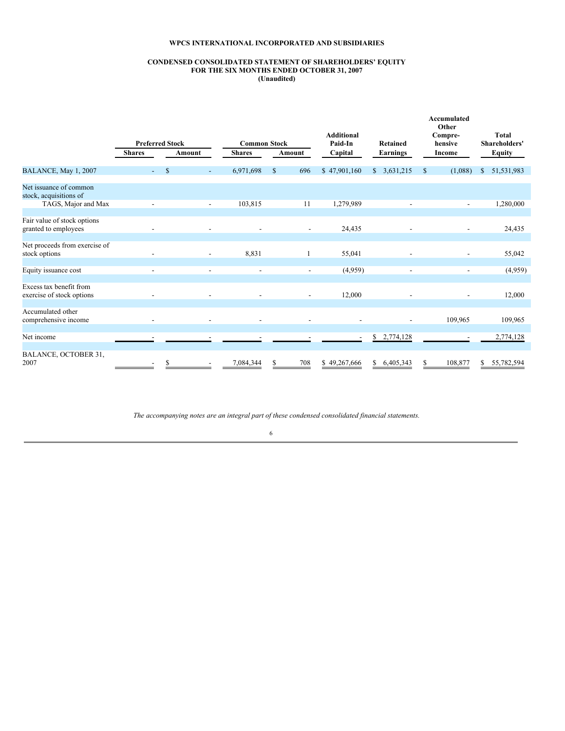**WPCS INTERNATIONAL INCORPORATED AND SUBSIDIARIES**

**CONDENSED CONSOLIDATED STATEMENT OF SHAREHOLDERS' EQUITY**
**FOR THE SIX MONTHS ENDED OCTOBER 31, 2007**
**(Unaudited)**

| | Preferred Stock | | Common Stock | | Additional Paid-In | Retained | Accumulated Other Compre- hensive | Total Shareholders' |
|---|---|---|---|---|---|---|---|---|
| | Shares | Amount | Shares | Amount | Capital | Earnings | Income | Equity |
| BALANCE, May 1, 2007 | - | $ - | 6,971,698 | $ 696 | $ 47,901,160 | $ 3,631,215 | $ (1,088) | $ 51,531,983 |
| Net issuance of common stock, acquisitions of TAGS, Major and Max | - | - | 103,815 | 11 | 1,279,989 | - | - | 1,280,000 |
| Fair value of stock options granted to employees | - | - | - | - | 24,435 | - | - | 24,435 |
| Net proceeds from exercise of stock options | - | - | 8,831 | 1 | 55,041 | - | - | 55,042 |
| Equity issuance cost | - | - | - | - | (4,959) | - | - | (4,959) |
| Excess tax benefit from exercise of stock options | - | - | - | - | 12,000 | - | - | 12,000 |
| Accumulated other comprehensive income | - | - | - | - | - | - | 109,965 | 109,965 |
| Net income | - | - | - | - | - | $ 2,774,128 | - | 2,774,128 |
| BALANCE, OCTOBER 31, 2007 | - | $ - | 7,084,344 | $ 708 | $ 49,267,666 | $ 6,405,343 | $ 108,877 | $ 55,782,594 |

*The accompanying notes are an integral part of these condensed consolidated financial statements.*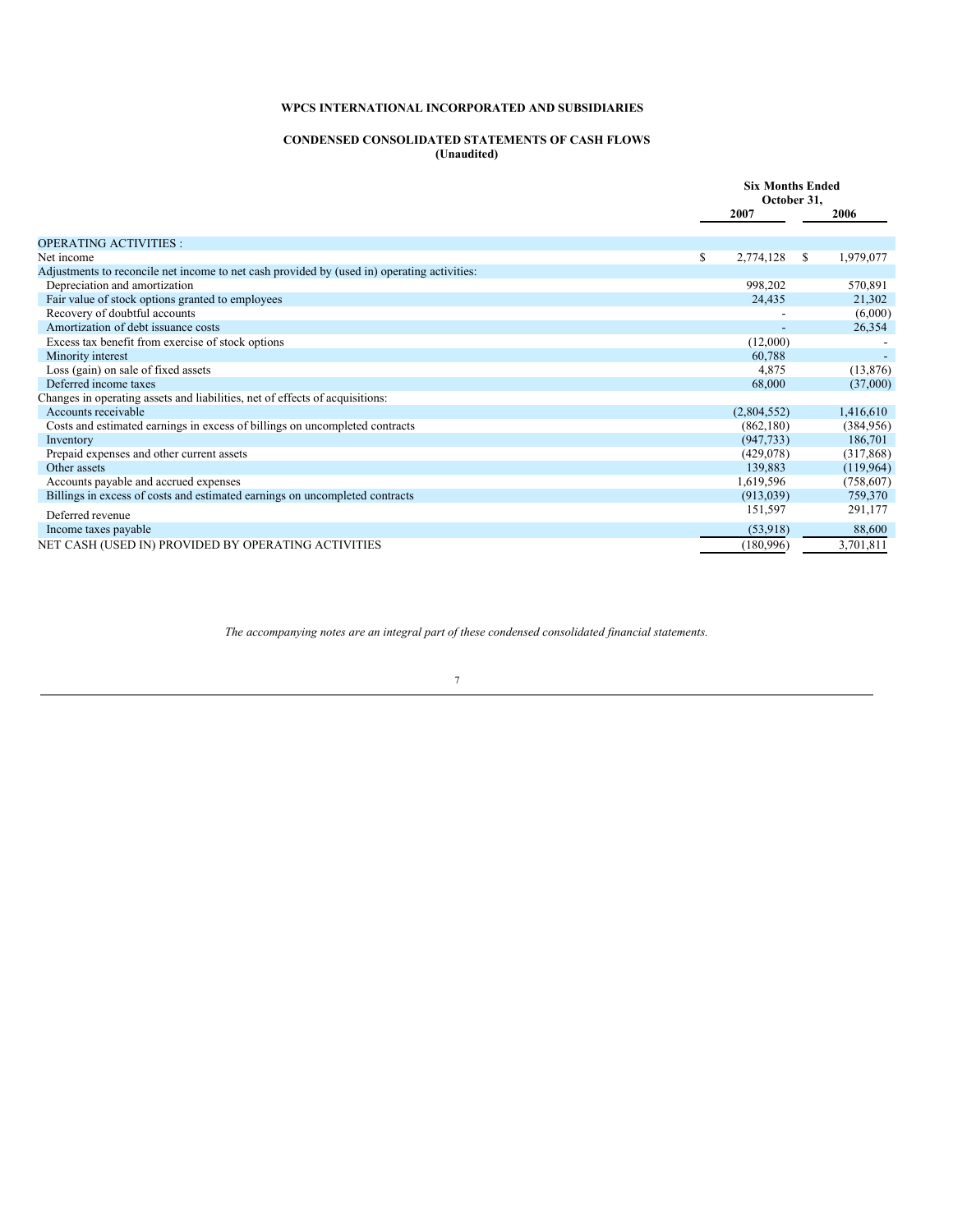**WPCS INTERNATIONAL INCORPORATED AND SUBSIDIARIES**

**CONDENSED CONSOLIDATED STATEMENTS OF CASH FLOWS**
**(Unaudited)**

| | Six Months Ended October 31, | |
|---|---|---|
| | 2007 | 2006 |
| OPERATING ACTIVITIES : | | |
| Net income | $ 2,774,128 | $ 1,979,077 |
| Adjustments to reconcile net income to net cash provided by (used in) operating activities: | | |
| Depreciation and amortization | 998,202 | 570,891 |
| Fair value of stock options granted to employees | 24,435 | 21,302 |
| Recovery of doubtful accounts | - | (6,000) |
| Amortization of debt issuance costs | - | 26,354 |
| Excess tax benefit from exercise of stock options | (12,000) | - |
| Minority interest | 60,788 | - |
| Loss (gain) on sale of fixed assets | 4,875 | (13,876) |
| Deferred income taxes | 68,000 | (37,000) |
| Changes in operating assets and liabilities, net of effects of acquisitions: | | |
| Accounts receivable | (2,804,552) | 1,416,610 |
| Costs and estimated earnings in excess of billings on uncompleted contracts | (862,180) | (384,956) |
| Inventory | (947,733) | 186,701 |
| Prepaid expenses and other current assets | (429,078) | (317,868) |
| Other assets | 139,883 | (119,964) |
| Accounts payable and accrued expenses | 1,619,596 | (758,607) |
| Billings in excess of costs and estimated earnings on uncompleted contracts | (913,039) | 759,370 |
| Deferred revenue | 151,597 | 291,177 |
| Income taxes payable | (53,918) | 88,600 |
| NET CASH (USED IN) PROVIDED BY OPERATING ACTIVITIES | (180,996) | 3,701,811 |

*The accompanying notes are an integral part of these condensed consolidated financial statements.*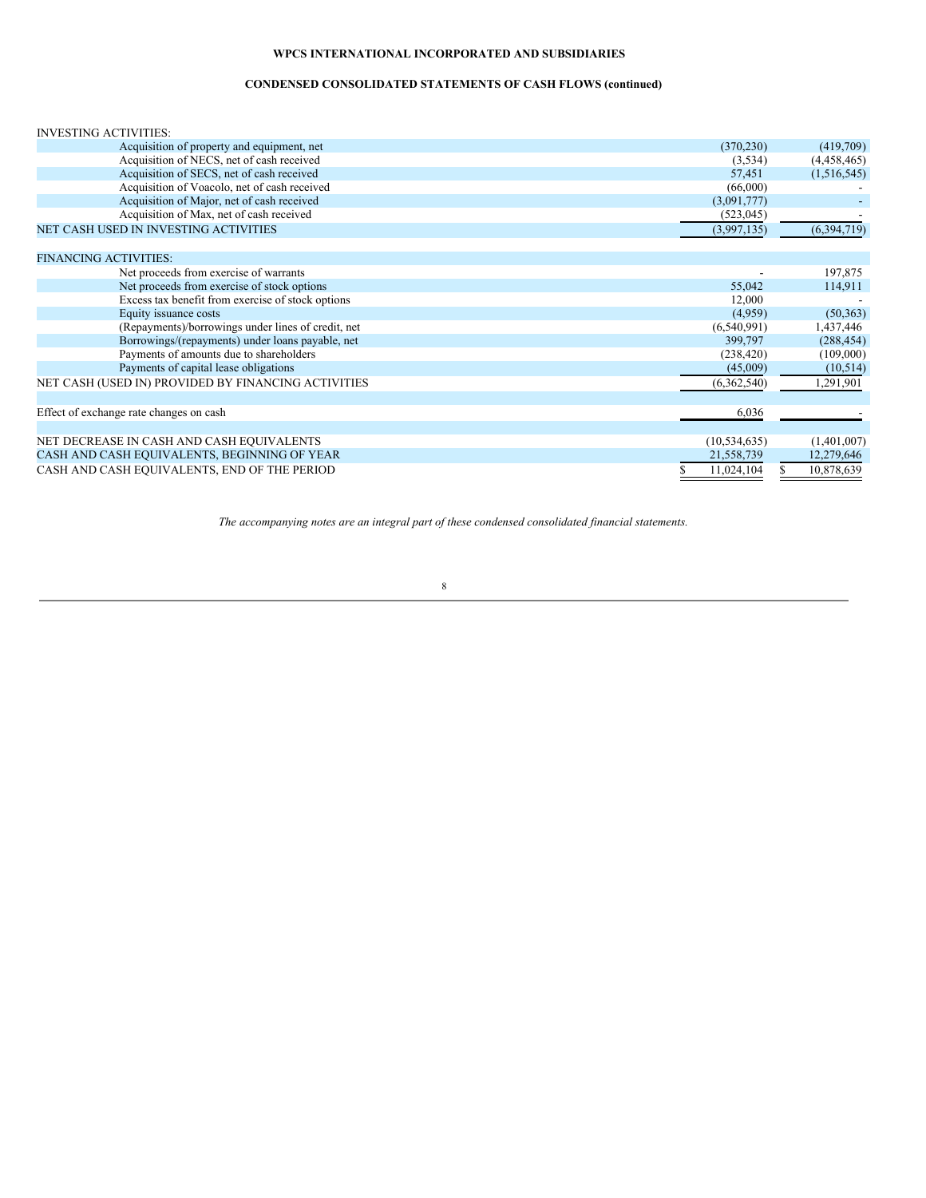**WPCS INTERNATIONAL INCORPORATED AND SUBSIDIARIES**

**CONDENSED CONSOLIDATED STATEMENTS OF CASH FLOWS (continued)**

| | | |
|---|---|---|
| INVESTING ACTIVITIES: | | |
| Acquisition of property and equipment, net | (370,230) | (419,709) |
| Acquisition of NECS, net of cash received | (3,534) | (4,458,465) |
| Acquisition of SECS, net of cash received | 57,451 | (1,516,545) |
| Acquisition of Voacolo, net of cash received | (66,000) | - |
| Acquisition of Major, net of cash received | (3,091,777) | - |
| Acquisition of Max, net of cash received | (523,045) | - |
| NET CASH USED IN INVESTING ACTIVITIES | (3,997,135) | (6,394,719) |
| | | |
| FINANCING ACTIVITIES: | | |
| Net proceeds from exercise of warrants | - | 197,875 |
| Net proceeds from exercise of stock options | 55,042 | 114,911 |
| Excess tax benefit from exercise of stock options | 12,000 | - |
| Equity issuance costs | (4,959) | (50,363) |
| (Repayments)/borrowings under lines of credit, net | (6,540,991) | 1,437,446 |
| Borrowings/(repayments) under loans payable, net | 399,797 | (288,454) |
| Payments of amounts due to shareholders | (238,420) | (109,000) |
| Payments of capital lease obligations | (45,009) | (10,514) |
| NET CASH (USED IN) PROVIDED BY FINANCING ACTIVITIES | (6,362,540) | 1,291,901 |
| | | |
| Effect of exchange rate changes on cash | 6,036 | - |
| | | |
| NET DECREASE IN CASH AND CASH EQUIVALENTS | (10,534,635) | (1,401,007) |
| CASH AND CASH EQUIVALENTS, BEGINNING OF YEAR | 21,558,739 | 12,279,646 |
| CASH AND CASH EQUIVALENTS, END OF THE PERIOD | $ 11,024,104 | $ 10,878,639 |

*The accompanying notes are an integral part of these condensed consolidated financial statements.*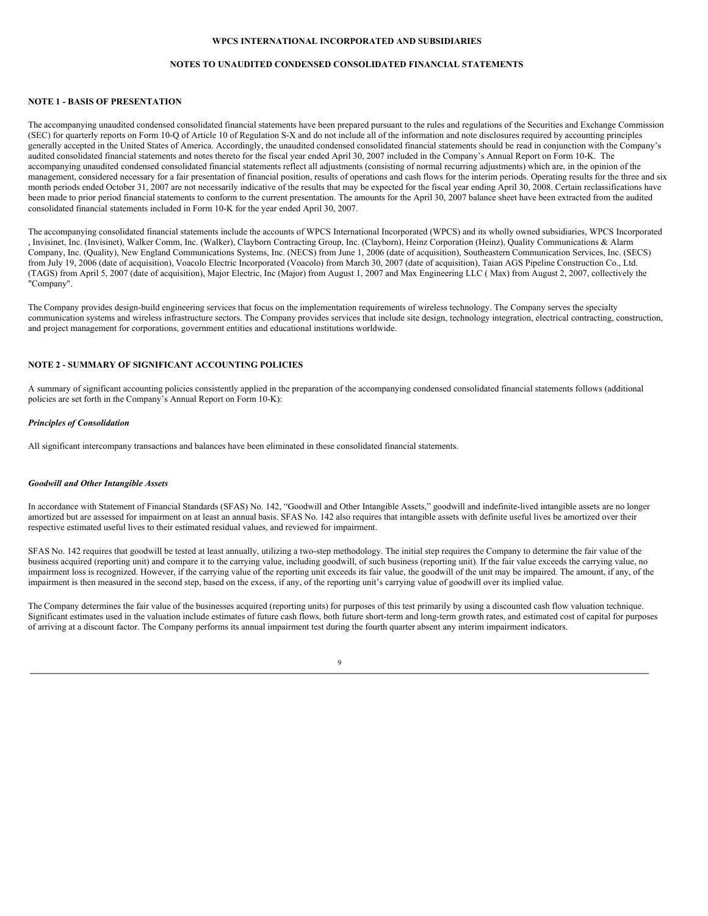**WPCS INTERNATIONAL INCORPORATED AND SUBSIDIARIES**

**NOTES TO UNAUDITED CONDENSED CONSOLIDATED FINANCIAL STATEMENTS**

## NOTE 1 - BASIS OF PRESENTATION

The accompanying unaudited condensed consolidated financial statements have been prepared pursuant to the rules and regulations of the Securities and Exchange Commission (SEC) for quarterly reports on Form 10-Q of Article 10 of Regulation S-X and do not include all of the information and note disclosures required by accounting principles generally accepted in the United States of America. Accordingly, the unaudited condensed consolidated financial statements should be read in conjunction with the Company's audited consolidated financial statements and notes thereto for the fiscal year ended April 30, 2007 included in the Company's Annual Report on Form 10-K. The accompanying unaudited condensed consolidated financial statements reflect all adjustments (consisting of normal recurring adjustments) which are, in the opinion of the management, considered necessary for a fair presentation of financial position, results of operations and cash flows for the interim periods. Operating results for the three and six month periods ended October 31, 2007 are not necessarily indicative of the results that may be expected for the fiscal year ending April 30, 2008. Certain reclassifications have been made to prior period financial statements to conform to the current presentation. The amounts for the April 30, 2007 balance sheet have been extracted from the audited consolidated financial statements included in Form 10-K for the year ended April 30, 2007.

The accompanying consolidated financial statements include the accounts of WPCS International Incorporated (WPCS) and its wholly owned subsidiaries, WPCS Incorporated , Invisinet, Inc. (Invisinet), Walker Comm, Inc. (Walker), Clayborn Contracting Group, Inc. (Clayborn), Heinz Corporation (Heinz), Quality Communications & Alarm Company, Inc. (Quality), New England Communications Systems, Inc. (NECS) from June 1, 2006 (date of acquisition), Southeastern Communication Services, Inc. (SECS) from July 19, 2006 (date of acquisition), Voacolo Electric Incorporated (Voacolo) from March 30, 2007 (date of acquisition), Taian AGS Pipeline Construction Co., Ltd. (TAGS) from April 5, 2007 (date of acquisition), Major Electric, Inc (Major) from August 1, 2007 and Max Engineering LLC ( Max) from August 2, 2007, collectively the "Company".

The Company provides design-build engineering services that focus on the implementation requirements of wireless technology. The Company serves the specialty communication systems and wireless infrastructure sectors. The Company provides services that include site design, technology integration, electrical contracting, construction, and project management for corporations, government entities and educational institutions worldwide.

## NOTE 2 - SUMMARY OF SIGNIFICANT ACCOUNTING POLICIES

A summary of significant accounting policies consistently applied in the preparation of the accompanying condensed consolidated financial statements follows (additional policies are set forth in the Company's Annual Report on Form 10-K):

***Principles of Consolidation***

All significant intercompany transactions and balances have been eliminated in these consolidated financial statements.

***Goodwill and Other Intangible Assets***

In accordance with Statement of Financial Standards (SFAS) No. 142, "Goodwill and Other Intangible Assets," goodwill and indefinite-lived intangible assets are no longer amortized but are assessed for impairment on at least an annual basis. SFAS No. 142 also requires that intangible assets with definite useful lives be amortized over their respective estimated useful lives to their estimated residual values, and reviewed for impairment.

SFAS No. 142 requires that goodwill be tested at least annually, utilizing a two-step methodology. The initial step requires the Company to determine the fair value of the business acquired (reporting unit) and compare it to the carrying value, including goodwill, of such business (reporting unit). If the fair value exceeds the carrying value, no impairment loss is recognized. However, if the carrying value of the reporting unit exceeds its fair value, the goodwill of the unit may be impaired. The amount, if any, of the impairment is then measured in the second step, based on the excess, if any, of the reporting unit's carrying value of goodwill over its implied value.

The Company determines the fair value of the businesses acquired (reporting units) for purposes of this test primarily by using a discounted cash flow valuation technique. Significant estimates used in the valuation include estimates of future cash flows, both future short-term and long-term growth rates, and estimated cost of capital for purposes of arriving at a discount factor. The Company performs its annual impairment test during the fourth quarter absent any interim impairment indicators.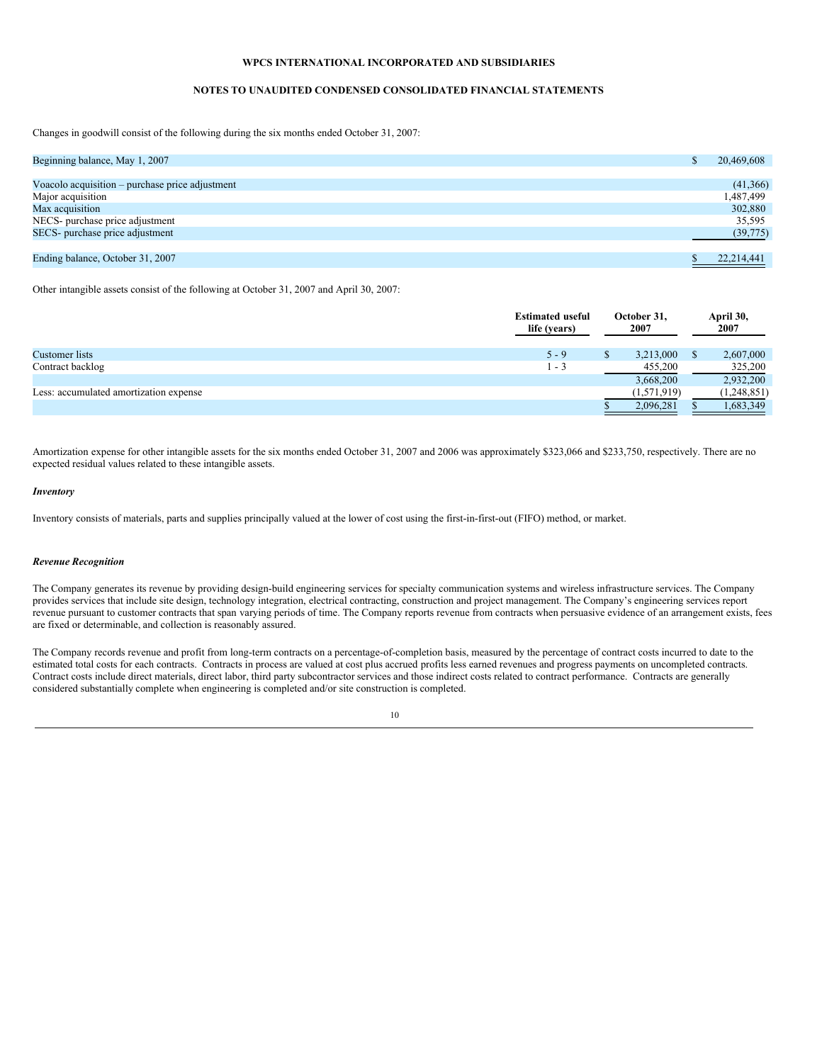**WPCS INTERNATIONAL INCORPORATED AND SUBSIDIARIES**

**NOTES TO UNAUDITED CONDENSED CONSOLIDATED FINANCIAL STATEMENTS**

Changes in goodwill consist of the following during the six months ended October 31, 2007:

| | |
|---|---|
| Beginning balance, May 1, 2007 | $ 20,469,608 |
| | |
| Voacolo acquisition – purchase price adjustment | (41,366) |
| Major acquisition | 1,487,499 |
| Max acquisition | 302,880 |
| NECS- purchase price adjustment | 35,595 |
| SECS- purchase price adjustment | (39,775) |
| | |
| Ending balance, October 31, 2007 | $ 22,214,441 |

Other intangible assets consist of the following at October 31, 2007 and April 30, 2007:

| | Estimated useful life (years) | October 31, 2007 | April 30, 2007 |
|---|---|---|---|
| Customer lists | 5 - 9 | $ 3,213,000 | $ 2,607,000 |
| Contract backlog | 1 - 3 | 455,200 | 325,200 |
| | | 3,668,200 | 2,932,200 |
| Less: accumulated amortization expense | | (1,571,919) | (1,248,851) |
| | | $ 2,096,281 | $ 1,683,349 |

Amortization expense for other intangible assets for the six months ended October 31, 2007 and 2006 was approximately $323,066 and $233,750, respectively. There are no expected residual values related to these intangible assets.

***Inventory***

Inventory consists of materials, parts and supplies principally valued at the lower of cost using the first-in-first-out (FIFO) method, or market.

***Revenue Recognition***

The Company generates its revenue by providing design-build engineering services for specialty communication systems and wireless infrastructure services. The Company provides services that include site design, technology integration, electrical contracting, construction and project management. The Company's engineering services report revenue pursuant to customer contracts that span varying periods of time. The Company reports revenue from contracts when persuasive evidence of an arrangement exists, fees are fixed or determinable, and collection is reasonably assured.

The Company records revenue and profit from long-term contracts on a percentage-of-completion basis, measured by the percentage of contract costs incurred to date to the estimated total costs for each contracts. Contracts in process are valued at cost plus accrued profits less earned revenues and progress payments on uncompleted contracts. Contract costs include direct materials, direct labor, third party subcontractor services and those indirect costs related to contract performance. Contracts are generally considered substantially complete when engineering is completed and/or site construction is completed.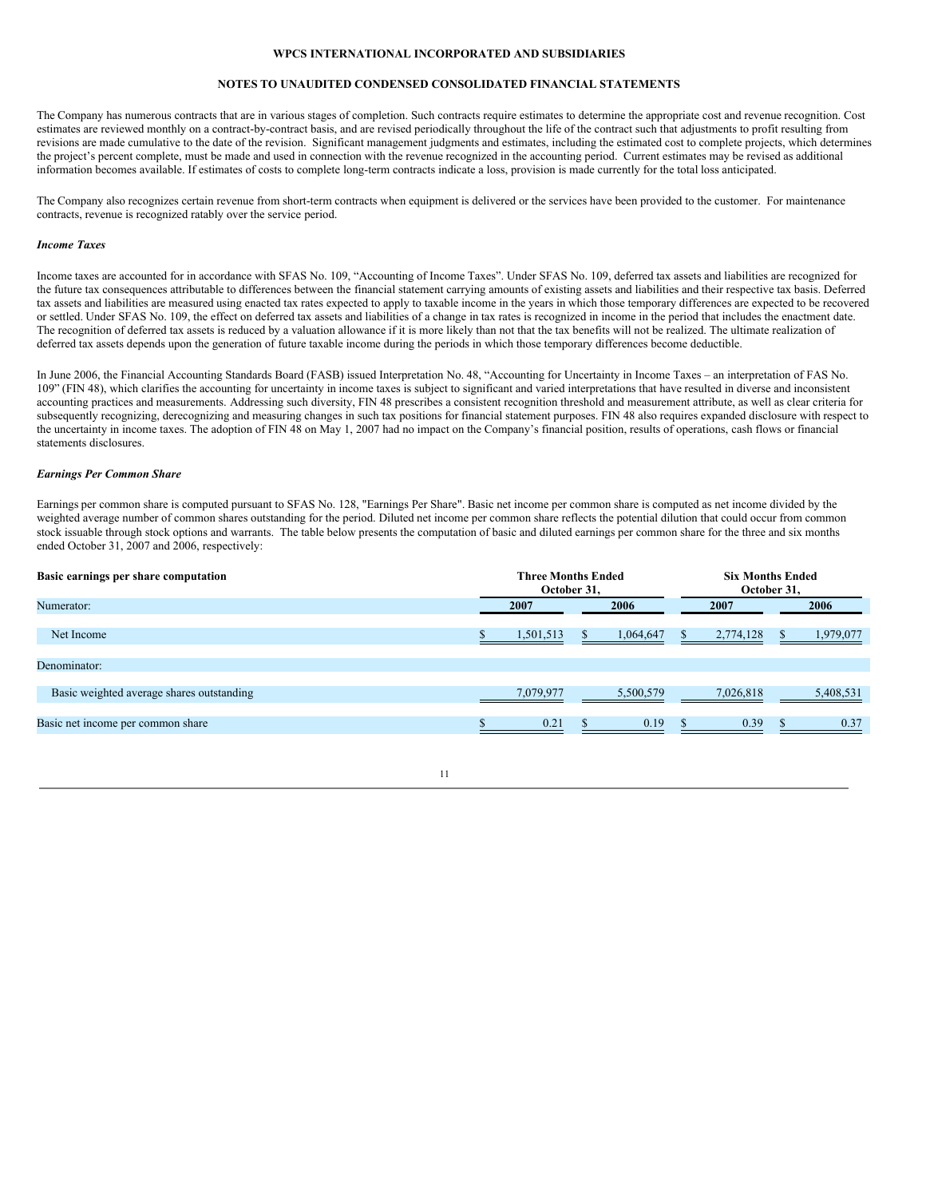**WPCS INTERNATIONAL INCORPORATED AND SUBSIDIARIES**

**NOTES TO UNAUDITED CONDENSED CONSOLIDATED FINANCIAL STATEMENTS**

The Company has numerous contracts that are in various stages of completion. Such contracts require estimates to determine the appropriate cost and revenue recognition. Cost estimates are reviewed monthly on a contract-by-contract basis, and are revised periodically throughout the life of the contract such that adjustments to profit resulting from revisions are made cumulative to the date of the revision. Significant management judgments and estimates, including the estimated cost to complete projects, which determines the project's percent complete, must be made and used in connection with the revenue recognized in the accounting period. Current estimates may be revised as additional information becomes available. If estimates of costs to complete long-term contracts indicate a loss, provision is made currently for the total loss anticipated.

The Company also recognizes certain revenue from short-term contracts when equipment is delivered or the services have been provided to the customer. For maintenance contracts, revenue is recognized ratably over the service period.

***Income Taxes***

Income taxes are accounted for in accordance with SFAS No. 109, "Accounting of Income Taxes". Under SFAS No. 109, deferred tax assets and liabilities are recognized for the future tax consequences attributable to differences between the financial statement carrying amounts of existing assets and liabilities and their respective tax basis. Deferred tax assets and liabilities are measured using enacted tax rates expected to apply to taxable income in the years in which those temporary differences are expected to be recovered or settled. Under SFAS No. 109, the effect on deferred tax assets and liabilities of a change in tax rates is recognized in income in the period that includes the enactment date. The recognition of deferred tax assets is reduced by a valuation allowance if it is more likely than not that the tax benefits will not be realized. The ultimate realization of deferred tax assets depends upon the generation of future taxable income during the periods in which those temporary differences become deductible.

In June 2006, the Financial Accounting Standards Board (FASB) issued Interpretation No. 48, "Accounting for Uncertainty in Income Taxes – an interpretation of FAS No. 109" (FIN 48), which clarifies the accounting for uncertainty in income taxes is subject to significant and varied interpretations that have resulted in diverse and inconsistent accounting practices and measurements. Addressing such diversity, FIN 48 prescribes a consistent recognition threshold and measurement attribute, as well as clear criteria for subsequently recognizing, derecognizing and measuring changes in such tax positions for financial statement purposes. FIN 48 also requires expanded disclosure with respect to the uncertainty in income taxes. The adoption of FIN 48 on May 1, 2007 had no impact on the Company's financial position, results of operations, cash flows or financial statements disclosures.

***Earnings Per Common Share***

Earnings per common share is computed pursuant to SFAS No. 128, "Earnings Per Share". Basic net income per common share is computed as net income divided by the weighted average number of common shares outstanding for the period. Diluted net income per common share reflects the potential dilution that could occur from common stock issuable through stock options and warrants. The table below presents the computation of basic and diluted earnings per common share for the three and six months ended October 31, 2007 and 2006, respectively:

| **Basic earnings per share computation** | **Three Months Ended October 31,** | | **Six Months Ended October 31,** | |
|---|---|---|---|---|
| | **2007** | **2006** | **2007** | **2006** |
| Numerator: | | | | |
| Net Income | $ 1,501,513 | $ 1,064,647 | $ 2,774,128 | $ 1,979,077 |
| Denominator: | | | | |
| Basic weighted average shares outstanding | 7,079,977 | 5,500,579 | 7,026,818 | 5,408,531 |
| Basic net income per common share | $ 0.21 | $ 0.19 | $ 0.39 | $ 0.37 |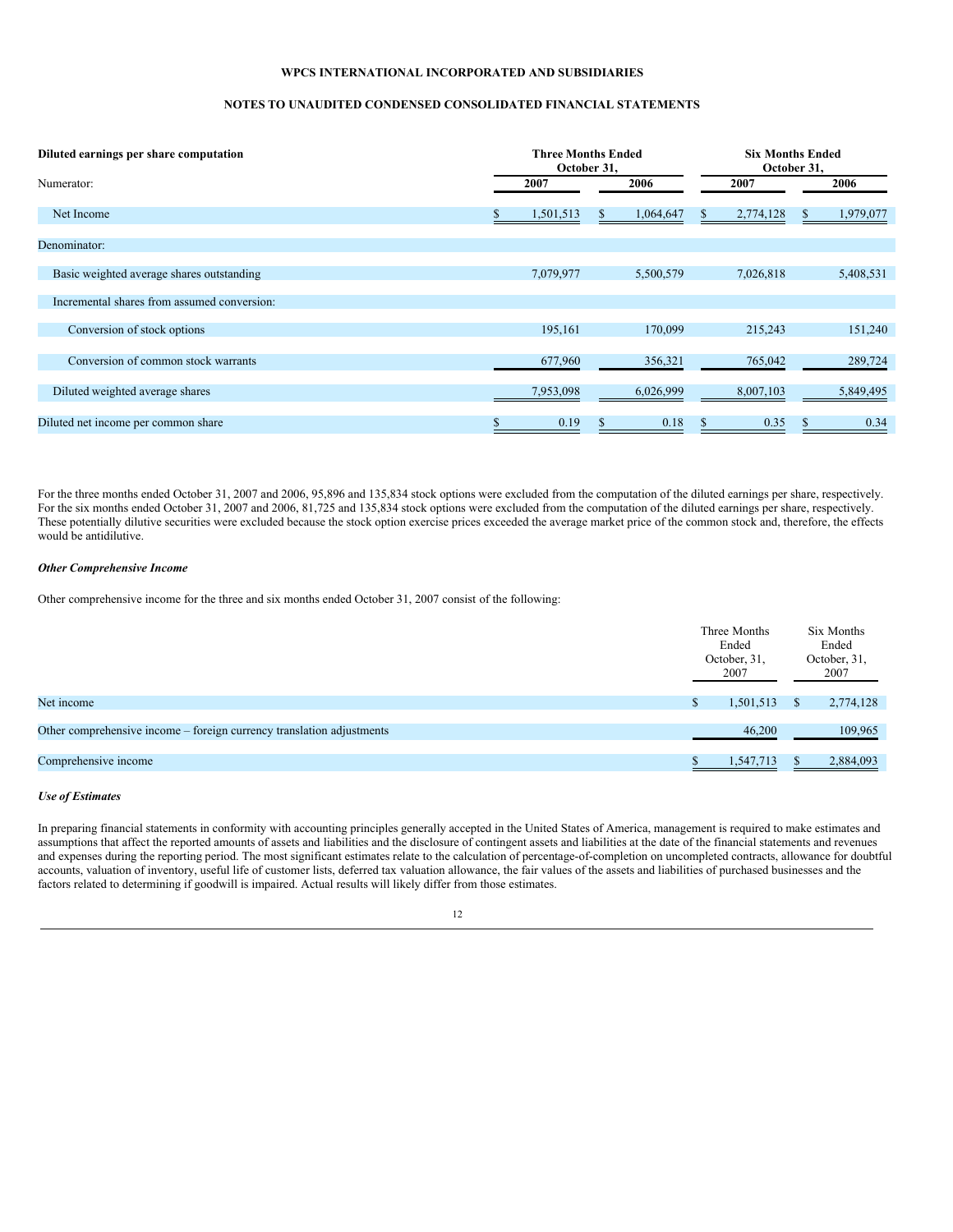**WPCS INTERNATIONAL INCORPORATED AND SUBSIDIARIES**

**NOTES TO UNAUDITED CONDENSED CONSOLIDATED FINANCIAL STATEMENTS**

| **Diluted earnings per share computation** | **Three Months Ended October 31,** | | **Six Months Ended October 31,** | |
|---|---|---|---|---|
| Numerator: | **2007** | **2006** | **2007** | **2006** |
| Net Income | $ 1,501,513 | $ 1,064,647 | $ 2,774,128 | $ 1,979,077 |
| Denominator: | | | | |
| Basic weighted average shares outstanding | 7,079,977 | 5,500,579 | 7,026,818 | 5,408,531 |
| Incremental shares from assumed conversion: | | | | |
| Conversion of stock options | 195,161 | 170,099 | 215,243 | 151,240 |
| Conversion of common stock warrants | 677,960 | 356,321 | 765,042 | 289,724 |
| Diluted weighted average shares | 7,953,098 | 6,026,999 | 8,007,103 | 5,849,495 |
| Diluted net income per common share | $ 0.19 | $ 0.18 | $ 0.35 | $ 0.34 |

For the three months ended October 31, 2007 and 2006, 95,896 and 135,834 stock options were excluded from the computation of the diluted earnings per share, respectively. For the six months ended October 31, 2007 and 2006, 81,725 and 135,834 stock options were excluded from the computation of the diluted earnings per share, respectively. These potentially dilutive securities were excluded because the stock option exercise prices exceeded the average market price of the common stock and, therefore, the effects would be antidilutive.

***Other Comprehensive Income***

Other comprehensive income for the three and six months ended October 31, 2007 consist of the following:

| | Three Months Ended October, 31, 2007 | Six Months Ended October, 31, 2007 |
|---|---|---|
| Net income | $ 1,501,513 | $ 2,774,128 |
| Other comprehensive income – foreign currency translation adjustments | 46,200 | 109,965 |
| Comprehensive income | $ 1,547,713 | $ 2,884,093 |

***Use of Estimates***

In preparing financial statements in conformity with accounting principles generally accepted in the United States of America, management is required to make estimates and assumptions that affect the reported amounts of assets and liabilities and the disclosure of contingent assets and liabilities at the date of the financial statements and revenues and expenses during the reporting period. The most significant estimates relate to the calculation of percentage-of-completion on uncompleted contracts, allowance for doubtful accounts, valuation of inventory, useful life of customer lists, deferred tax valuation allowance, the fair values of the assets and liabilities of purchased businesses and the factors related to determining if goodwill is impaired. Actual results will likely differ from those estimates.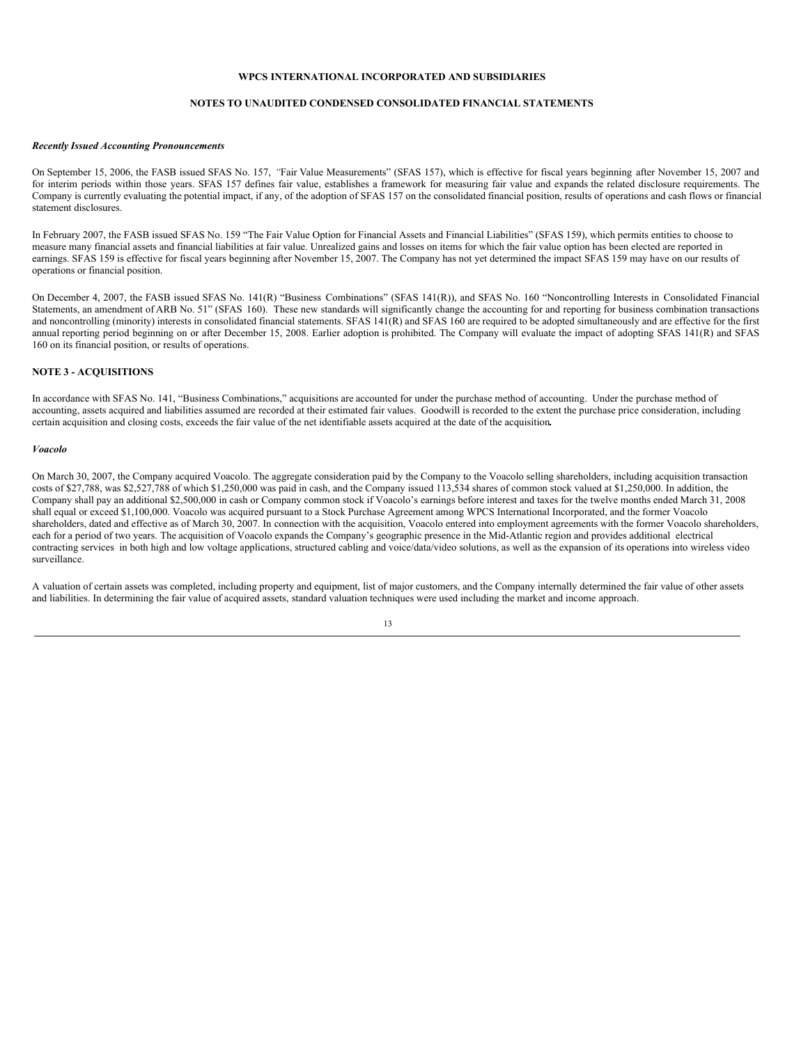**WPCS INTERNATIONAL INCORPORATED AND SUBSIDIARIES**

**NOTES TO UNAUDITED CONDENSED CONSOLIDATED FINANCIAL STATEMENTS**

***Recently Issued Accounting Pronouncements***

On September 15, 2006, the FASB issued SFAS No. 157, *"*Fair Value Measurements" (SFAS 157), which is effective for fiscal years beginning after November 15, 2007 and for interim periods within those years. SFAS 157 defines fair value, establishes a framework for measuring fair value and expands the related disclosure requirements. The Company is currently evaluating the potential impact, if any, of the adoption of SFAS 157 on the consolidated financial position, results of operations and cash flows or financial statement disclosures.

In February 2007, the FASB issued SFAS No. 159 "The Fair Value Option for Financial Assets and Financial Liabilities" (SFAS 159), which permits entities to choose to measure many financial assets and financial liabilities at fair value. Unrealized gains and losses on items for which the fair value option has been elected are reported in earnings. SFAS 159 is effective for fiscal years beginning after November 15, 2007. The Company has not yet determined the impact SFAS 159 may have on our results of operations or financial position.

On December 4, 2007, the FASB issued SFAS No. 141(R) "Business Combinations" (SFAS 141(R)), and SFAS No. 160 "Noncontrolling Interests in Consolidated Financial Statements, an amendment of ARB No. 51" (SFAS 160). These new standards will significantly change the accounting for and reporting for business combination transactions and noncontrolling (minority) interests in consolidated financial statements. SFAS 141(R) and SFAS 160 are required to be adopted simultaneously and are effective for the first annual reporting period beginning on or after December 15, 2008. Earlier adoption is prohibited. The Company will evaluate the impact of adopting SFAS 141(R) and SFAS 160 on its financial position, or results of operations.

**NOTE 3 - ACQUISITIONS**

In accordance with SFAS No. 141, "Business Combinations," acquisitions are accounted for under the purchase method of accounting. Under the purchase method of accounting, assets acquired and liabilities assumed are recorded at their estimated fair values. Goodwill is recorded to the extent the purchase price consideration, including certain acquisition and closing costs, exceeds the fair value of the net identifiable assets acquired at the date of the acquisition**.**

***Voacolo***

On March 30, 2007, the Company acquired Voacolo. The aggregate consideration paid by the Company to the Voacolo selling shareholders, including acquisition transaction costs of $27,788, was $2,527,788 of which $1,250,000 was paid in cash, and the Company issued 113,534 shares of common stock valued at $1,250,000. In addition, the Company shall pay an additional $2,500,000 in cash or Company common stock if Voacolo's earnings before interest and taxes for the twelve months ended March 31, 2008 shall equal or exceed $1,100,000. Voacolo was acquired pursuant to a Stock Purchase Agreement among WPCS International Incorporated, and the former Voacolo shareholders, dated and effective as of March 30, 2007. In connection with the acquisition, Voacolo entered into employment agreements with the former Voacolo shareholders, each for a period of two years. The acquisition of Voacolo expands the Company's geographic presence in the Mid-Atlantic region and provides additional electrical contracting services in both high and low voltage applications, structured cabling and voice/data/video solutions, as well as the expansion of its operations into wireless video surveillance.

A valuation of certain assets was completed, including property and equipment, list of major customers, and the Company internally determined the fair value of other assets and liabilities. In determining the fair value of acquired assets, standard valuation techniques were used including the market and income approach.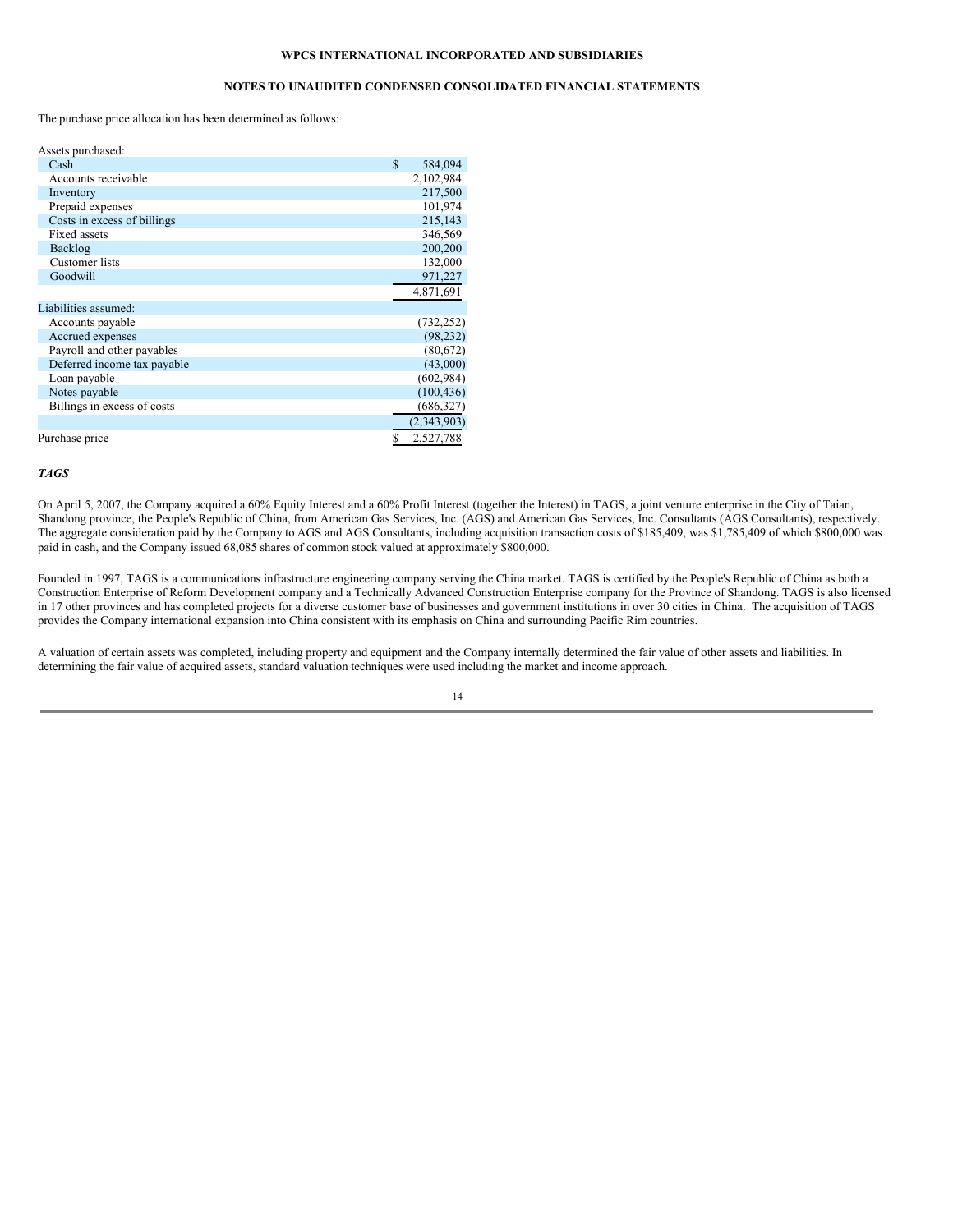WPCS INTERNATIONAL INCORPORATED AND SUBSIDIARIES

NOTES TO UNAUDITED CONDENSED CONSOLIDATED FINANCIAL STATEMENTS

The purchase price allocation has been determined as follows:

| | |
|---|---|
| Assets purchased: | |
| Cash | $ 584,094 |
| Accounts receivable | 2,102,984 |
| Inventory | 217,500 |
| Prepaid expenses | 101,974 |
| Costs in excess of billings | 215,143 |
| Fixed assets | 346,569 |
| Backlog | 200,200 |
| Customer lists | 132,000 |
| Goodwill | 971,227 |
| | 4,871,691 |
| Liabilities assumed: | |
| Accounts payable | (732,252) |
| Accrued expenses | (98,232) |
| Payroll and other payables | (80,672) |
| Deferred income tax payable | (43,000) |
| Loan payable | (602,984) |
| Notes payable | (100,436) |
| Billings in excess of costs | (686,327) |
| | (2,343,903) |
| Purchase price | $ 2,527,788 |

***TAGS***

On April 5, 2007, the Company acquired a 60% Equity Interest and a 60% Profit Interest (together the Interest) in TAGS, a joint venture enterprise in the City of Taian, Shandong province, the People's Republic of China, from American Gas Services, Inc. (AGS) and American Gas Services, Inc. Consultants (AGS Consultants), respectively. The aggregate consideration paid by the Company to AGS and AGS Consultants, including acquisition transaction costs of $185,409, was $1,785,409 of which $800,000 was paid in cash, and the Company issued 68,085 shares of common stock valued at approximately $800,000.

Founded in 1997, TAGS is a communications infrastructure engineering company serving the China market. TAGS is certified by the People's Republic of China as both a Construction Enterprise of Reform Development company and a Technically Advanced Construction Enterprise company for the Province of Shandong. TAGS is also licensed in 17 other provinces and has completed projects for a diverse customer base of businesses and government institutions in over 30 cities in China. The acquisition of TAGS provides the Company international expansion into China consistent with its emphasis on China and surrounding Pacific Rim countries.

A valuation of certain assets was completed, including property and equipment and the Company internally determined the fair value of other assets and liabilities. In determining the fair value of acquired assets, standard valuation techniques were used including the market and income approach.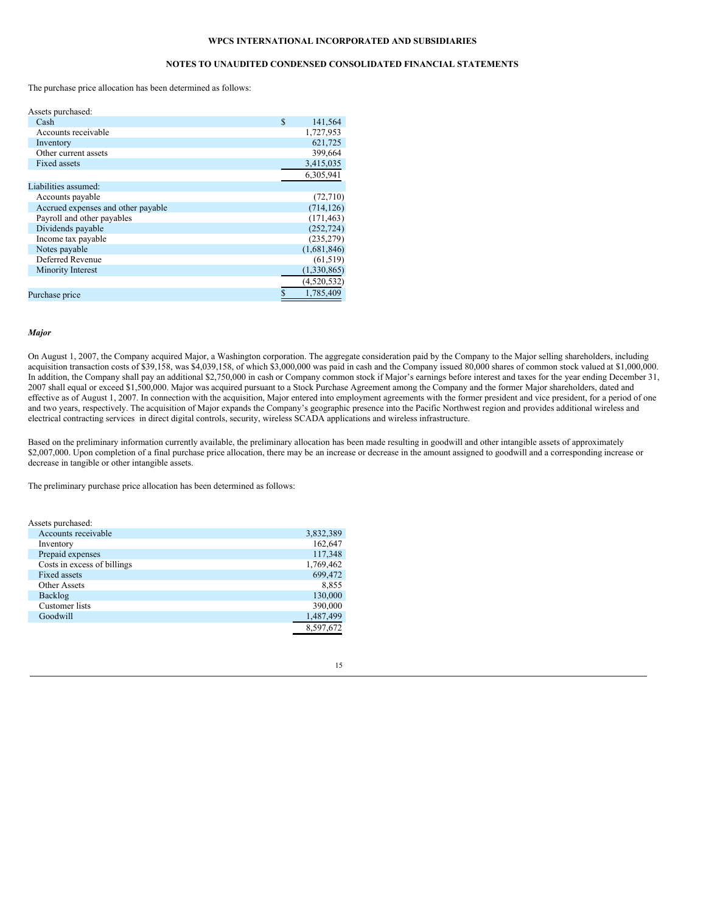**WPCS INTERNATIONAL INCORPORATED AND SUBSIDIARIES**

**NOTES TO UNAUDITED CONDENSED CONSOLIDATED FINANCIAL STATEMENTS**

The purchase price allocation has been determined as follows:

| | |
|---|---|
| Assets purchased: | |
| Cash | $ 141,564 |
| Accounts receivable | 1,727,953 |
| Inventory | 621,725 |
| Other current assets | 399,664 |
| Fixed assets | 3,415,035 |
| | 6,305,941 |
| Liabilities assumed: | |
| Accounts payable | (72,710) |
| Accrued expenses and other payable | (714,126) |
| Payroll and other payables | (171,463) |
| Dividends payable | (252,724) |
| Income tax payable | (235,279) |
| Notes payable | (1,681,846) |
| Deferred Revenue | (61,519) |
| Minority Interest | (1,330,865) |
| | (4,520,532) |
| Purchase price | $ 1,785,409 |

***Major***

On August 1, 2007, the Company acquired Major, a Washington corporation. The aggregate consideration paid by the Company to the Major selling shareholders, including acquisition transaction costs of $39,158, was $4,039,158, of which $3,000,000 was paid in cash and the Company issued 80,000 shares of common stock valued at $1,000,000. In addition, the Company shall pay an additional $2,750,000 in cash or Company common stock if Major's earnings before interest and taxes for the year ending December 31, 2007 shall equal or exceed $1,500,000. Major was acquired pursuant to a Stock Purchase Agreement among the Company and the former Major shareholders, dated and effective as of August 1, 2007. In connection with the acquisition, Major entered into employment agreements with the former president and vice president, for a period of one and two years, respectively. The acquisition of Major expands the Company's geographic presence into the Pacific Northwest region and provides additional wireless and electrical contracting services in direct digital controls, security, wireless SCADA applications and wireless infrastructure.

Based on the preliminary information currently available, the preliminary allocation has been made resulting in goodwill and other intangible assets of approximately $2,007,000. Upon completion of a final purchase price allocation, there may be an increase or decrease in the amount assigned to goodwill and a corresponding increase or decrease in tangible or other intangible assets.

The preliminary purchase price allocation has been determined as follows:

| | |
|---|---|
| Assets purchased: | |
| Accounts receivable | 3,832,389 |
| Inventory | 162,647 |
| Prepaid expenses | 117,348 |
| Costs in excess of billings | 1,769,462 |
| Fixed assets | 699,472 |
| Other Assets | 8,855 |
| Backlog | 130,000 |
| Customer lists | 390,000 |
| Goodwill | 1,487,499 |
| | 8,597,672 |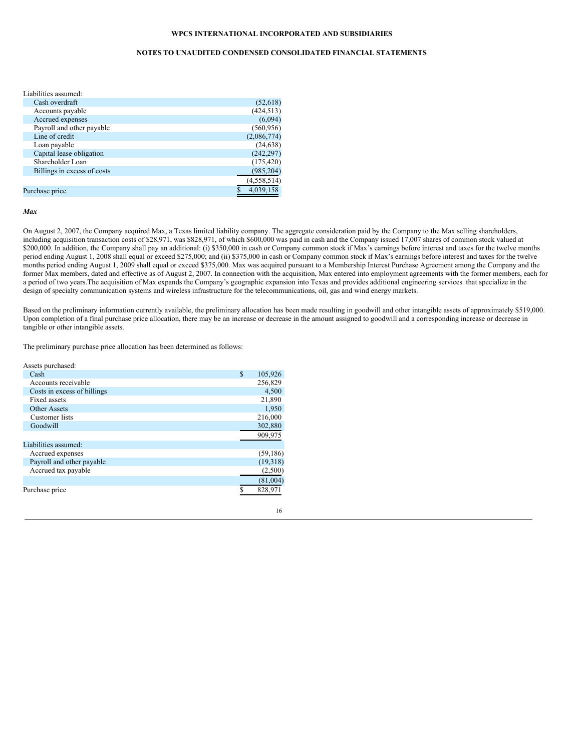| Liabilities assumed: | |
|---|---|
| Cash overdraft | (52,618) |
| Accounts payable | (424,513) |
| Accrued expenses | (6,094) |
| Payroll and other payable | (560,956) |
| Line of credit | (2,086,774) |
| Loan payable | (24,638) |
| Capital lease obligation | (242,297) |
| Shareholder Loan | (175,420) |
| Billings in excess of costs | (985,204) |
| | (4,558,514) |
| Purchase price | $ 4,039,158 |

***Max***

On August 2, 2007, the Company acquired Max, a Texas limited liability company. The aggregate consideration paid by the Company to the Max selling shareholders, including acquisition transaction costs of $28,971, was $828,971, of which $600,000 was paid in cash and the Company issued 17,007 shares of common stock valued at $200,000. In addition, the Company shall pay an additional: (i) $350,000 in cash or Company common stock if Max's earnings before interest and taxes for the twelve months period ending August 1, 2008 shall equal or exceed $275,000; and (ii) $375,000 in cash or Company common stock if Max's earnings before interest and taxes for the twelve months period ending August 1, 2009 shall equal or exceed $375,000. Max was acquired pursuant to a Membership Interest Purchase Agreement among the Company and the former Max members, dated and effective as of August 2, 2007. In connection with the acquisition, Max entered into employment agreements with the former members, each for a period of two years.The acquisition of Max expands the Company's geographic expansion into Texas and provides additional engineering services that specialize in the design of specialty communication systems and wireless infrastructure for the telecommunications, oil, gas and wind energy markets.

Based on the preliminary information currently available, the preliminary allocation has been made resulting in goodwill and other intangible assets of approximately $519,000. Upon completion of a final purchase price allocation, there may be an increase or decrease in the amount assigned to goodwill and a corresponding increase or decrease in tangible or other intangible assets.

The preliminary purchase price allocation has been determined as follows:

| Assets purchased: | |
|---|---|
| Cash | $ 105,926 |
| Accounts receivable | 256,829 |
| Costs in excess of billings | 4,500 |
| Fixed assets | 21,890 |
| Other Assets | 1,950 |
| Customer lists | 216,000 |
| Goodwill | 302,880 |
| | 909,975 |
| Liabilities assumed: | |
| Accrued expenses | (59,186) |
| Payroll and other payable | (19,318) |
| Accrued tax payable | (2,500) |
| | (81,004) |
| Purchase price | $ 828,971 |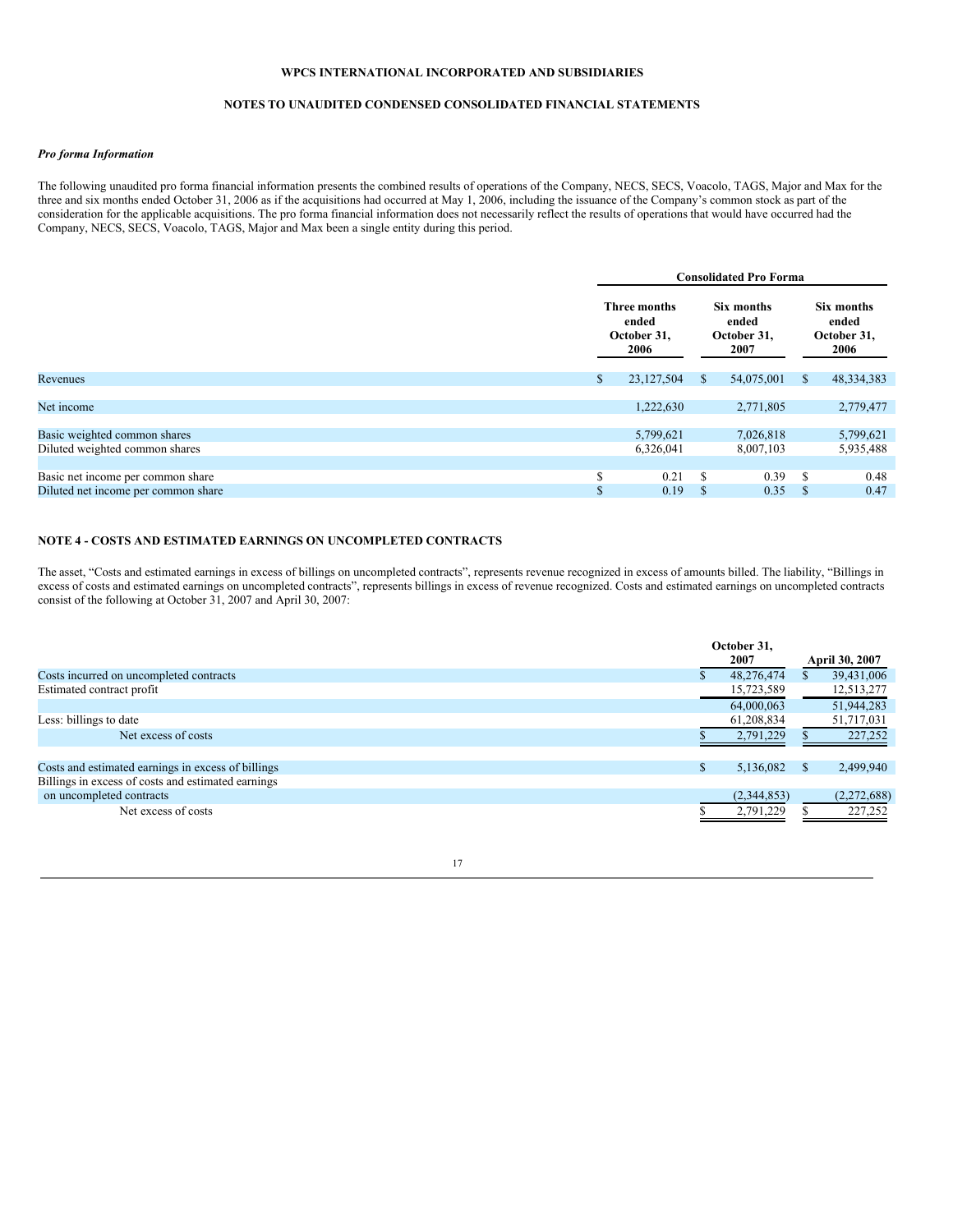WPCS INTERNATIONAL INCORPORATED AND SUBSIDIARIES

NOTES TO UNAUDITED CONDENSED CONSOLIDATED FINANCIAL STATEMENTS

*Pro forma Information*

The following unaudited pro forma financial information presents the combined results of operations of the Company, NECS, SECS, Voacolo, TAGS, Major and Max for the three and six months ended October 31, 2006 as if the acquisitions had occurred at May 1, 2006, including the issuance of the Company's common stock as part of the consideration for the applicable acquisitions. The pro forma financial information does not necessarily reflect the results of operations that would have occurred had the Company, NECS, SECS, Voacolo, TAGS, Major and Max been a single entity during this period.

| | Consolidated Pro Forma | | |
|---|---|---|---|
| | Three months ended October 31, 2006 | Six months ended October 31, 2007 | Six months ended October 31, 2006 |
| Revenues | $ 23,127,504 | $ 54,075,001 | $ 48,334,383 |
| Net income | 1,222,630 | 2,771,805 | 2,779,477 |
| Basic weighted common shares | 5,799,621 | 7,026,818 | 5,799,621 |
| Diluted weighted common shares | 6,326,041 | 8,007,103 | 5,935,488 |
| Basic net income per common share | $ 0.21 | $ 0.39 | $ 0.48 |
| Diluted net income per common share | $ 0.19 | $ 0.35 | $ 0.47 |

## NOTE 4 - COSTS AND ESTIMATED EARNINGS ON UNCOMPLETED CONTRACTS

The asset, "Costs and estimated earnings in excess of billings on uncompleted contracts", represents revenue recognized in excess of amounts billed. The liability, "Billings in excess of costs and estimated earnings on uncompleted contracts", represents billings in excess of revenue recognized. Costs and estimated earnings on uncompleted contracts consist of the following at October 31, 2007 and April 30, 2007:

| | October 31, 2007 | April 30, 2007 |
|---|---|---|
| Costs incurred on uncompleted contracts | $ 48,276,474 | $ 39,431,006 |
| Estimated contract profit | 15,723,589 | 12,513,277 |
| | 64,000,063 | 51,944,283 |
| Less: billings to date | 61,208,834 | 51,717,031 |
| Net excess of costs | $ 2,791,229 | $ 227,252 |
| | | |
| Costs and estimated earnings in excess of billings | $ 5,136,082 | $ 2,499,940 |
| Billings in excess of costs and estimated earnings on uncompleted contracts | (2,344,853) | (2,272,688) |
| Net excess of costs | $ 2,791,229 | $ 227,252 |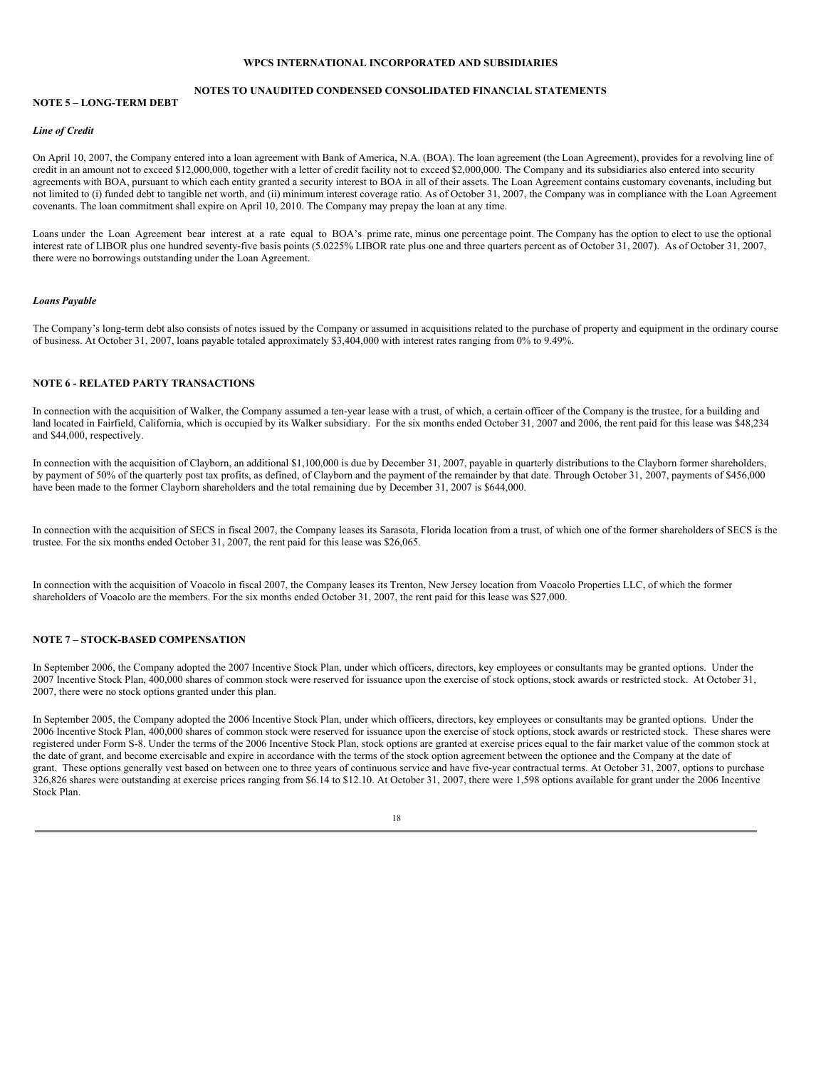WPCS INTERNATIONAL INCORPORATED AND SUBSIDIARIES

NOTES TO UNAUDITED CONDENSED CONSOLIDATED FINANCIAL STATEMENTS

## NOTE 5 – LONG-TERM DEBT

*Line of Credit*

On April 10, 2007, the Company entered into a loan agreement with Bank of America, N.A. (BOA). The loan agreement (the Loan Agreement), provides for a revolving line of credit in an amount not to exceed $12,000,000, together with a letter of credit facility not to exceed $2,000,000. The Company and its subsidiaries also entered into security agreements with BOA, pursuant to which each entity granted a security interest to BOA in all of their assets. The Loan Agreement contains customary covenants, including but not limited to (i) funded debt to tangible net worth, and (ii) minimum interest coverage ratio. As of October 31, 2007, the Company was in compliance with the Loan Agreement covenants. The loan commitment shall expire on April 10, 2010. The Company may prepay the loan at any time.

Loans under the Loan Agreement bear interest at a rate equal to BOA's prime rate, minus one percentage point. The Company has the option to elect to use the optional interest rate of LIBOR plus one hundred seventy-five basis points (5.0225% LIBOR rate plus one and three quarters percent as of October 31, 2007). As of October 31, 2007, there were no borrowings outstanding under the Loan Agreement.

*Loans Payable*

The Company's long-term debt also consists of notes issued by the Company or assumed in acquisitions related to the purchase of property and equipment in the ordinary course of business. At October 31, 2007, loans payable totaled approximately $3,404,000 with interest rates ranging from 0% to 9.49%.

## NOTE 6 - RELATED PARTY TRANSACTIONS

In connection with the acquisition of Walker, the Company assumed a ten-year lease with a trust, of which, a certain officer of the Company is the trustee, for a building and land located in Fairfield, California, which is occupied by its Walker subsidiary. For the six months ended October 31, 2007 and 2006, the rent paid for this lease was $48,234 and $44,000, respectively.

In connection with the acquisition of Clayborn, an additional $1,100,000 is due by December 31, 2007, payable in quarterly distributions to the Clayborn former shareholders, by payment of 50% of the quarterly post tax profits, as defined, of Clayborn and the payment of the remainder by that date. Through October 31, 2007, payments of $456,000 have been made to the former Clayborn shareholders and the total remaining due by December 31, 2007 is $644,000.

In connection with the acquisition of SECS in fiscal 2007, the Company leases its Sarasota, Florida location from a trust, of which one of the former shareholders of SECS is the trustee. For the six months ended October 31, 2007, the rent paid for this lease was $26,065.

In connection with the acquisition of Voacolo in fiscal 2007, the Company leases its Trenton, New Jersey location from Voacolo Properties LLC, of which the former shareholders of Voacolo are the members. For the six months ended October 31, 2007, the rent paid for this lease was $27,000.

## NOTE 7 – STOCK-BASED COMPENSATION

In September 2006, the Company adopted the 2007 Incentive Stock Plan, under which officers, directors, key employees or consultants may be granted options. Under the 2007 Incentive Stock Plan, 400,000 shares of common stock were reserved for issuance upon the exercise of stock options, stock awards or restricted stock. At October 31, 2007, there were no stock options granted under this plan.

In September 2005, the Company adopted the 2006 Incentive Stock Plan, under which officers, directors, key employees or consultants may be granted options. Under the 2006 Incentive Stock Plan, 400,000 shares of common stock were reserved for issuance upon the exercise of stock options, stock awards or restricted stock. These shares were registered under Form S-8. Under the terms of the 2006 Incentive Stock Plan, stock options are granted at exercise prices equal to the fair market value of the common stock at the date of grant, and become exercisable and expire in accordance with the terms of the stock option agreement between the optionee and the Company at the date of grant. These options generally vest based on between one to three years of continuous service and have five-year contractual terms. At October 31, 2007, options to purchase 326,826 shares were outstanding at exercise prices ranging from $6.14 to $12.10. At October 31, 2007, there were 1,598 options available for grant under the 2006 Incentive Stock Plan.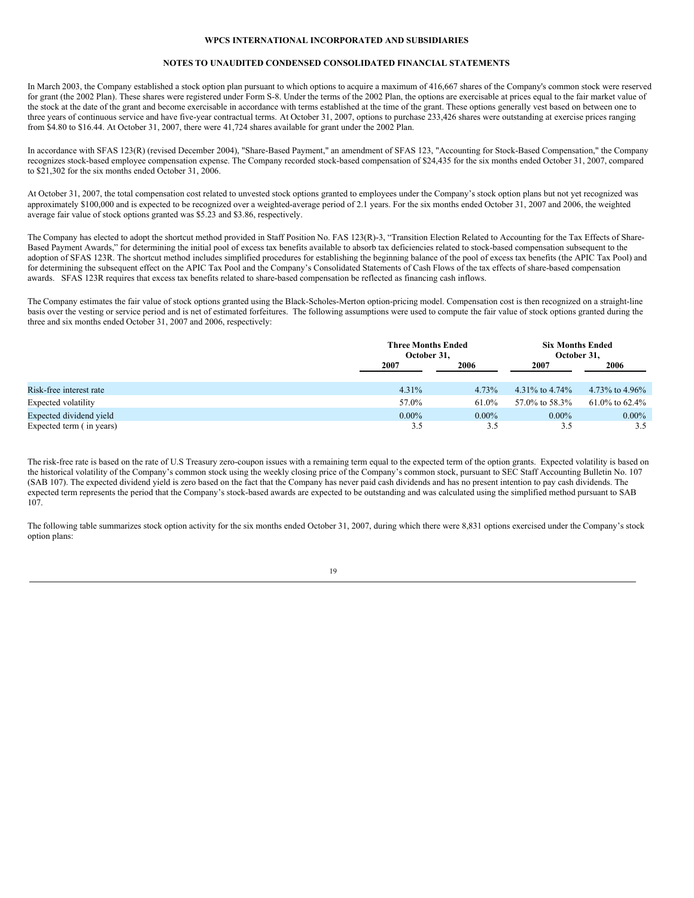**WPCS INTERNATIONAL INCORPORATED AND SUBSIDIARIES**

**NOTES TO UNAUDITED CONDENSED CONSOLIDATED FINANCIAL STATEMENTS**

In March 2003, the Company established a stock option plan pursuant to which options to acquire a maximum of 416,667 shares of the Company's common stock were reserved for grant (the 2002 Plan). These shares were registered under Form S-8. Under the terms of the 2002 Plan, the options are exercisable at prices equal to the fair market value of the stock at the date of the grant and become exercisable in accordance with terms established at the time of the grant. These options generally vest based on between one to three years of continuous service and have five-year contractual terms. At October 31, 2007, options to purchase 233,426 shares were outstanding at exercise prices ranging from \$4.80 to \$16.44. At October 31, 2007, there were 41,724 shares available for grant under the 2002 Plan.

In accordance with SFAS 123(R) (revised December 2004), "Share-Based Payment," an amendment of SFAS 123, "Accounting for Stock-Based Compensation," the Company recognizes stock-based employee compensation expense. The Company recorded stock-based compensation of \$24,435 for the six months ended October 31, 2007, compared to \$21,302 for the six months ended October 31, 2006.

At October 31, 2007, the total compensation cost related to unvested stock options granted to employees under the Company's stock option plans but not yet recognized was approximately \$100,000 and is expected to be recognized over a weighted-average period of 2.1 years. For the six months ended October 31, 2007 and 2006, the weighted average fair value of stock options granted was \$5.23 and \$3.86, respectively.

The Company has elected to adopt the shortcut method provided in Staff Position No. FAS 123(R)-3, "Transition Election Related to Accounting for the Tax Effects of Share-Based Payment Awards," for determining the initial pool of excess tax benefits available to absorb tax deficiencies related to stock-based compensation subsequent to the adoption of SFAS 123R. The shortcut method includes simplified procedures for establishing the beginning balance of the pool of excess tax benefits (the APIC Tax Pool) and for determining the subsequent effect on the APIC Tax Pool and the Company's Consolidated Statements of Cash Flows of the tax effects of share-based compensation awards. SFAS 123R requires that excess tax benefits related to share-based compensation be reflected as financing cash inflows.

The Company estimates the fair value of stock options granted using the Black-Scholes-Merton option-pricing model. Compensation cost is then recognized on a straight-line basis over the vesting or service period and is net of estimated forfeitures. The following assumptions were used to compute the fair value of stock options granted during the three and six months ended October 31, 2007 and 2006, respectively:

| | Three Months Ended October 31, | | Six Months Ended October 31, | |
|---|---|---|---|---|
| | 2007 | 2006 | 2007 | 2006 |
| Risk-free interest rate | 4.31% | 4.73% | 4.31% to 4.74% | 4.73% to 4.96% |
| Expected volatility | 57.0% | 61.0% | 57.0% to 58.3% | 61.0% to 62.4% |
| Expected dividend yield | 0.00% | 0.00% | 0.00% | 0.00% |
| Expected term ( in years) | 3.5 | 3.5 | 3.5 | 3.5 |

The risk-free rate is based on the rate of U.S Treasury zero-coupon issues with a remaining term equal to the expected term of the option grants. Expected volatility is based on the historical volatility of the Company's common stock using the weekly closing price of the Company's common stock, pursuant to SEC Staff Accounting Bulletin No. 107 (SAB 107). The expected dividend yield is zero based on the fact that the Company has never paid cash dividends and has no present intention to pay cash dividends. The expected term represents the period that the Company's stock-based awards are expected to be outstanding and was calculated using the simplified method pursuant to SAB 107.

The following table summarizes stock option activity for the six months ended October 31, 2007, during which there were 8,831 options exercised under the Company's stock option plans: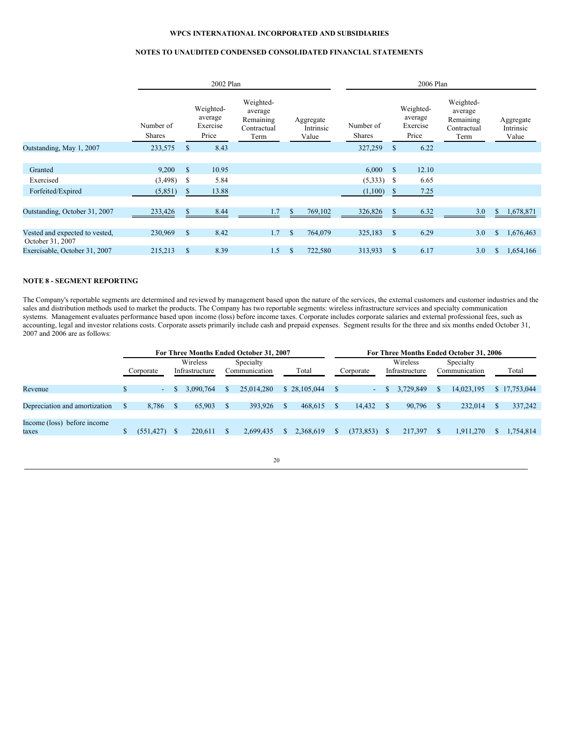WPCS INTERNATIONAL INCORPORATED AND SUBSIDIARIES

NOTES TO UNAUDITED CONDENSED CONSOLIDATED FINANCIAL STATEMENTS

| | 2002 Plan | | | | 2006 Plan | | | |
|---|---|---|---|---|---|---|---|---|
| | Number of Shares | Weighted-average Exercise Price | Weighted-average Remaining Contractual Term | Aggregate Intrinsic Value | Number of Shares | Weighted-average Exercise Price | Weighted-average Remaining Contractual Term | Aggregate Intrinsic Value |
| Outstanding, May 1, 2007 | 233,575 | $ 8.43 | | | 327,259 | $ 6.22 | | |
| Granted | 9,200 | $ 10.95 | | | 6,000 | $ 12.10 | | |
| Exercised | (3,498) | $ 5.84 | | | (5,333) | $ 6.65 | | |
| Forfeited/Expired | (5,851) | $ 13.88 | | | (1,100) | $ 7.25 | | |
| Outstanding, October 31, 2007 | 233,426 | $ 8.44 | 1.7 | $ 769,102 | 326,826 | $ 6.32 | 3.0 | $ 1,678,871 |
| Vested and expected to vested, October 31, 2007 | 230,969 | $ 8.42 | 1.7 | $ 764,079 | 325,183 | $ 6.29 | 3.0 | $ 1,676,463 |
| Exercisable, October 31, 2007 | 215,213 | $ 8.39 | 1.5 | $ 722,580 | 313,933 | $ 6.17 | 3.0 | $ 1,654,166 |

**NOTE 8 - SEGMENT REPORTING**

The Company's reportable segments are determined and reviewed by management based upon the nature of the services, the external customers and customer industries and the sales and distribution methods used to market the products. The Company has two reportable segments: wireless infrastructure services and specialty communication systems. Management evaluates performance based upon income (loss) before income taxes. Corporate includes corporate salaries and external professional fees, such as accounting, legal and investor relations costs. Corporate assets primarily include cash and prepaid expenses. Segment results for the three and six months ended October 31, 2007 and 2006 are as follows:

| | **For Three Months Ended October 31, 2007** | | | | **For Three Months Ended October 31, 2006** | | | |
|---|---|---|---|---|---|---|---|---|
| | Corporate | Wireless Infrastructure | Specialty Communication | Total | Corporate | Wireless Infrastructure | Specialty Communication | Total |
| Revenue | $ - | $ 3,090,764 | $ 25,014,280 | $ 28,105,044 | $ - | $ 3,729,849 | $ 14,023,195 | $ 17,753,044 |
| Depreciation and amortization | $ 8,786 | $ 65,903 | $ 393,926 | $ 468,615 | $ 14,432 | $ 90,796 | $ 232,014 | $ 337,242 |
| Income (loss) before income taxes | $ (551,427) | $ 220,611 | $ 2,699,435 | $ 2,368,619 | $ (373,853) | $ 217,397 | $ 1,911,270 | $ 1,754,814 |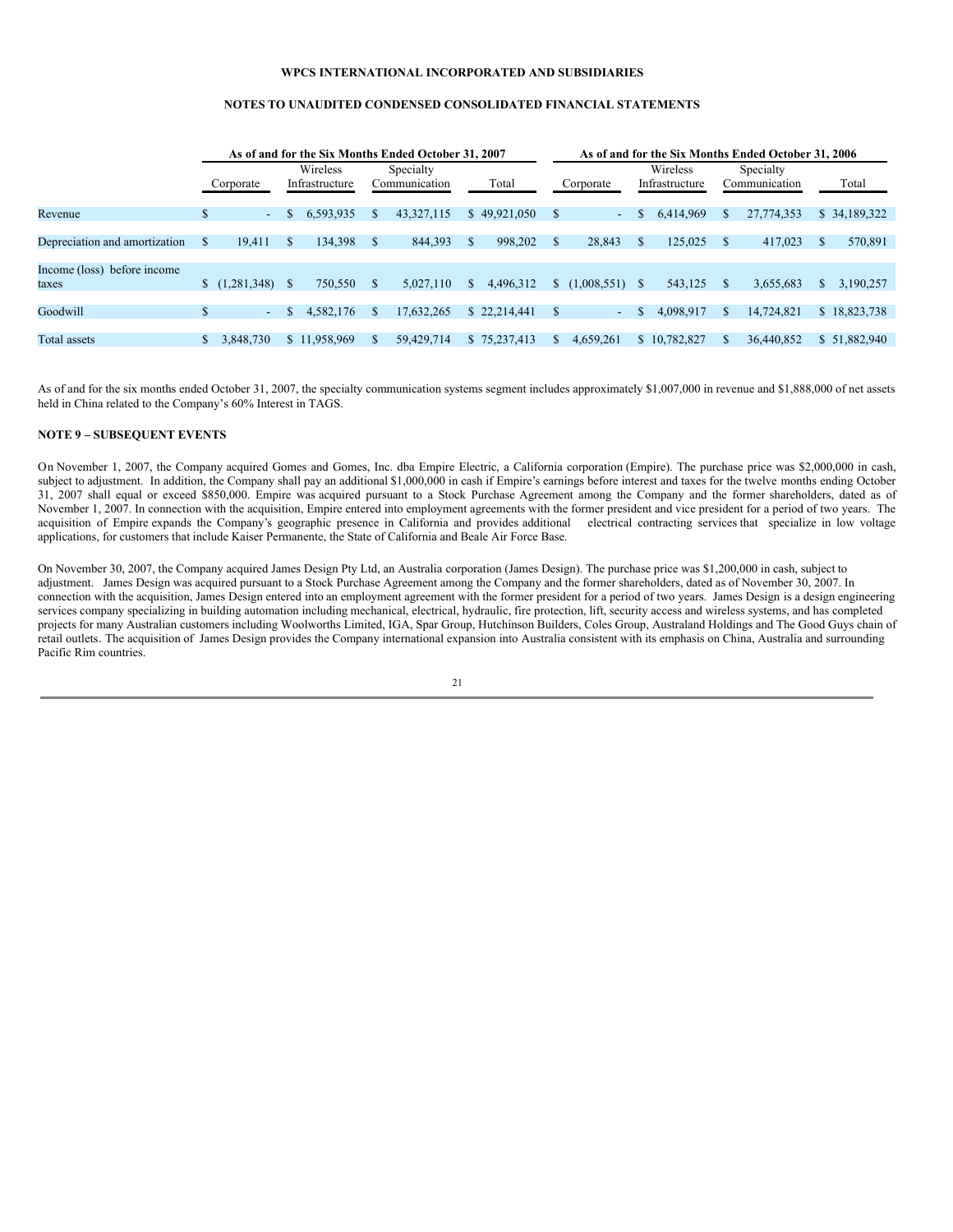WPCS INTERNATIONAL INCORPORATED AND SUBSIDIARIES

NOTES TO UNAUDITED CONDENSED CONSOLIDATED FINANCIAL STATEMENTS

| | As of and for the Six Months Ended October 31, 2007 | | | | As of and for the Six Months Ended October 31, 2006 | | | |
|---|---|---|---|---|---|---|---|---|
| | Corporate | Wireless Infrastructure | Specialty Communication | Total | Corporate | Wireless Infrastructure | Specialty Communication | Total |
| Revenue | $ - | $ 6,593,935 | $ 43,327,115 | $ 49,921,050 | $ - | $ 6,414,969 | $ 27,774,353 | $ 34,189,322 |
| Depreciation and amortization | $ 19,411 | $ 134,398 | $ 844,393 | $ 998,202 | $ 28,843 | $ 125,025 | $ 417,023 | $ 570,891 |
| Income (loss) before income taxes | $ (1,281,348) | $ 750,550 | $ 5,027,110 | $ 4,496,312 | $ (1,008,551) | $ 543,125 | $ 3,655,683 | $ 3,190,257 |
| Goodwill | $ - | $ 4,582,176 | $ 17,632,265 | $ 22,214,441 | $ - | $ 4,098,917 | $ 14,724,821 | $ 18,823,738 |
| Total assets | $ 3,848,730 | $ 11,958,969 | $ 59,429,714 | $ 75,237,413 | $ 4,659,261 | $ 10,782,827 | $ 36,440,852 | $ 51,882,940 |

As of and for the six months ended October 31, 2007, the specialty communication systems segment includes approximately $1,007,000 in revenue and $1,888,000 of net assets held in China related to the Company's 60% Interest in TAGS.

**NOTE 9 – SUBSEQUENT EVENTS**

On November 1, 2007, the Company acquired Gomes and Gomes, Inc. dba Empire Electric, a California corporation (Empire). The purchase price was $2,000,000 in cash, subject to adjustment. In addition, the Company shall pay an additional $1,000,000 in cash if Empire's earnings before interest and taxes for the twelve months ending October 31, 2007 shall equal or exceed $850,000. Empire was acquired pursuant to a Stock Purchase Agreement among the Company and the former shareholders, dated as of November 1, 2007. In connection with the acquisition, Empire entered into employment agreements with the former president and vice president for a period of two years. The acquisition of Empire expands the Company's geographic presence in California and provides additional electrical contracting services that specialize in low voltage applications, for customers that include Kaiser Permanente, the State of California and Beale Air Force Base.

On November 30, 2007, the Company acquired James Design Pty Ltd, an Australia corporation (James Design). The purchase price was $1,200,000 in cash, subject to adjustment. James Design was acquired pursuant to a Stock Purchase Agreement among the Company and the former shareholders, dated as of November 30, 2007. In connection with the acquisition, James Design entered into an employment agreement with the former president for a period of two years. James Design is a design engineering services company specializing in building automation including mechanical, electrical, hydraulic, fire protection, lift, security access and wireless systems, and has completed projects for many Australian customers including Woolworths Limited, IGA, Spar Group, Hutchinson Builders, Coles Group, Australand Holdings and The Good Guys chain of retail outlets. The acquisition of James Design provides the Company international expansion into Australia consistent with its emphasis on China, Australia and surrounding Pacific Rim countries.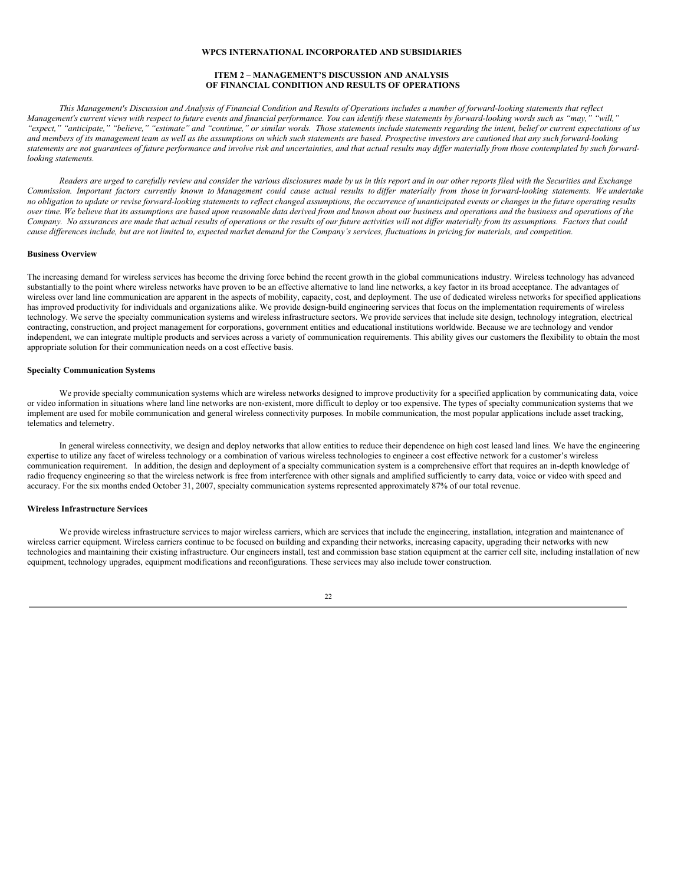**WPCS INTERNATIONAL INCORPORATED AND SUBSIDIARIES**

**ITEM 2 – MANAGEMENT'S DISCUSSION AND ANALYSIS
OF FINANCIAL CONDITION AND RESULTS OF OPERATIONS**

*This Management's Discussion and Analysis of Financial Condition and Results of Operations includes a number of forward-looking statements that reflect Management's current views with respect to future events and financial performance. You can identify these statements by forward-looking words such as "may," "will," "expect," "anticipate," "believe," "estimate" and "continue," or similar words. Those statements include statements regarding the intent, belief or current expectations of us and members of its management team as well as the assumptions on which such statements are based. Prospective investors are cautioned that any such forward-looking statements are not guarantees of future performance and involve risk and uncertainties, and that actual results may differ materially from those contemplated by such forward-looking statements.*

*Readers are urged to carefully review and consider the various disclosures made by us in this report and in our other reports filed with the Securities and Exchange Commission. Important factors currently known to Management could cause actual results to differ materially from those in forward-looking statements. We undertake no obligation to update or revise forward-looking statements to reflect changed assumptions, the occurrence of unanticipated events or changes in the future operating results over time. We believe that its assumptions are based upon reasonable data derived from and known about our business and operations and the business and operations of the Company. No assurances are made that actual results of operations or the results of our future activities will not differ materially from its assumptions. Factors that could cause differences include, but are not limited to, expected market demand for the Company's services, fluctuations in pricing for materials, and competition.*

**Business Overview**

The increasing demand for wireless services has become the driving force behind the recent growth in the global communications industry. Wireless technology has advanced substantially to the point where wireless networks have proven to be an effective alternative to land line networks, a key factor in its broad acceptance. The advantages of wireless over land line communication are apparent in the aspects of mobility, capacity, cost, and deployment. The use of dedicated wireless networks for specified applications has improved productivity for individuals and organizations alike. We provide design-build engineering services that focus on the implementation requirements of wireless technology. We serve the specialty communication systems and wireless infrastructure sectors. We provide services that include site design, technology integration, electrical contracting, construction, and project management for corporations, government entities and educational institutions worldwide. Because we are technology and vendor independent, we can integrate multiple products and services across a variety of communication requirements. This ability gives our customers the flexibility to obtain the most appropriate solution for their communication needs on a cost effective basis.

**Specialty Communication Systems**

We provide specialty communication systems which are wireless networks designed to improve productivity for a specified application by communicating data, voice or video information in situations where land line networks are non-existent, more difficult to deploy or too expensive. The types of specialty communication systems that we implement are used for mobile communication and general wireless connectivity purposes. In mobile communication, the most popular applications include asset tracking, telematics and telemetry.

In general wireless connectivity, we design and deploy networks that allow entities to reduce their dependence on high cost leased land lines. We have the engineering expertise to utilize any facet of wireless technology or a combination of various wireless technologies to engineer a cost effective network for a customer's wireless communication requirement. In addition, the design and deployment of a specialty communication system is a comprehensive effort that requires an in-depth knowledge of radio frequency engineering so that the wireless network is free from interference with other signals and amplified sufficiently to carry data, voice or video with speed and accuracy. For the six months ended October 31, 2007, specialty communication systems represented approximately 87% of our total revenue.

**Wireless Infrastructure Services**

We provide wireless infrastructure services to major wireless carriers, which are services that include the engineering, installation, integration and maintenance of wireless carrier equipment. Wireless carriers continue to be focused on building and expanding their networks, increasing capacity, upgrading their networks with new technologies and maintaining their existing infrastructure. Our engineers install, test and commission base station equipment at the carrier cell site, including installation of new equipment, technology upgrades, equipment modifications and reconfigurations. These services may also include tower construction.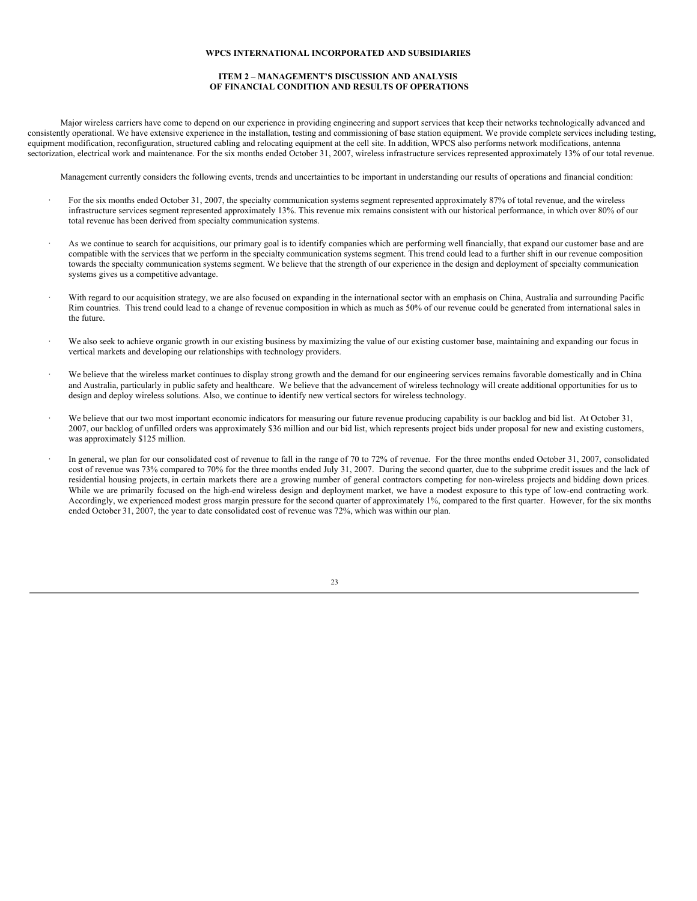**WPCS INTERNATIONAL INCORPORATED AND SUBSIDIARIES**

**ITEM 2 – MANAGEMENT'S DISCUSSION AND ANALYSIS**
**OF FINANCIAL CONDITION AND RESULTS OF OPERATIONS**

Major wireless carriers have come to depend on our experience in providing engineering and support services that keep their networks technologically advanced and consistently operational. We have extensive experience in the installation, testing and commissioning of base station equipment. We provide complete services including testing, equipment modification, reconfiguration, structured cabling and relocating equipment at the cell site. In addition, WPCS also performs network modifications, antenna sectorization, electrical work and maintenance. For the six months ended October 31, 2007, wireless infrastructure services represented approximately 13% of our total revenue.

Management currently considers the following events, trends and uncertainties to be important in understanding our results of operations and financial condition:

- For the six months ended October 31, 2007, the specialty communication systems segment represented approximately 87% of total revenue, and the wireless infrastructure services segment represented approximately 13%. This revenue mix remains consistent with our historical performance, in which over 80% of our total revenue has been derived from specialty communication systems.

- As we continue to search for acquisitions, our primary goal is to identify companies which are performing well financially, that expand our customer base and are compatible with the services that we perform in the specialty communication systems segment. This trend could lead to a further shift in our revenue composition towards the specialty communication systems segment. We believe that the strength of our experience in the design and deployment of specialty communication systems gives us a competitive advantage.

- With regard to our acquisition strategy, we are also focused on expanding in the international sector with an emphasis on China, Australia and surrounding Pacific Rim countries. This trend could lead to a change of revenue composition in which as much as 50% of our revenue could be generated from international sales in the future.

- We also seek to achieve organic growth in our existing business by maximizing the value of our existing customer base, maintaining and expanding our focus in vertical markets and developing our relationships with technology providers.

- We believe that the wireless market continues to display strong growth and the demand for our engineering services remains favorable domestically and in China and Australia, particularly in public safety and healthcare. We believe that the advancement of wireless technology will create additional opportunities for us to design and deploy wireless solutions. Also, we continue to identify new vertical sectors for wireless technology.

- We believe that our two most important economic indicators for measuring our future revenue producing capability is our backlog and bid list. At October 31, 2007, our backlog of unfilled orders was approximately $36 million and our bid list, which represents project bids under proposal for new and existing customers, was approximately $125 million.

- In general, we plan for our consolidated cost of revenue to fall in the range of 70 to 72% of revenue. For the three months ended October 31, 2007, consolidated cost of revenue was 73% compared to 70% for the three months ended July 31, 2007. During the second quarter, due to the subprime credit issues and the lack of residential housing projects, in certain markets there are a growing number of general contractors competing for non-wireless projects and bidding down prices. While we are primarily focused on the high-end wireless design and deployment market, we have a modest exposure to this type of low-end contracting work. Accordingly, we experienced modest gross margin pressure for the second quarter of approximately 1%, compared to the first quarter. However, for the six months ended October 31, 2007, the year to date consolidated cost of revenue was 72%, which was within our plan.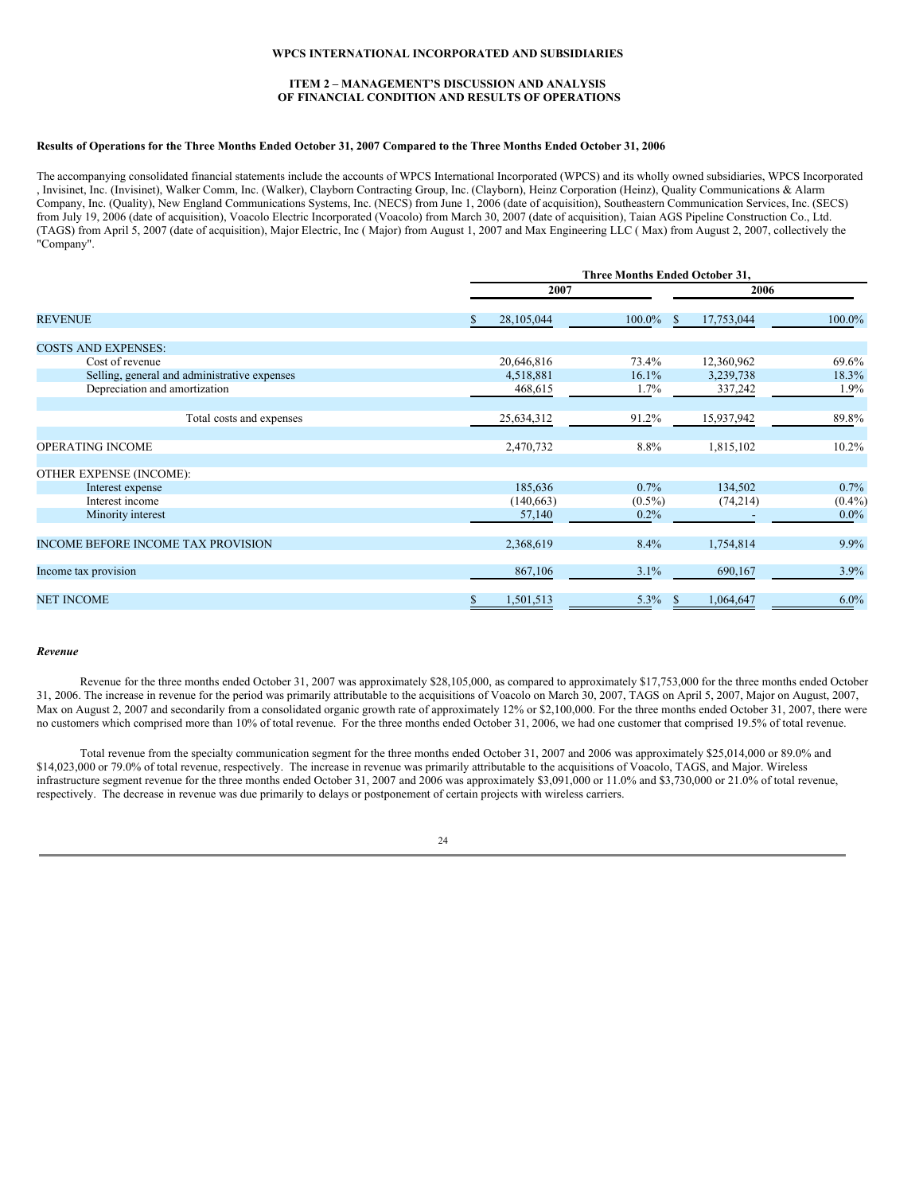**WPCS INTERNATIONAL INCORPORATED AND SUBSIDIARIES**

**ITEM 2 – MANAGEMENT'S DISCUSSION AND ANALYSIS OF FINANCIAL CONDITION AND RESULTS OF OPERATIONS**

**Results of Operations for the Three Months Ended October 31, 2007 Compared to the Three Months Ended October 31, 2006**

The accompanying consolidated financial statements include the accounts of WPCS International Incorporated (WPCS) and its wholly owned subsidiaries, WPCS Incorporated , Invisinet, Inc. (Invisinet), Walker Comm, Inc. (Walker), Clayborn Contracting Group, Inc. (Clayborn), Heinz Corporation (Heinz), Quality Communications & Alarm Company, Inc. (Quality), New England Communications Systems, Inc. (NECS) from June 1, 2006 (date of acquisition), Southeastern Communication Services, Inc. (SECS) from July 19, 2006 (date of acquisition), Voacolo Electric Incorporated (Voacolo) from March 30, 2007 (date of acquisition), Taian AGS Pipeline Construction Co., Ltd. (TAGS) from April 5, 2007 (date of acquisition), Major Electric, Inc ( Major) from August 1, 2007 and Max Engineering LLC ( Max) from August 2, 2007, collectively the "Company".

| | Three Months Ended October 31, | | | |
|---|---|---|---|---|
| | 2007 | | 2006 | |
| REVENUE | $ 28,105,044 | 100.0% | $ 17,753,044 | 100.0% |
| COSTS AND EXPENSES: | | | | |
| Cost of revenue | 20,646,816 | 73.4% | 12,360,962 | 69.6% |
| Selling, general and administrative expenses | 4,518,881 | 16.1% | 3,239,738 | 18.3% |
| Depreciation and amortization | 468,615 | 1.7% | 337,242 | 1.9% |
| Total costs and expenses | 25,634,312 | 91.2% | 15,937,942 | 89.8% |
| OPERATING INCOME | 2,470,732 | 8.8% | 1,815,102 | 10.2% |
| OTHER EXPENSE (INCOME): | | | | |
| Interest expense | 185,636 | 0.7% | 134,502 | 0.7% |
| Interest income | (140,663) | (0.5%) | (74,214) | (0.4%) |
| Minority interest | 57,140 | 0.2% | - | 0.0% |
| INCOME BEFORE INCOME TAX PROVISION | 2,368,619 | 8.4% | 1,754,814 | 9.9% |
| Income tax provision | 867,106 | 3.1% | 690,167 | 3.9% |
| NET INCOME | $ 1,501,513 | 5.3% | $ 1,064,647 | 6.0% |

***Revenue***

Revenue for the three months ended October 31, 2007 was approximately $28,105,000, as compared to approximately $17,753,000 for the three months ended October 31, 2006. The increase in revenue for the period was primarily attributable to the acquisitions of Voacolo on March 30, 2007, TAGS on April 5, 2007, Major on August, 2007, Max on August 2, 2007 and secondarily from a consolidated organic growth rate of approximately 12% or $2,100,000. For the three months ended October 31, 2007, there were no customers which comprised more than 10% of total revenue. For the three months ended October 31, 2006, we had one customer that comprised 19.5% of total revenue.

Total revenue from the specialty communication segment for the three months ended October 31, 2007 and 2006 was approximately $25,014,000 or 89.0% and $14,023,000 or 79.0% of total revenue, respectively. The increase in revenue was primarily attributable to the acquisitions of Voacolo, TAGS, and Major. Wireless infrastructure segment revenue for the three months ended October 31, 2007 and 2006 was approximately $3,091,000 or 11.0% and $3,730,000 or 21.0% of total revenue, respectively. The decrease in revenue was due primarily to delays or postponement of certain projects with wireless carriers.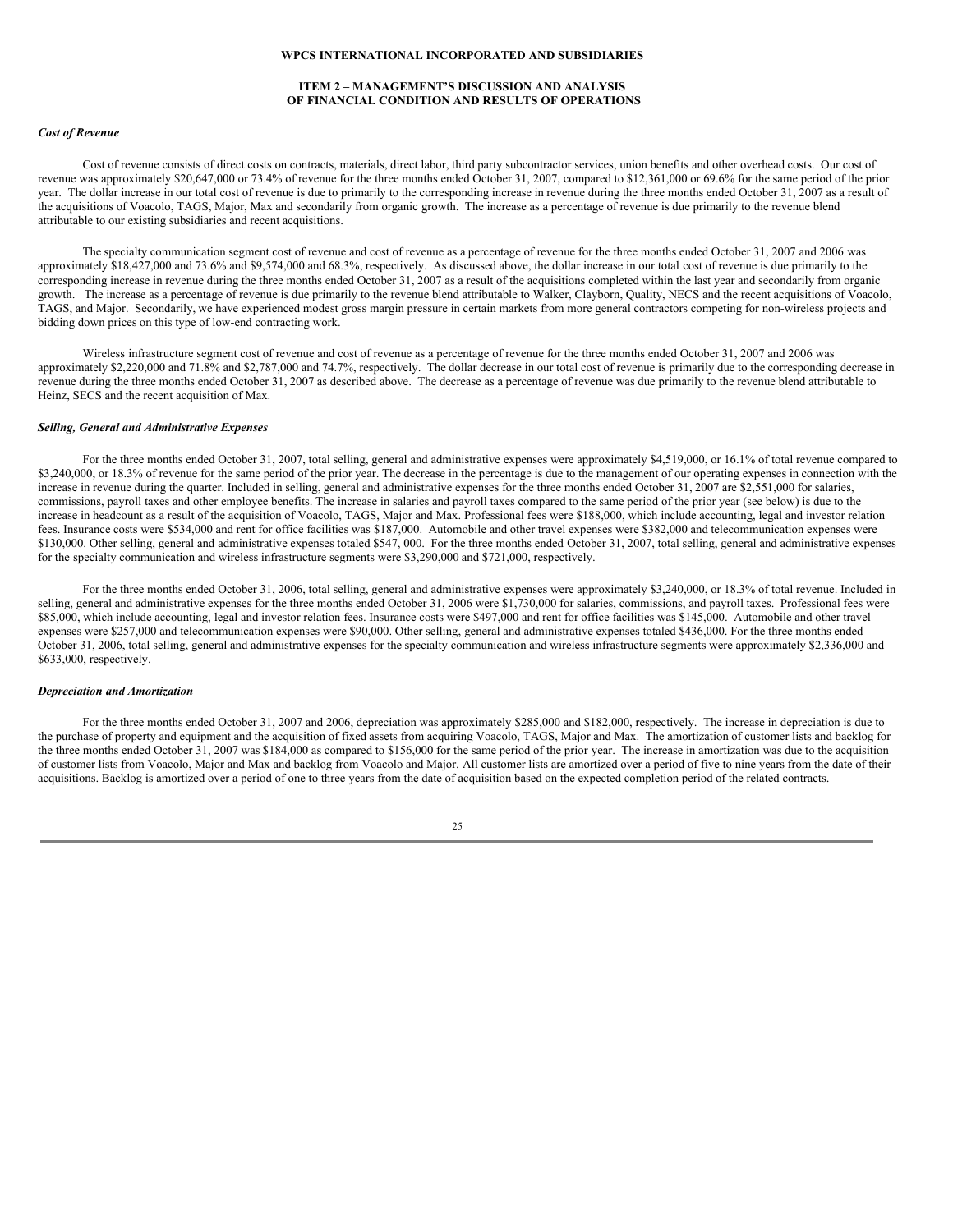**WPCS INTERNATIONAL INCORPORATED AND SUBSIDIARIES**

**ITEM 2 – MANAGEMENT'S DISCUSSION AND ANALYSIS OF FINANCIAL CONDITION AND RESULTS OF OPERATIONS**

***Cost of Revenue***

Cost of revenue consists of direct costs on contracts, materials, direct labor, third party subcontractor services, union benefits and other overhead costs. Our cost of revenue was approximately $20,647,000 or 73.4% of revenue for the three months ended October 31, 2007, compared to $12,361,000 or 69.6% for the same period of the prior year. The dollar increase in our total cost of revenue is due to primarily to the corresponding increase in revenue during the three months ended October 31, 2007 as a result of the acquisitions of Voacolo, TAGS, Major, Max and secondarily from organic growth. The increase as a percentage of revenue is due primarily to the revenue blend attributable to our existing subsidiaries and recent acquisitions.

The specialty communication segment cost of revenue and cost of revenue as a percentage of revenue for the three months ended October 31, 2007 and 2006 was approximately $18,427,000 and 73.6% and $9,574,000 and 68.3%, respectively. As discussed above, the dollar increase in our total cost of revenue is due primarily to the corresponding increase in revenue during the three months ended October 31, 2007 as a result of the acquisitions completed within the last year and secondarily from organic growth. The increase as a percentage of revenue is due primarily to the revenue blend attributable to Walker, Clayborn, Quality, NECS and the recent acquisitions of Voacolo, TAGS, and Major. Secondarily, we have experienced modest gross margin pressure in certain markets from more general contractors competing for non-wireless projects and bidding down prices on this type of low-end contracting work.

Wireless infrastructure segment cost of revenue and cost of revenue as a percentage of revenue for the three months ended October 31, 2007 and 2006 was approximately $2,220,000 and 71.8% and $2,787,000 and 74.7%, respectively. The dollar decrease in our total cost of revenue is primarily due to the corresponding decrease in revenue during the three months ended October 31, 2007 as described above. The decrease as a percentage of revenue was due primarily to the revenue blend attributable to Heinz, SECS and the recent acquisition of Max.

***Selling, General and Administrative Expenses***

For the three months ended October 31, 2007, total selling, general and administrative expenses were approximately $4,519,000, or 16.1% of total revenue compared to $3,240,000, or 18.3% of revenue for the same period of the prior year. The decrease in the percentage is due to the management of our operating expenses in connection with the increase in revenue during the quarter. Included in selling, general and administrative expenses for the three months ended October 31, 2007 are $2,551,000 for salaries, commissions, payroll taxes and other employee benefits. The increase in salaries and payroll taxes compared to the same period of the prior year (see below) is due to the increase in headcount as a result of the acquisition of Voacolo, TAGS, Major and Max. Professional fees were $188,000, which include accounting, legal and investor relation fees. Insurance costs were $534,000 and rent for office facilities was $187,000. Automobile and other travel expenses were $382,000 and telecommunication expenses were $130,000. Other selling, general and administrative expenses totaled $547, 000. For the three months ended October 31, 2007, total selling, general and administrative expenses for the specialty communication and wireless infrastructure segments were $3,290,000 and $721,000, respectively.

For the three months ended October 31, 2006, total selling, general and administrative expenses were approximately $3,240,000, or 18.3% of total revenue. Included in selling, general and administrative expenses for the three months ended October 31, 2006 were $1,730,000 for salaries, commissions, and payroll taxes. Professional fees were $85,000, which include accounting, legal and investor relation fees. Insurance costs were $497,000 and rent for office facilities was $145,000. Automobile and other travel expenses were $257,000 and telecommunication expenses were $90,000. Other selling, general and administrative expenses totaled $436,000. For the three months ended October 31, 2006, total selling, general and administrative expenses for the specialty communication and wireless infrastructure segments were approximately $2,336,000 and $633,000, respectively.

***Depreciation and Amortization***

For the three months ended October 31, 2007 and 2006, depreciation was approximately $285,000 and $182,000, respectively. The increase in depreciation is due to the purchase of property and equipment and the acquisition of fixed assets from acquiring Voacolo, TAGS, Major and Max. The amortization of customer lists and backlog for the three months ended October 31, 2007 was $184,000 as compared to $156,000 for the same period of the prior year. The increase in amortization was due to the acquisition of customer lists from Voacolo, Major and Max and backlog from Voacolo and Major. All customer lists are amortized over a period of five to nine years from the date of their acquisitions. Backlog is amortized over a period of one to three years from the date of acquisition based on the expected completion period of the related contracts.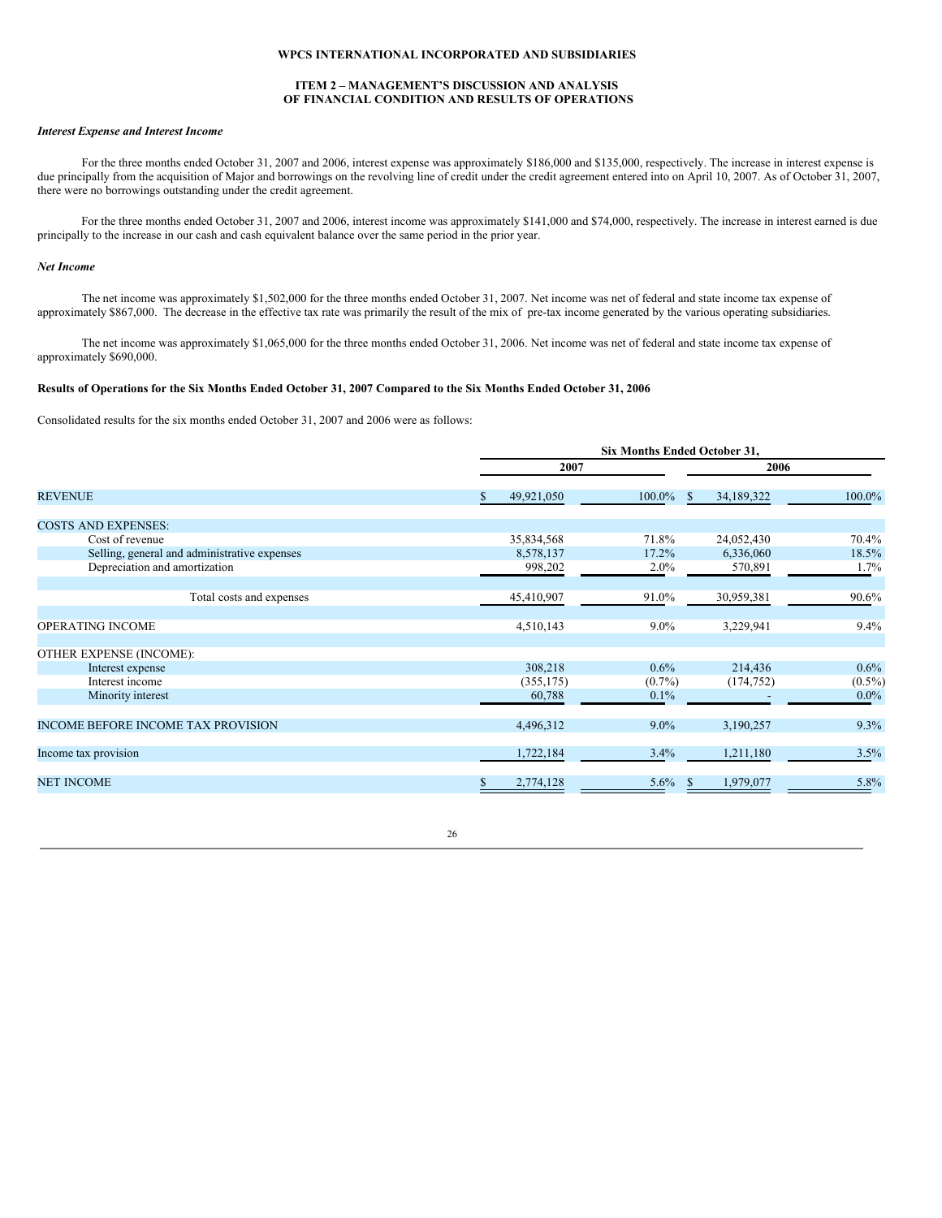**WPCS INTERNATIONAL INCORPORATED AND SUBSIDIARIES**

**ITEM 2 – MANAGEMENT'S DISCUSSION AND ANALYSIS OF FINANCIAL CONDITION AND RESULTS OF OPERATIONS**

*Interest Expense and Interest Income*

For the three months ended October 31, 2007 and 2006, interest expense was approximately $186,000 and $135,000, respectively. The increase in interest expense is due principally from the acquisition of Major and borrowings on the revolving line of credit under the credit agreement entered into on April 10, 2007. As of October 31, 2007, there were no borrowings outstanding under the credit agreement.

For the three months ended October 31, 2007 and 2006, interest income was approximately $141,000 and $74,000, respectively. The increase in interest earned is due principally to the increase in our cash and cash equivalent balance over the same period in the prior year.

*Net Income*

The net income was approximately $1,502,000 for the three months ended October 31, 2007. Net income was net of federal and state income tax expense of approximately $867,000. The decrease in the effective tax rate was primarily the result of the mix of pre-tax income generated by the various operating subsidiaries.

The net income was approximately $1,065,000 for the three months ended October 31, 2006. Net income was net of federal and state income tax expense of approximately $690,000.

**Results of Operations for the Six Months Ended October 31, 2007 Compared to the Six Months Ended October 31, 2006**

Consolidated results for the six months ended October 31, 2007 and 2006 were as follows:

| | Six Months Ended October 31, | | | |
|---|---|---|---|---|
| | 2007 | | 2006 | |
| REVENUE | $ 49,921,050 | 100.0% | $ 34,189,322 | 100.0% |
| COSTS AND EXPENSES: | | | | |
| Cost of revenue | 35,834,568 | 71.8% | 24,052,430 | 70.4% |
| Selling, general and administrative expenses | 8,578,137 | 17.2% | 6,336,060 | 18.5% |
| Depreciation and amortization | 998,202 | 2.0% | 570,891 | 1.7% |
| Total costs and expenses | 45,410,907 | 91.0% | 30,959,381 | 90.6% |
| OPERATING INCOME | 4,510,143 | 9.0% | 3,229,941 | 9.4% |
| OTHER EXPENSE (INCOME): | | | | |
| Interest expense | 308,218 | 0.6% | 214,436 | 0.6% |
| Interest income | (355,175) | (0.7%) | (174,752) | (0.5%) |
| Minority interest | 60,788 | 0.1% | - | 0.0% |
| INCOME BEFORE INCOME TAX PROVISION | 4,496,312 | 9.0% | 3,190,257 | 9.3% |
| Income tax provision | 1,722,184 | 3.4% | 1,211,180 | 3.5% |
| NET INCOME | $ 2,774,128 | 5.6% | $ 1,979,077 | 5.8% |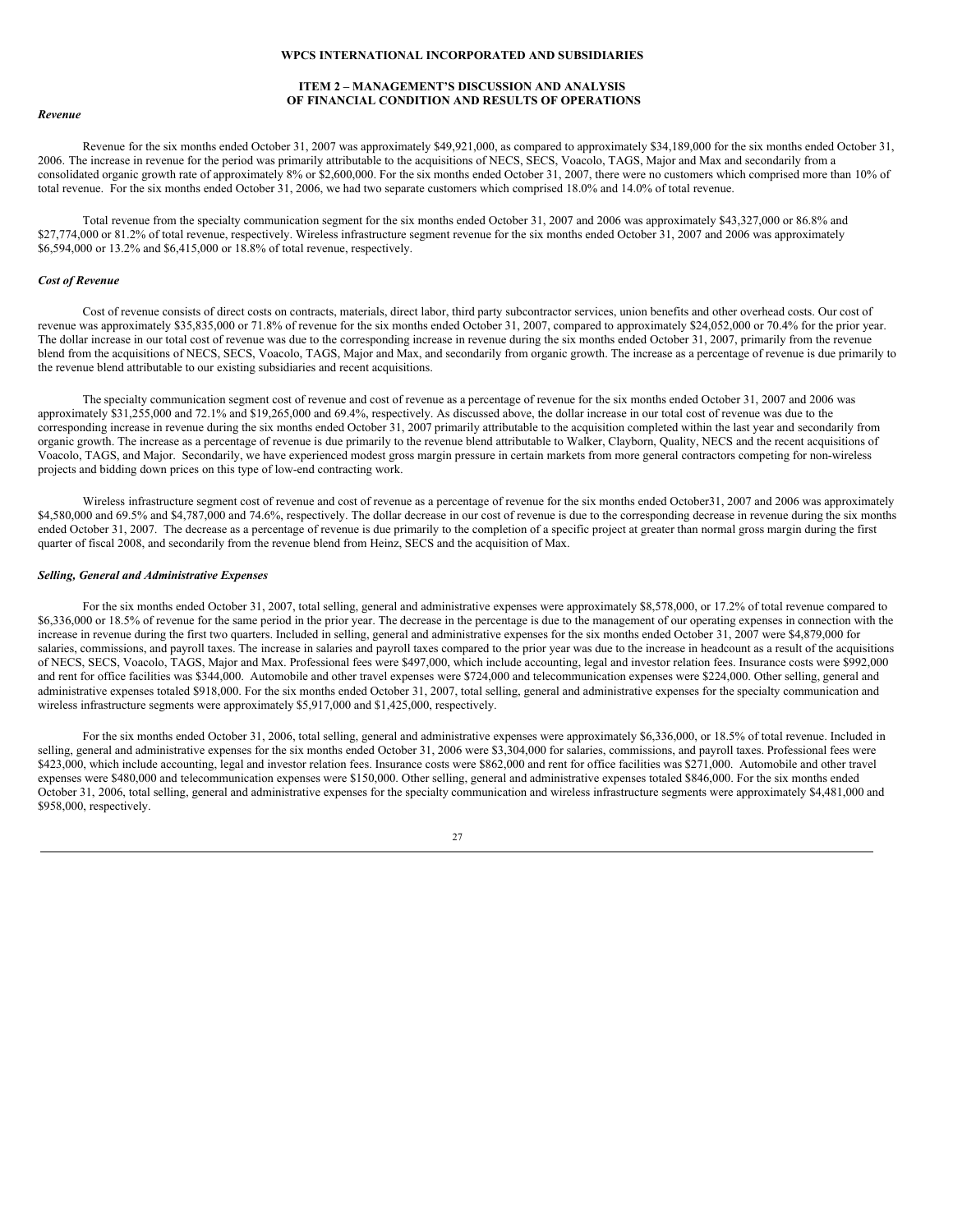### ITEM 2 – MANAGEMENT'S DISCUSSION AND ANALYSIS OF FINANCIAL CONDITION AND RESULTS OF OPERATIONS

*Revenue*

Revenue for the six months ended October 31, 2007 was approximately $49,921,000, as compared to approximately $34,189,000 for the six months ended October 31, 2006. The increase in revenue for the period was primarily attributable to the acquisitions of NECS, SECS, Voacolo, TAGS, Major and Max and secondarily from a consolidated organic growth rate of approximately 8% or $2,600,000. For the six months ended October 31, 2007, there were no customers which comprised more than 10% of total revenue. For the six months ended October 31, 2006, we had two separate customers which comprised 18.0% and 14.0% of total revenue.

Total revenue from the specialty communication segment for the six months ended October 31, 2007 and 2006 was approximately $43,327,000 or 86.8% and $27,774,000 or 81.2% of total revenue, respectively. Wireless infrastructure segment revenue for the six months ended October 31, 2007 and 2006 was approximately $6,594,000 or 13.2% and $6,415,000 or 18.8% of total revenue, respectively.

*Cost of Revenue*

Cost of revenue consists of direct costs on contracts, materials, direct labor, third party subcontractor services, union benefits and other overhead costs. Our cost of revenue was approximately $35,835,000 or 71.8% of revenue for the six months ended October 31, 2007, compared to approximately $24,052,000 or 70.4% for the prior year. The dollar increase in our total cost of revenue was due to the corresponding increase in revenue during the six months ended October 31, 2007, primarily from the revenue blend from the acquisitions of NECS, SECS, Voacolo, TAGS, Major and Max, and secondarily from organic growth. The increase as a percentage of revenue is due primarily to the revenue blend attributable to our existing subsidiaries and recent acquisitions.

The specialty communication segment cost of revenue and cost of revenue as a percentage of revenue for the six months ended October 31, 2007 and 2006 was approximately $31,255,000 and 72.1% and $19,265,000 and 69.4%, respectively. As discussed above, the dollar increase in our total cost of revenue was due to the corresponding increase in revenue during the six months ended October 31, 2007 primarily attributable to the acquisition completed within the last year and secondarily from organic growth. The increase as a percentage of revenue is due primarily to the revenue blend attributable to Walker, Clayborn, Quality, NECS and the recent acquisitions of Voacolo, TAGS, and Major. Secondarily, we have experienced modest gross margin pressure in certain markets from more general contractors competing for non-wireless projects and bidding down prices on this type of low-end contracting work.

Wireless infrastructure segment cost of revenue and cost of revenue as a percentage of revenue for the six months ended October31, 2007 and 2006 was approximately $4,580,000 and 69.5% and $4,787,000 and 74.6%, respectively. The dollar decrease in our cost of revenue is due to the corresponding decrease in revenue during the six months ended October 31, 2007. The decrease as a percentage of revenue is due primarily to the completion of a specific project at greater than normal gross margin during the first quarter of fiscal 2008, and secondarily from the revenue blend from Heinz, SECS and the acquisition of Max.

*Selling, General and Administrative Expenses*

For the six months ended October 31, 2007, total selling, general and administrative expenses were approximately $8,578,000, or 17.2% of total revenue compared to $6,336,000 or 18.5% of revenue for the same period in the prior year. The decrease in the percentage is due to the management of our operating expenses in connection with the increase in revenue during the first two quarters. Included in selling, general and administrative expenses for the six months ended October 31, 2007 were $4,879,000 for salaries, commissions, and payroll taxes. The increase in salaries and payroll taxes compared to the prior year was due to the increase in headcount as a result of the acquisitions of NECS, SECS, Voacolo, TAGS, Major and Max. Professional fees were $497,000, which include accounting, legal and investor relation fees. Insurance costs were $992,000 and rent for office facilities was $344,000. Automobile and other travel expenses were $724,000 and telecommunication expenses were $224,000. Other selling, general and administrative expenses totaled $918,000. For the six months ended October 31, 2007, total selling, general and administrative expenses for the specialty communication and wireless infrastructure segments were approximately $5,917,000 and $1,425,000, respectively.

For the six months ended October 31, 2006, total selling, general and administrative expenses were approximately $6,336,000, or 18.5% of total revenue. Included in selling, general and administrative expenses for the six months ended October 31, 2006 were $3,304,000 for salaries, commissions, and payroll taxes. Professional fees were $423,000, which include accounting, legal and investor relation fees. Insurance costs were $862,000 and rent for office facilities was $271,000. Automobile and other travel expenses were $480,000 and telecommunication expenses were $150,000. Other selling, general and administrative expenses totaled $846,000. For the six months ended October 31, 2006, total selling, general and administrative expenses for the specialty communication and wireless infrastructure segments were approximately $4,481,000 and $958,000, respectively.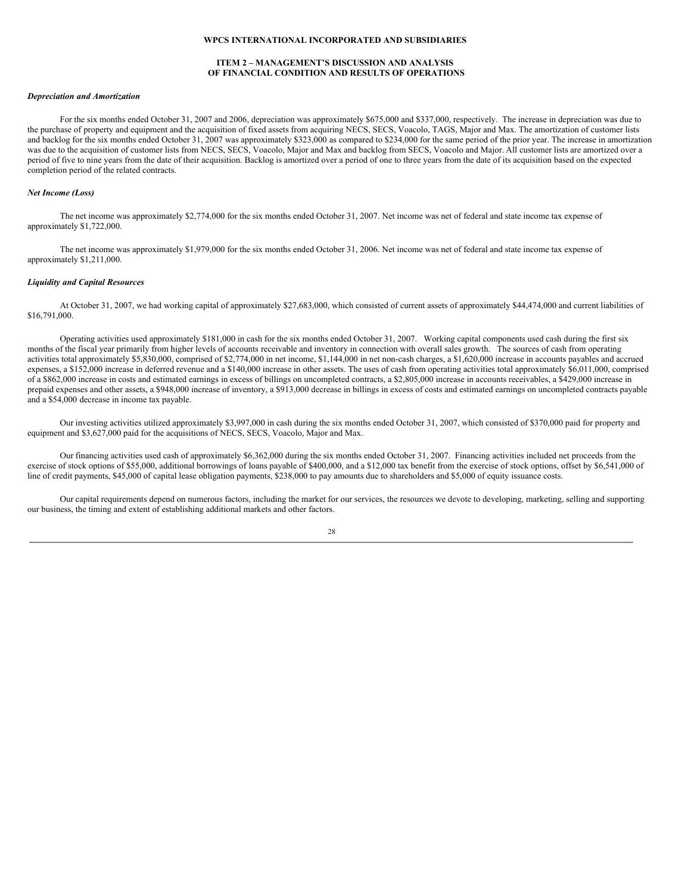**WPCS INTERNATIONAL INCORPORATED AND SUBSIDIARIES**

**ITEM 2 – MANAGEMENT'S DISCUSSION AND ANALYSIS OF FINANCIAL CONDITION AND RESULTS OF OPERATIONS**

***Depreciation and Amortization***

For the six months ended October 31, 2007 and 2006, depreciation was approximately $675,000 and $337,000, respectively. The increase in depreciation was due to the purchase of property and equipment and the acquisition of fixed assets from acquiring NECS, SECS, Voacolo, TAGS, Major and Max. The amortization of customer lists and backlog for the six months ended October 31, 2007 was approximately $323,000 as compared to $234,000 for the same period of the prior year. The increase in amortization was due to the acquisition of customer lists from NECS, SECS, Voacolo, Major and Max and backlog from SECS, Voacolo and Major. All customer lists are amortized over a period of five to nine years from the date of their acquisition. Backlog is amortized over a period of one to three years from the date of its acquisition based on the expected completion period of the related contracts.

***Net Income (Loss)***

The net income was approximately $2,774,000 for the six months ended October 31, 2007. Net income was net of federal and state income tax expense of approximately $1,722,000.

The net income was approximately $1,979,000 for the six months ended October 31, 2006. Net income was net of federal and state income tax expense of approximately $1,211,000.

***Liquidity and Capital Resources***

At October 31, 2007, we had working capital of approximately $27,683,000, which consisted of current assets of approximately $44,474,000 and current liabilities of $16,791,000.

Operating activities used approximately $181,000 in cash for the six months ended October 31, 2007. Working capital components used cash during the first six months of the fiscal year primarily from higher levels of accounts receivable and inventory in connection with overall sales growth. The sources of cash from operating activities total approximately $5,830,000, comprised of $2,774,000 in net income, $1,144,000 in net non-cash charges, a $1,620,000 increase in accounts payables and accrued expenses, a $152,000 increase in deferred revenue and a $140,000 increase in other assets. The uses of cash from operating activities total approximately $6,011,000, comprised of a $862,000 increase in costs and estimated earnings in excess of billings on uncompleted contracts, a $2,805,000 increase in accounts receivables, a $429,000 increase in prepaid expenses and other assets, a $948,000 increase of inventory, a $913,000 decrease in billings in excess of costs and estimated earnings on uncompleted contracts payable and a $54,000 decrease in income tax payable.

Our investing activities utilized approximately $3,997,000 in cash during the six months ended October 31, 2007, which consisted of $370,000 paid for property and equipment and $3,627,000 paid for the acquisitions of NECS, SECS, Voacolo, Major and Max.

Our financing activities used cash of approximately $6,362,000 during the six months ended October 31, 2007. Financing activities included net proceeds from the exercise of stock options of $55,000, additional borrowings of loans payable of $400,000, and a $12,000 tax benefit from the exercise of stock options, offset by $6,541,000 of line of credit payments, $45,000 of capital lease obligation payments, $238,000 to pay amounts due to shareholders and $5,000 of equity issuance costs.

Our capital requirements depend on numerous factors, including the market for our services, the resources we devote to developing, marketing, selling and supporting our business, the timing and extent of establishing additional markets and other factors.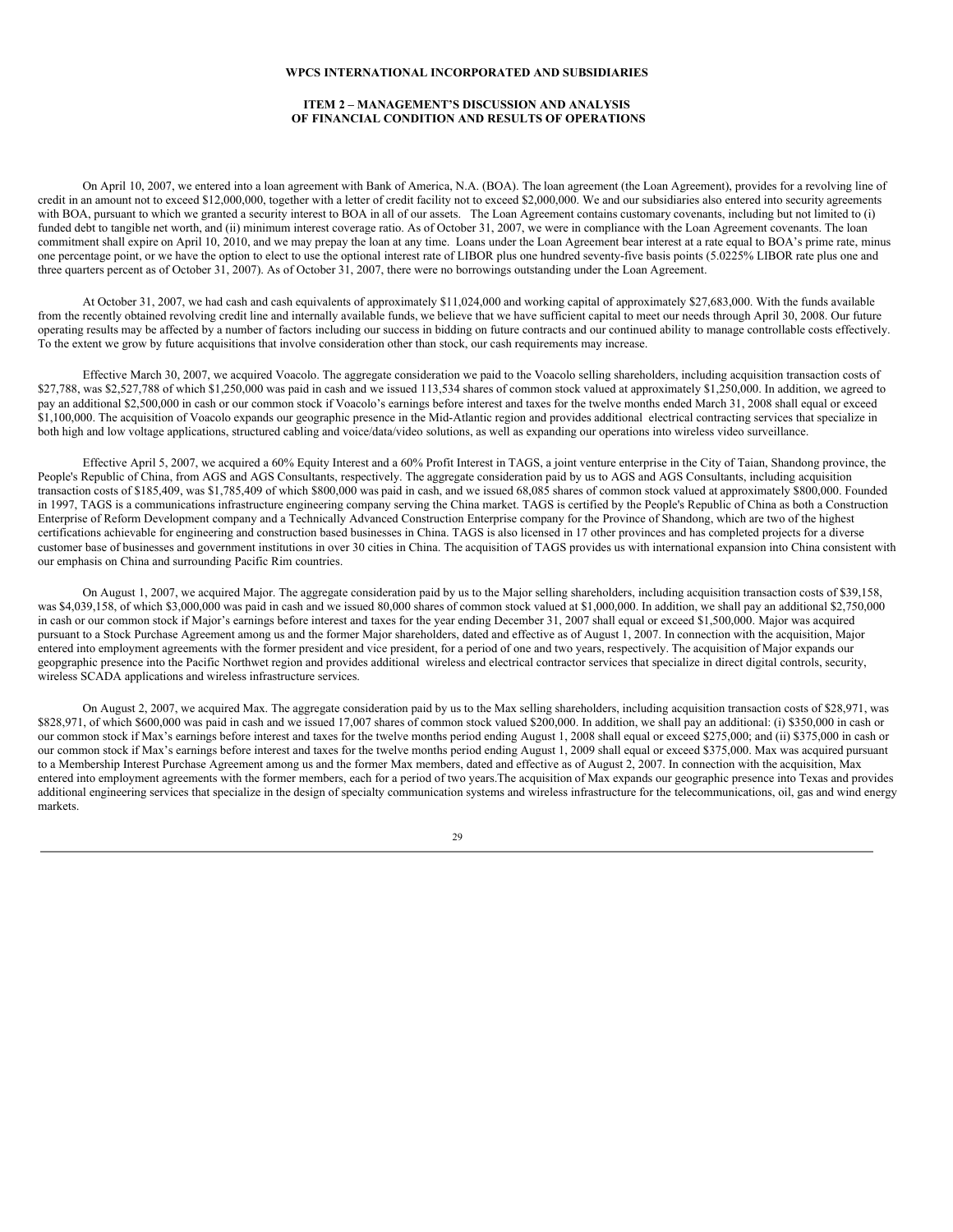**WPCS INTERNATIONAL INCORPORATED AND SUBSIDIARIES**

**ITEM 2 – MANAGEMENT'S DISCUSSION AND ANALYSIS OF FINANCIAL CONDITION AND RESULTS OF OPERATIONS**

On April 10, 2007, we entered into a loan agreement with Bank of America, N.A. (BOA). The loan agreement (the Loan Agreement), provides for a revolving line of credit in an amount not to exceed $12,000,000, together with a letter of credit facility not to exceed $2,000,000. We and our subsidiaries also entered into security agreements with BOA, pursuant to which we granted a security interest to BOA in all of our assets. The Loan Agreement contains customary covenants, including but not limited to (i) funded debt to tangible net worth, and (ii) minimum interest coverage ratio. As of October 31, 2007, we were in compliance with the Loan Agreement covenants. The loan commitment shall expire on April 10, 2010, and we may prepay the loan at any time. Loans under the Loan Agreement bear interest at a rate equal to BOA's prime rate, minus one percentage point, or we have the option to elect to use the optional interest rate of LIBOR plus one hundred seventy-five basis points (5.0225% LIBOR rate plus one and three quarters percent as of October 31, 2007). As of October 31, 2007, there were no borrowings outstanding under the Loan Agreement.

At October 31, 2007, we had cash and cash equivalents of approximately $11,024,000 and working capital of approximately $27,683,000. With the funds available from the recently obtained revolving credit line and internally available funds, we believe that we have sufficient capital to meet our needs through April 30, 2008. Our future operating results may be affected by a number of factors including our success in bidding on future contracts and our continued ability to manage controllable costs effectively. To the extent we grow by future acquisitions that involve consideration other than stock, our cash requirements may increase.

Effective March 30, 2007, we acquired Voacolo. The aggregate consideration we paid to the Voacolo selling shareholders, including acquisition transaction costs of $27,788, was $2,527,788 of which $1,250,000 was paid in cash and we issued 113,534 shares of common stock valued at approximately $1,250,000. In addition, we agreed to pay an additional $2,500,000 in cash or our common stock if Voacolo's earnings before interest and taxes for the twelve months ended March 31, 2008 shall equal or exceed $1,100,000. The acquisition of Voacolo expands our geographic presence in the Mid-Atlantic region and provides additional electrical contracting services that specialize in both high and low voltage applications, structured cabling and voice/data/video solutions, as well as expanding our operations into wireless video surveillance.

Effective April 5, 2007, we acquired a 60% Equity Interest and a 60% Profit Interest in TAGS, a joint venture enterprise in the City of Taian, Shandong province, the People's Republic of China, from AGS and AGS Consultants, respectively. The aggregate consideration paid by us to AGS and AGS Consultants, including acquisition transaction costs of $185,409, was $1,785,409 of which $800,000 was paid in cash, and we issued 68,085 shares of common stock valued at approximately $800,000. Founded in 1997, TAGS is a communications infrastructure engineering company serving the China market. TAGS is certified by the People's Republic of China as both a Construction Enterprise of Reform Development company and a Technically Advanced Construction Enterprise company for the Province of Shandong, which are two of the highest certifications achievable for engineering and construction based businesses in China. TAGS is also licensed in 17 other provinces and has completed projects for a diverse customer base of businesses and government institutions in over 30 cities in China. The acquisition of TAGS provides us with international expansion into China consistent with our emphasis on China and surrounding Pacific Rim countries.

On August 1, 2007, we acquired Major. The aggregate consideration paid by us to the Major selling shareholders, including acquisition transaction costs of $39,158, was $4,039,158, of which $3,000,000 was paid in cash and we issued 80,000 shares of common stock valued at $1,000,000. In addition, we shall pay an additional $2,750,000 in cash or our common stock if Major's earnings before interest and taxes for the year ending December 31, 2007 shall equal or exceed $1,500,000. Major was acquired pursuant to a Stock Purchase Agreement among us and the former Major shareholders, dated and effective as of August 1, 2007. In connection with the acquisition, Major entered into employment agreements with the former president and vice president, for a period of one and two years, respectively. The acquisition of Major expands our geopgraphic presence into the Pacific Northwet region and provides additional wireless and electrical contractor services that specialize in direct digital controls, security, wireless SCADA applications and wireless infrastructure services.

On August 2, 2007, we acquired Max. The aggregate consideration paid by us to the Max selling shareholders, including acquisition transaction costs of $28,971, was $828,971, of which $600,000 was paid in cash and we issued 17,007 shares of common stock valued $200,000. In addition, we shall pay an additional: (i) $350,000 in cash or our common stock if Max's earnings before interest and taxes for the twelve months period ending August 1, 2008 shall equal or exceed $275,000; and (ii) $375,000 in cash or our common stock if Max's earnings before interest and taxes for the twelve months period ending August 1, 2009 shall equal or exceed $375,000. Max was acquired pursuant to a Membership Interest Purchase Agreement among us and the former Max members, dated and effective as of August 2, 2007. In connection with the acquisition, Max entered into employment agreements with the former members, each for a period of two years.The acquisition of Max expands our geographic presence into Texas and provides additional engineering services that specialize in the design of specialty communication systems and wireless infrastructure for the telecommunications, oil, gas and wind energy markets.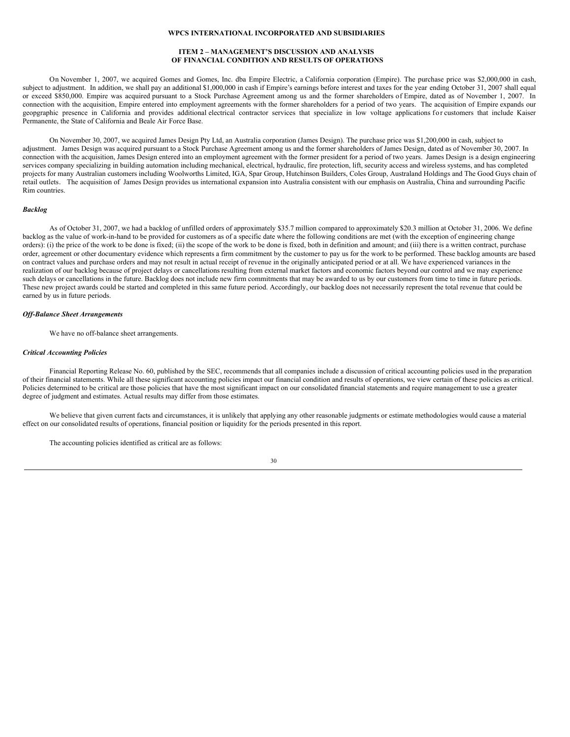**WPCS INTERNATIONAL INCORPORATED AND SUBSIDIARIES**

**ITEM 2 – MANAGEMENT'S DISCUSSION AND ANALYSIS OF FINANCIAL CONDITION AND RESULTS OF OPERATIONS**

On November 1, 2007, we acquired Gomes and Gomes, Inc. dba Empire Electric, a California corporation (Empire). The purchase price was $2,000,000 in cash, subject to adjustment. In addition, we shall pay an additional $1,000,000 in cash if Empire's earnings before interest and taxes for the year ending October 31, 2007 shall equal or exceed $850,000. Empire was acquired pursuant to a Stock Purchase Agreement among us and the former shareholders of Empire, dated as of November 1, 2007. In connection with the acquisition, Empire entered into employment agreements with the former shareholders for a period of two years. The acquisition of Empire expands our geopgraphic presence in California and provides additional electrical contractor services that specialize in low voltage applications for customers that include Kaiser Permanente, the State of California and Beale Air Force Base.

On November 30, 2007, we acquired James Design Pty Ltd, an Australia corporation (James Design). The purchase price was $1,200,000 in cash, subject to adjustment. James Design was acquired pursuant to a Stock Purchase Agreement among us and the former shareholders of James Design, dated as of November 30, 2007. In connection with the acquisition, James Design entered into an employment agreement with the former president for a period of two years. James Design is a design engineering services company specializing in building automation including mechanical, electrical, hydraulic, fire protection, lift, security access and wireless systems, and has completed projects for many Australian customers including Woolworths Limited, IGA, Spar Group, Hutchinson Builders, Coles Group, Australand Holdings and The Good Guys chain of retail outlets. The acquisition of James Design provides us international expansion into Australia consistent with our emphasis on Australia, China and surrounding Pacific Rim countries.

***Backlog***

As of October 31, 2007, we had a backlog of unfilled orders of approximately $35.7 million compared to approximately $20.3 million at October 31, 2006. We define backlog as the value of work-in-hand to be provided for customers as of a specific date where the following conditions are met (with the exception of engineering change orders): (i) the price of the work to be done is fixed; (ii) the scope of the work to be done is fixed, both in definition and amount; and (iii) there is a written contract, purchase order, agreement or other documentary evidence which represents a firm commitment by the customer to pay us for the work to be performed. These backlog amounts are based on contract values and purchase orders and may not result in actual receipt of revenue in the originally anticipated period or at all. We have experienced variances in the realization of our backlog because of project delays or cancellations resulting from external market factors and economic factors beyond our control and we may experience such delays or cancellations in the future. Backlog does not include new firm commitments that may be awarded to us by our customers from time to time in future periods. These new project awards could be started and completed in this same future period. Accordingly, our backlog does not necessarily represent the total revenue that could be earned by us in future periods.

***Off-Balance Sheet Arrangements***

We have no off-balance sheet arrangements.

***Critical Accounting Policies***

Financial Reporting Release No. 60, published by the SEC, recommends that all companies include a discussion of critical accounting policies used in the preparation of their financial statements. While all these significant accounting policies impact our financial condition and results of operations, we view certain of these policies as critical. Policies determined to be critical are those policies that have the most significant impact on our consolidated financial statements and require management to use a greater degree of judgment and estimates. Actual results may differ from those estimates.

We believe that given current facts and circumstances, it is unlikely that applying any other reasonable judgments or estimate methodologies would cause a material effect on our consolidated results of operations, financial position or liquidity for the periods presented in this report.

The accounting policies identified as critical are as follows: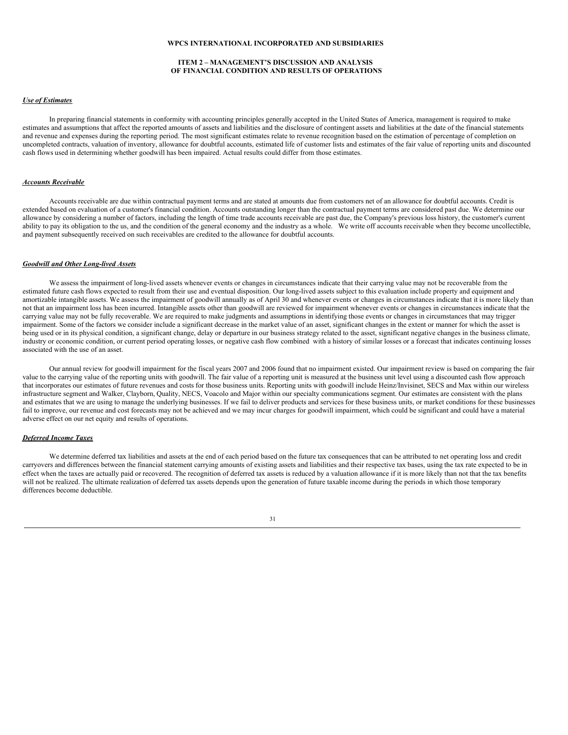# WPCS INTERNATIONAL INCORPORATED AND SUBSIDIARIES

## ITEM 2 – MANAGEMENT'S DISCUSSION AND ANALYSIS OF FINANCIAL CONDITION AND RESULTS OF OPERATIONS

***Use of Estimates***

In preparing financial statements in conformity with accounting principles generally accepted in the United States of America, management is required to make estimates and assumptions that affect the reported amounts of assets and liabilities and the disclosure of contingent assets and liabilities at the date of the financial statements and revenue and expenses during the reporting period. The most significant estimates relate to revenue recognition based on the estimation of percentage of completion on uncompleted contracts, valuation of inventory, allowance for doubtful accounts, estimated life of customer lists and estimates of the fair value of reporting units and discounted cash flows used in determining whether goodwill has been impaired. Actual results could differ from those estimates.

***Accounts Receivable***

Accounts receivable are due within contractual payment terms and are stated at amounts due from customers net of an allowance for doubtful accounts. Credit is extended based on evaluation of a customer's financial condition. Accounts outstanding longer than the contractual payment terms are considered past due. We determine our allowance by considering a number of factors, including the length of time trade accounts receivable are past due, the Company's previous loss history, the customer's current ability to pay its obligation to the us, and the condition of the general economy and the industry as a whole. We write off accounts receivable when they become uncollectible, and payment subsequently received on such receivables are credited to the allowance for doubtful accounts.

***Goodwill and Other Long-lived Assets***

We assess the impairment of long-lived assets whenever events or changes in circumstances indicate that their carrying value may not be recoverable from the estimated future cash flows expected to result from their use and eventual disposition. Our long-lived assets subject to this evaluation include property and equipment and amortizable intangible assets. We assess the impairment of goodwill annually as of April 30 and whenever events or changes in circumstances indicate that it is more likely than not that an impairment loss has been incurred. Intangible assets other than goodwill are reviewed for impairment whenever events or changes in circumstances indicate that the carrying value may not be fully recoverable. We are required to make judgments and assumptions in identifying those events or changes in circumstances that may trigger impairment. Some of the factors we consider include a significant decrease in the market value of an asset, significant changes in the extent or manner for which the asset is being used or in its physical condition, a significant change, delay or departure in our business strategy related to the asset, significant negative changes in the business climate, industry or economic condition, or current period operating losses, or negative cash flow combined with a history of similar losses or a forecast that indicates continuing losses associated with the use of an asset.

Our annual review for goodwill impairment for the fiscal years 2007 and 2006 found that no impairment existed. Our impairment review is based on comparing the fair value to the carrying value of the reporting units with goodwill. The fair value of a reporting unit is measured at the business unit level using a discounted cash flow approach that incorporates our estimates of future revenues and costs for those business units. Reporting units with goodwill include Heinz/Invisinet, SECS and Max within our wireless infrastructure segment and Walker, Clayborn, Quality, NECS, Voacolo and Major within our specialty communications segment. Our estimates are consistent with the plans and estimates that we are using to manage the underlying businesses. If we fail to deliver products and services for these business units, or market conditions for these businesses fail to improve, our revenue and cost forecasts may not be achieved and we may incur charges for goodwill impairment, which could be significant and could have a material adverse effect on our net equity and results of operations.

***Deferred Income Taxes***

We determine deferred tax liabilities and assets at the end of each period based on the future tax consequences that can be attributed to net operating loss and credit carryovers and differences between the financial statement carrying amounts of existing assets and liabilities and their respective tax bases, using the tax rate expected to be in effect when the taxes are actually paid or recovered. The recognition of deferred tax assets is reduced by a valuation allowance if it is more likely than not that the tax benefits will not be realized. The ultimate realization of deferred tax assets depends upon the generation of future taxable income during the periods in which those temporary differences become deductible.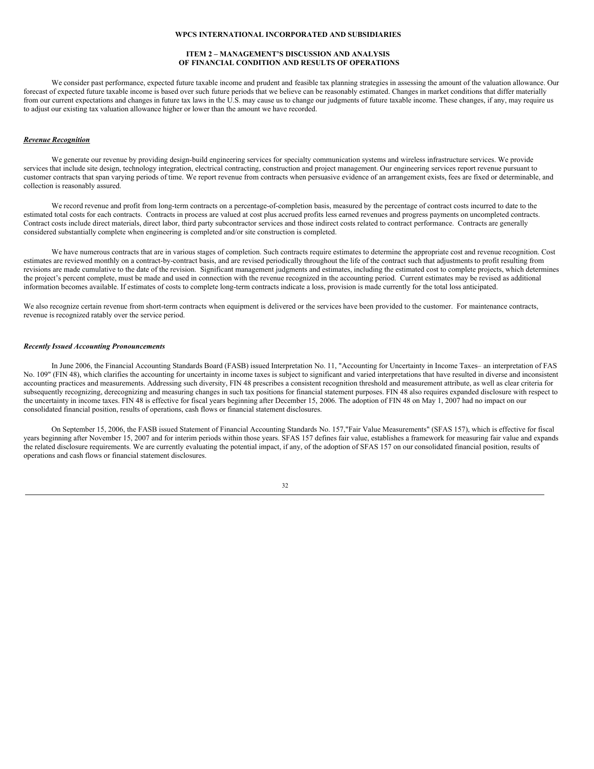We consider past performance, expected future taxable income and prudent and feasible tax planning strategies in assessing the amount of the valuation allowance. Our forecast of expected future taxable income is based over such future periods that we believe can be reasonably estimated. Changes in market conditions that differ materially from our current expectations and changes in future tax laws in the U.S. may cause us to change our judgments of future taxable income. These changes, if any, may require us to adjust our existing tax valuation allowance higher or lower than the amount we have recorded.

***Revenue Recognition***

We generate our revenue by providing design-build engineering services for specialty communication systems and wireless infrastructure services. We provide services that include site design, technology integration, electrical contracting, construction and project management. Our engineering services report revenue pursuant to customer contracts that span varying periods of time. We report revenue from contracts when persuasive evidence of an arrangement exists, fees are fixed or determinable, and collection is reasonably assured.

We record revenue and profit from long-term contracts on a percentage-of-completion basis, measured by the percentage of contract costs incurred to date to the estimated total costs for each contracts. Contracts in process are valued at cost plus accrued profits less earned revenues and progress payments on uncompleted contracts. Contract costs include direct materials, direct labor, third party subcontractor services and those indirect costs related to contract performance. Contracts are generally considered substantially complete when engineering is completed and/or site construction is completed.

We have numerous contracts that are in various stages of completion. Such contracts require estimates to determine the appropriate cost and revenue recognition. Cost estimates are reviewed monthly on a contract-by-contract basis, and are revised periodically throughout the life of the contract such that adjustments to profit resulting from revisions are made cumulative to the date of the revision. Significant management judgments and estimates, including the estimated cost to complete projects, which determines the project's percent complete, must be made and used in connection with the revenue recognized in the accounting period. Current estimates may be revised as additional information becomes available. If estimates of costs to complete long-term contracts indicate a loss, provision is made currently for the total loss anticipated.

We also recognize certain revenue from short-term contracts when equipment is delivered or the services have been provided to the customer. For maintenance contracts, revenue is recognized ratably over the service period.

*Recently Issued Accounting Pronouncements*

In June 2006, the Financial Accounting Standards Board (FASB) issued Interpretation No. 11, "Accounting for Uncertainty in Income Taxes– an interpretation of FAS No. 109" (FIN 48), which clarifies the accounting for uncertainty in income taxes is subject to significant and varied interpretations that have resulted in diverse and inconsistent accounting practices and measurements. Addressing such diversity, FIN 48 prescribes a consistent recognition threshold and measurement attribute, as well as clear criteria for subsequently recognizing, derecognizing and measuring changes in such tax positions for financial statement purposes. FIN 48 also requires expanded disclosure with respect to the uncertainty in income taxes. FIN 48 is effective for fiscal years beginning after December 15, 2006. The adoption of FIN 48 on May 1, 2007 had no impact on our consolidated financial position, results of operations, cash flows or financial statement disclosures.

On September 15, 2006, the FASB issued Statement of Financial Accounting Standards No. 157,"Fair Value Measurements" (SFAS 157), which is effective for fiscal years beginning after November 15, 2007 and for interim periods within those years. SFAS 157 defines fair value, establishes a framework for measuring fair value and expands the related disclosure requirements. We are currently evaluating the potential impact, if any, of the adoption of SFAS 157 on our consolidated financial position, results of operations and cash flows or financial statement disclosures.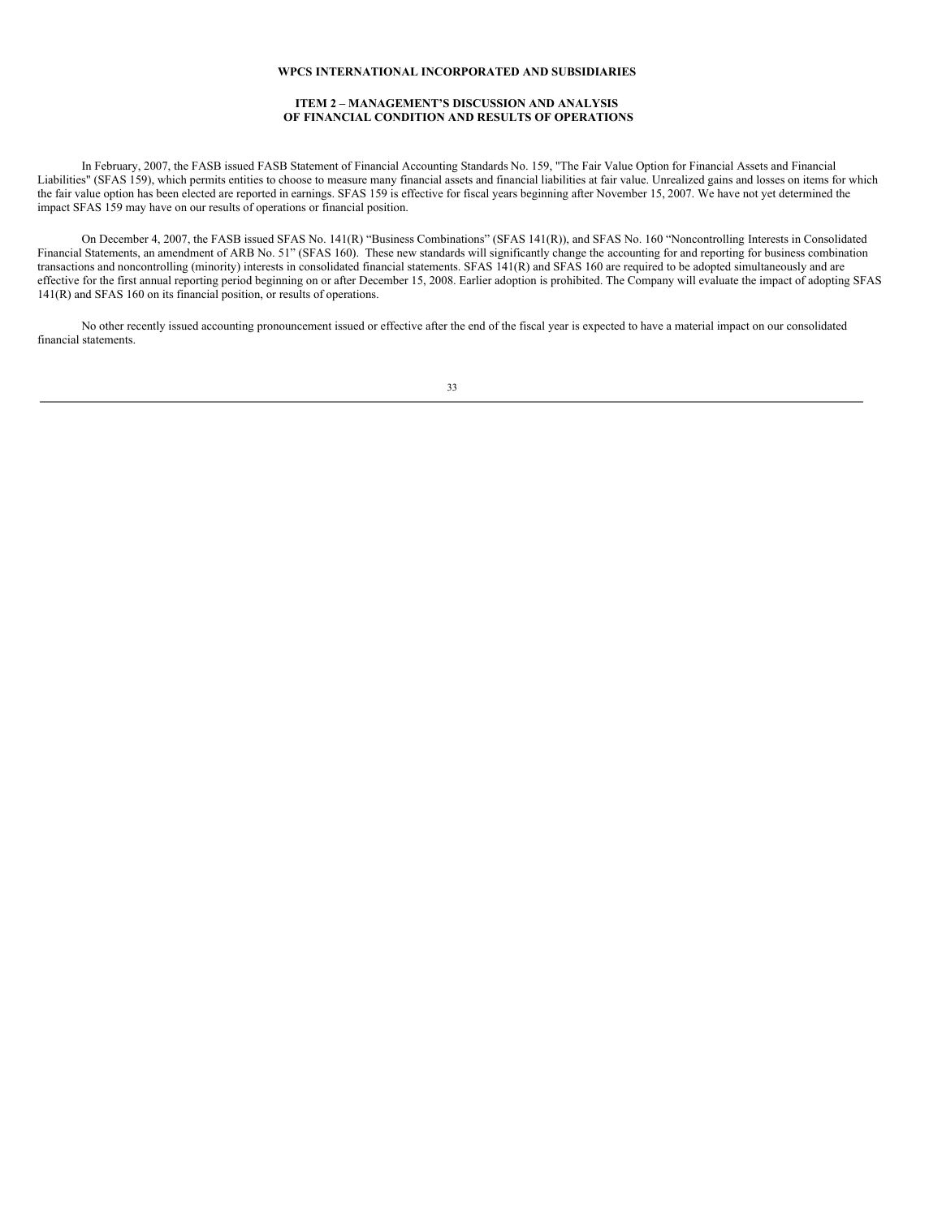In February, 2007, the FASB issued FASB Statement of Financial Accounting Standards No. 159, "The Fair Value Option for Financial Assets and Financial Liabilities" (SFAS 159), which permits entities to choose to measure many financial assets and financial liabilities at fair value. Unrealized gains and losses on items for which the fair value option has been elected are reported in earnings. SFAS 159 is effective for fiscal years beginning after November 15, 2007. We have not yet determined the impact SFAS 159 may have on our results of operations or financial position.

On December 4, 2007, the FASB issued SFAS No. 141(R) "Business Combinations" (SFAS 141(R)), and SFAS No. 160 "Noncontrolling Interests in Consolidated Financial Statements, an amendment of ARB No. 51" (SFAS 160). These new standards will significantly change the accounting for and reporting for business combination transactions and noncontrolling (minority) interests in consolidated financial statements. SFAS 141(R) and SFAS 160 are required to be adopted simultaneously and are effective for the first annual reporting period beginning on or after December 15, 2008. Earlier adoption is prohibited. The Company will evaluate the impact of adopting SFAS 141(R) and SFAS 160 on its financial position, or results of operations.

No other recently issued accounting pronouncement issued or effective after the end of the fiscal year is expected to have a material impact on our consolidated financial statements.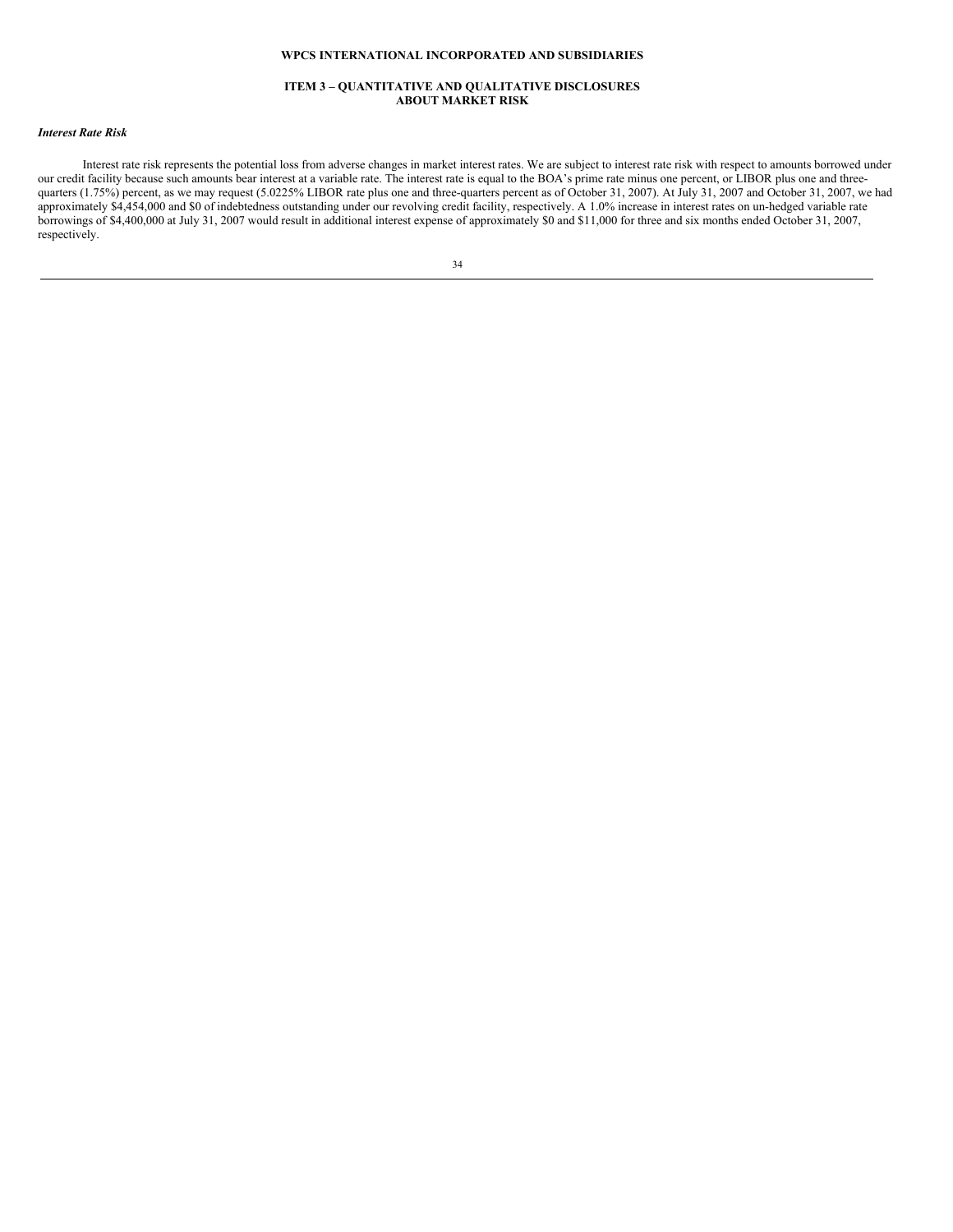## ITEM 3 – QUANTITATIVE AND QUALITATIVE DISCLOSURES ABOUT MARKET RISK

***Interest Rate Risk***

Interest rate risk represents the potential loss from adverse changes in market interest rates. We are subject to interest rate risk with respect to amounts borrowed under our credit facility because such amounts bear interest at a variable rate. The interest rate is equal to the BOA's prime rate minus one percent, or LIBOR plus one and three-quarters (1.75%) percent, as we may request (5.0225% LIBOR rate plus one and three-quarters percent as of October 31, 2007). At July 31, 2007 and October 31, 2007, we had approximately $4,454,000 and $0 of indebtedness outstanding under our revolving credit facility, respectively. A 1.0% increase in interest rates on un-hedged variable rate borrowings of $4,400,000 at July 31, 2007 would result in additional interest expense of approximately $0 and $11,000 for three and six months ended October 31, 2007, respectively.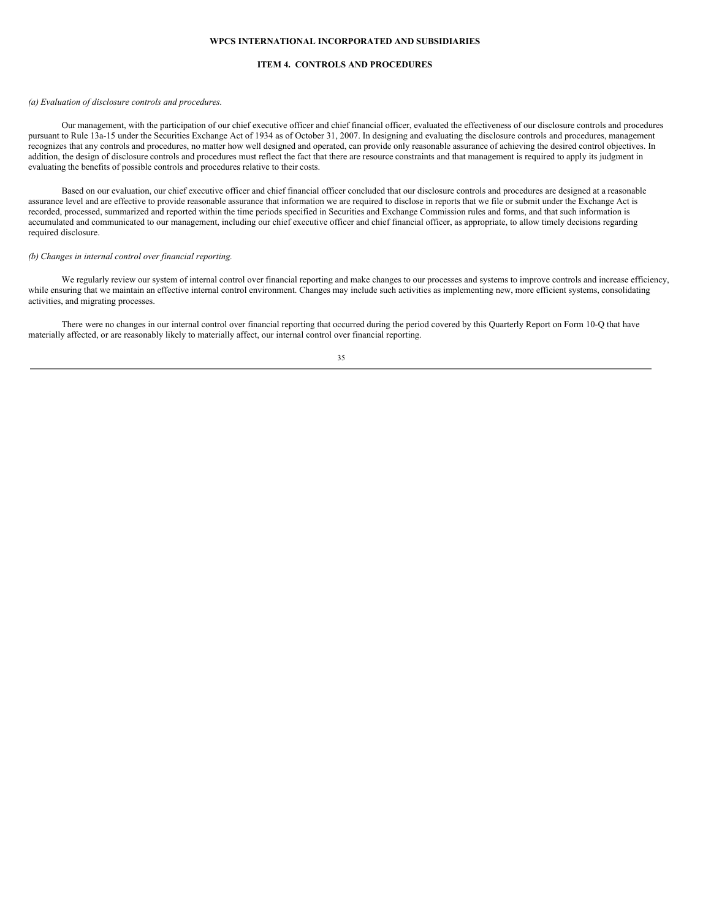**WPCS INTERNATIONAL INCORPORATED AND SUBSIDIARIES**

## ITEM 4. CONTROLS AND PROCEDURES

*(a) Evaluation of disclosure controls and procedures.*

Our management, with the participation of our chief executive officer and chief financial officer, evaluated the effectiveness of our disclosure controls and procedures pursuant to Rule 13a-15 under the Securities Exchange Act of 1934 as of October 31, 2007. In designing and evaluating the disclosure controls and procedures, management recognizes that any controls and procedures, no matter how well designed and operated, can provide only reasonable assurance of achieving the desired control objectives. In addition, the design of disclosure controls and procedures must reflect the fact that there are resource constraints and that management is required to apply its judgment in evaluating the benefits of possible controls and procedures relative to their costs.

Based on our evaluation, our chief executive officer and chief financial officer concluded that our disclosure controls and procedures are designed at a reasonable assurance level and are effective to provide reasonable assurance that information we are required to disclose in reports that we file or submit under the Exchange Act is recorded, processed, summarized and reported within the time periods specified in Securities and Exchange Commission rules and forms, and that such information is accumulated and communicated to our management, including our chief executive officer and chief financial officer, as appropriate, to allow timely decisions regarding required disclosure.

*(b) Changes in internal control over financial reporting.*

We regularly review our system of internal control over financial reporting and make changes to our processes and systems to improve controls and increase efficiency, while ensuring that we maintain an effective internal control environment. Changes may include such activities as implementing new, more efficient systems, consolidating activities, and migrating processes.

There were no changes in our internal control over financial reporting that occurred during the period covered by this Quarterly Report on Form 10-Q that have materially affected, or are reasonably likely to materially affect, our internal control over financial reporting.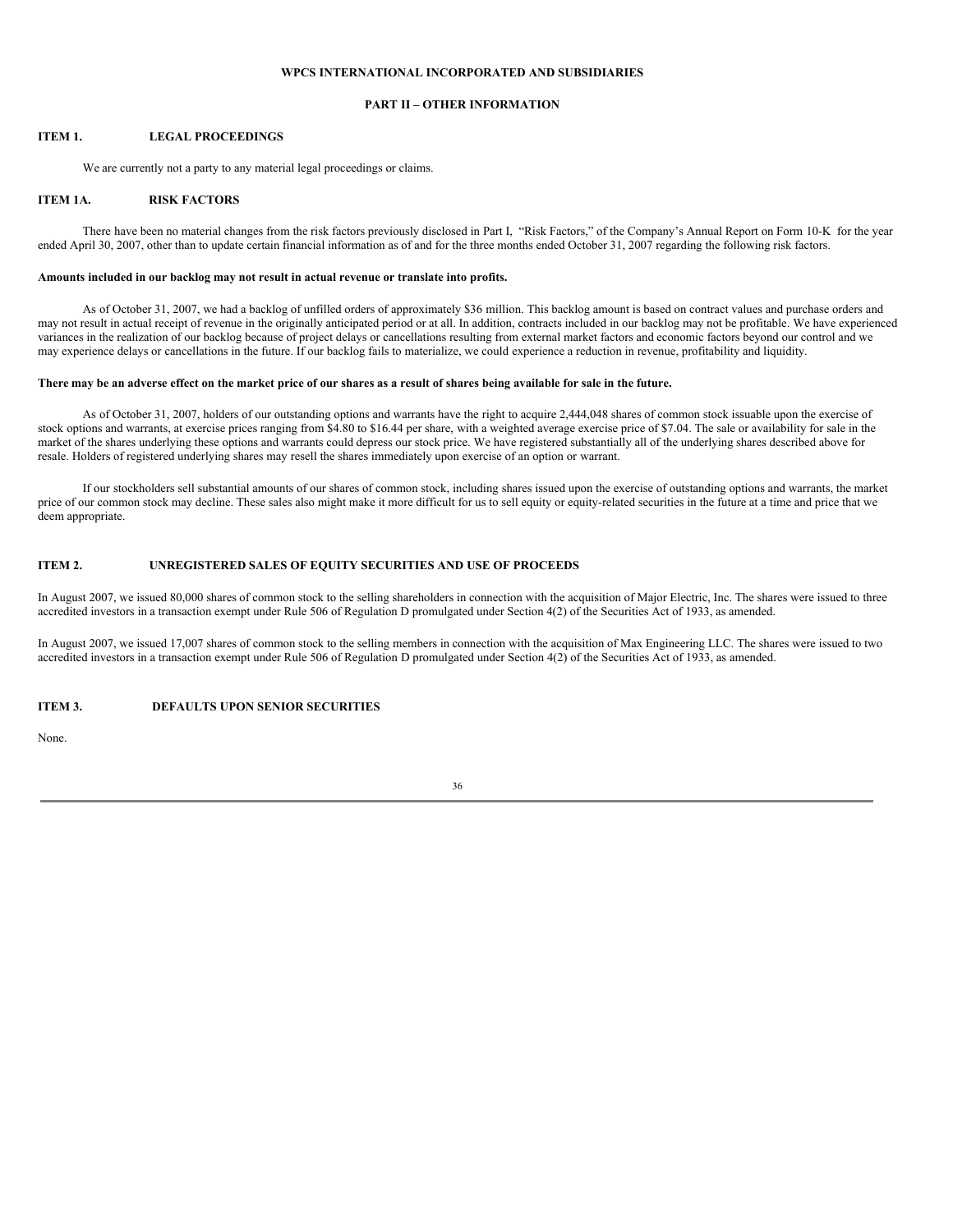**WPCS INTERNATIONAL INCORPORATED AND SUBSIDIARIES**

**PART II – OTHER INFORMATION**

## ITEM 1. LEGAL PROCEEDINGS

We are currently not a party to any material legal proceedings or claims.

## ITEM 1A. RISK FACTORS

There have been no material changes from the risk factors previously disclosed in Part I, "Risk Factors," of the Company's Annual Report on Form 10-K for the year ended April 30, 2007, other than to update certain financial information as of and for the three months ended October 31, 2007 regarding the following risk factors.

**Amounts included in our backlog may not result in actual revenue or translate into profits.**

As of October 31, 2007, we had a backlog of unfilled orders of approximately $36 million. This backlog amount is based on contract values and purchase orders and may not result in actual receipt of revenue in the originally anticipated period or at all. In addition, contracts included in our backlog may not be profitable. We have experienced variances in the realization of our backlog because of project delays or cancellations resulting from external market factors and economic factors beyond our control and we may experience delays or cancellations in the future. If our backlog fails to materialize, we could experience a reduction in revenue, profitability and liquidity.

**There may be an adverse effect on the market price of our shares as a result of shares being available for sale in the future.**

As of October 31, 2007, holders of our outstanding options and warrants have the right to acquire 2,444,048 shares of common stock issuable upon the exercise of stock options and warrants, at exercise prices ranging from $4.80 to $16.44 per share, with a weighted average exercise price of $7.04. The sale or availability for sale in the market of the shares underlying these options and warrants could depress our stock price. We have registered substantially all of the underlying shares described above for resale. Holders of registered underlying shares may resell the shares immediately upon exercise of an option or warrant.

If our stockholders sell substantial amounts of our shares of common stock, including shares issued upon the exercise of outstanding options and warrants, the market price of our common stock may decline. These sales also might make it more difficult for us to sell equity or equity-related securities in the future at a time and price that we deem appropriate.

## ITEM 2. UNREGISTERED SALES OF EQUITY SECURITIES AND USE OF PROCEEDS

In August 2007, we issued 80,000 shares of common stock to the selling shareholders in connection with the acquisition of Major Electric, Inc. The shares were issued to three accredited investors in a transaction exempt under Rule 506 of Regulation D promulgated under Section 4(2) of the Securities Act of 1933, as amended.

In August 2007, we issued 17,007 shares of common stock to the selling members in connection with the acquisition of Max Engineering LLC. The shares were issued to two accredited investors in a transaction exempt under Rule 506 of Regulation D promulgated under Section 4(2) of the Securities Act of 1933, as amended.

## ITEM 3. DEFAULTS UPON SENIOR SECURITIES

None.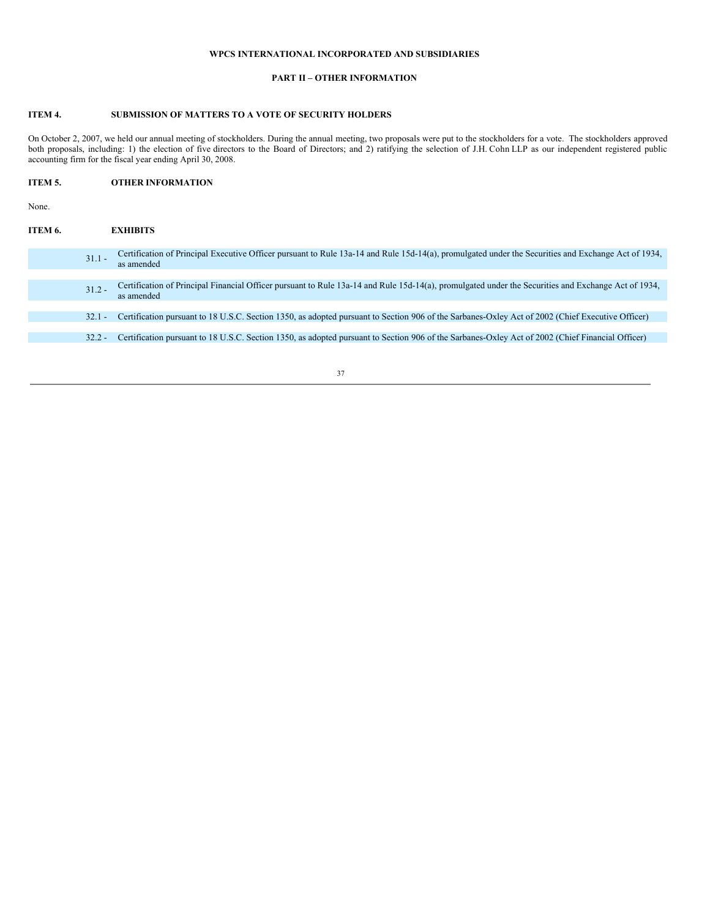**WPCS INTERNATIONAL INCORPORATED AND SUBSIDIARIES**

**PART II – OTHER INFORMATION**

**ITEM 4. SUBMISSION OF MATTERS TO A VOTE OF SECURITY HOLDERS**

On October 2, 2007, we held our annual meeting of stockholders. During the annual meeting, two proposals were put to the stockholders for a vote. The stockholders approved both proposals, including: 1) the election of five directors to the Board of Directors; and 2) ratifying the selection of J.H. Cohn LLP as our independent registered public accounting firm for the fiscal year ending April 30, 2008.

**ITEM 5. OTHER INFORMATION**

None.

**ITEM 6. EXHIBITS**

| | |
|---|---|
| 31.1 - | Certification of Principal Executive Officer pursuant to Rule 13a-14 and Rule 15d-14(a), promulgated under the Securities and Exchange Act of 1934, as amended |
| 31.2 - | Certification of Principal Financial Officer pursuant to Rule 13a-14 and Rule 15d-14(a), promulgated under the Securities and Exchange Act of 1934, as amended |
| 32.1 - | Certification pursuant to 18 U.S.C. Section 1350, as adopted pursuant to Section 906 of the Sarbanes-Oxley Act of 2002 (Chief Executive Officer) |
| 32.2 - | Certification pursuant to 18 U.S.C. Section 1350, as adopted pursuant to Section 906 of the Sarbanes-Oxley Act of 2002 (Chief Financial Officer) |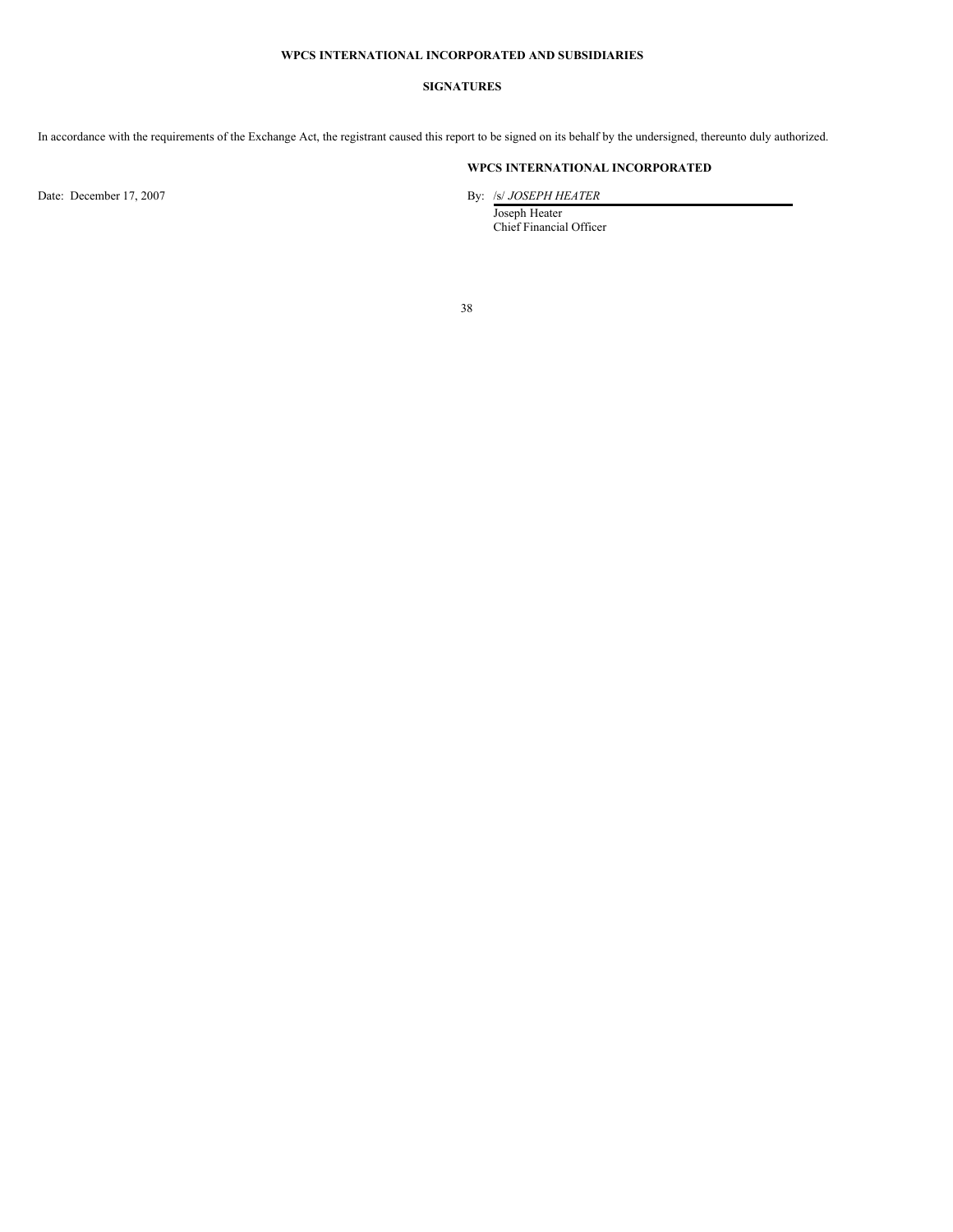**WPCS INTERNATIONAL INCORPORATED AND SUBSIDIARIES**

**SIGNATURES**

In accordance with the requirements of the Exchange Act, the registrant caused this report to be signed on its behalf by the undersigned, thereunto duly authorized.

**WPCS INTERNATIONAL INCORPORATED**

Date: December 17, 2007

By: /s/ *JOSEPH HEATER*

Joseph Heater
Chief Financial Officer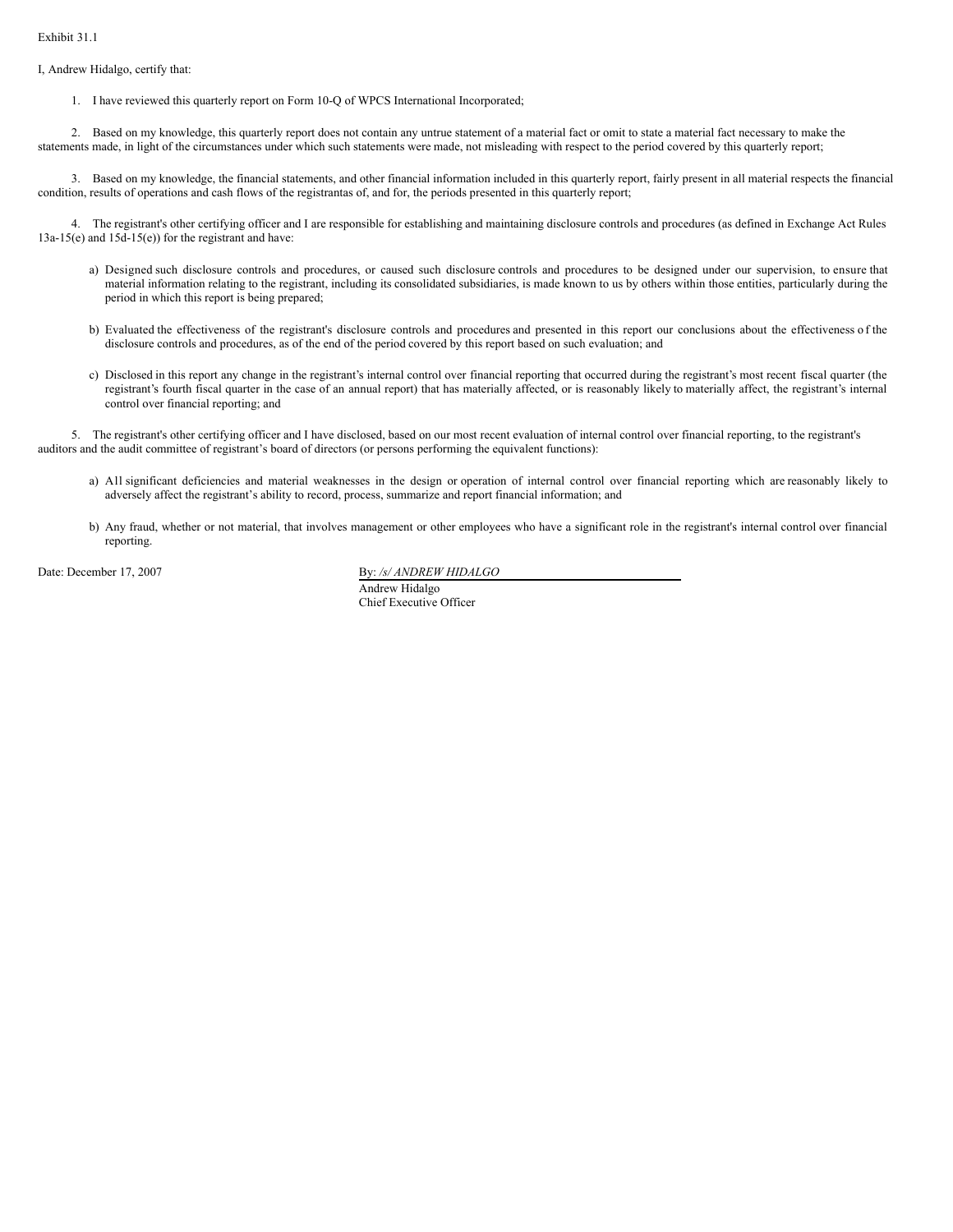Exhibit 31.1

I, Andrew Hidalgo, certify that:

1. I have reviewed this quarterly report on Form 10-Q of WPCS International Incorporated;

2. Based on my knowledge, this quarterly report does not contain any untrue statement of a material fact or omit to state a material fact necessary to make the statements made, in light of the circumstances under which such statements were made, not misleading with respect to the period covered by this quarterly report;

3. Based on my knowledge, the financial statements, and other financial information included in this quarterly report, fairly present in all material respects the financial condition, results of operations and cash flows of the registrantas of, and for, the periods presented in this quarterly report;

4. The registrant's other certifying officer and I are responsible for establishing and maintaining disclosure controls and procedures (as defined in Exchange Act Rules 13a-15(e) and 15d-15(e)) for the registrant and have:

a) Designed such disclosure controls and procedures, or caused such disclosure controls and procedures to be designed under our supervision, to ensure that material information relating to the registrant, including its consolidated subsidiaries, is made known to us by others within those entities, particularly during the period in which this report is being prepared;

b) Evaluated the effectiveness of the registrant's disclosure controls and procedures and presented in this report our conclusions about the effectiveness o f the disclosure controls and procedures, as of the end of the period covered by this report based on such evaluation; and

c) Disclosed in this report any change in the registrant's internal control over financial reporting that occurred during the registrant's most recent fiscal quarter (the registrant's fourth fiscal quarter in the case of an annual report) that has materially affected, or is reasonably likely to materially affect, the registrant's internal control over financial reporting; and

5. The registrant's other certifying officer and I have disclosed, based on our most recent evaluation of internal control over financial reporting, to the registrant's auditors and the audit committee of registrant's board of directors (or persons performing the equivalent functions):

a) All significant deficiencies and material weaknesses in the design or operation of internal control over financial reporting which are reasonably likely to adversely affect the registrant's ability to record, process, summarize and report financial information; and

b) Any fraud, whether or not material, that involves management or other employees who have a significant role in the registrant's internal control over financial reporting.

Date: December 17, 2007

By: */s/ ANDREW HIDALGO*
Andrew Hidalgo
Chief Executive Officer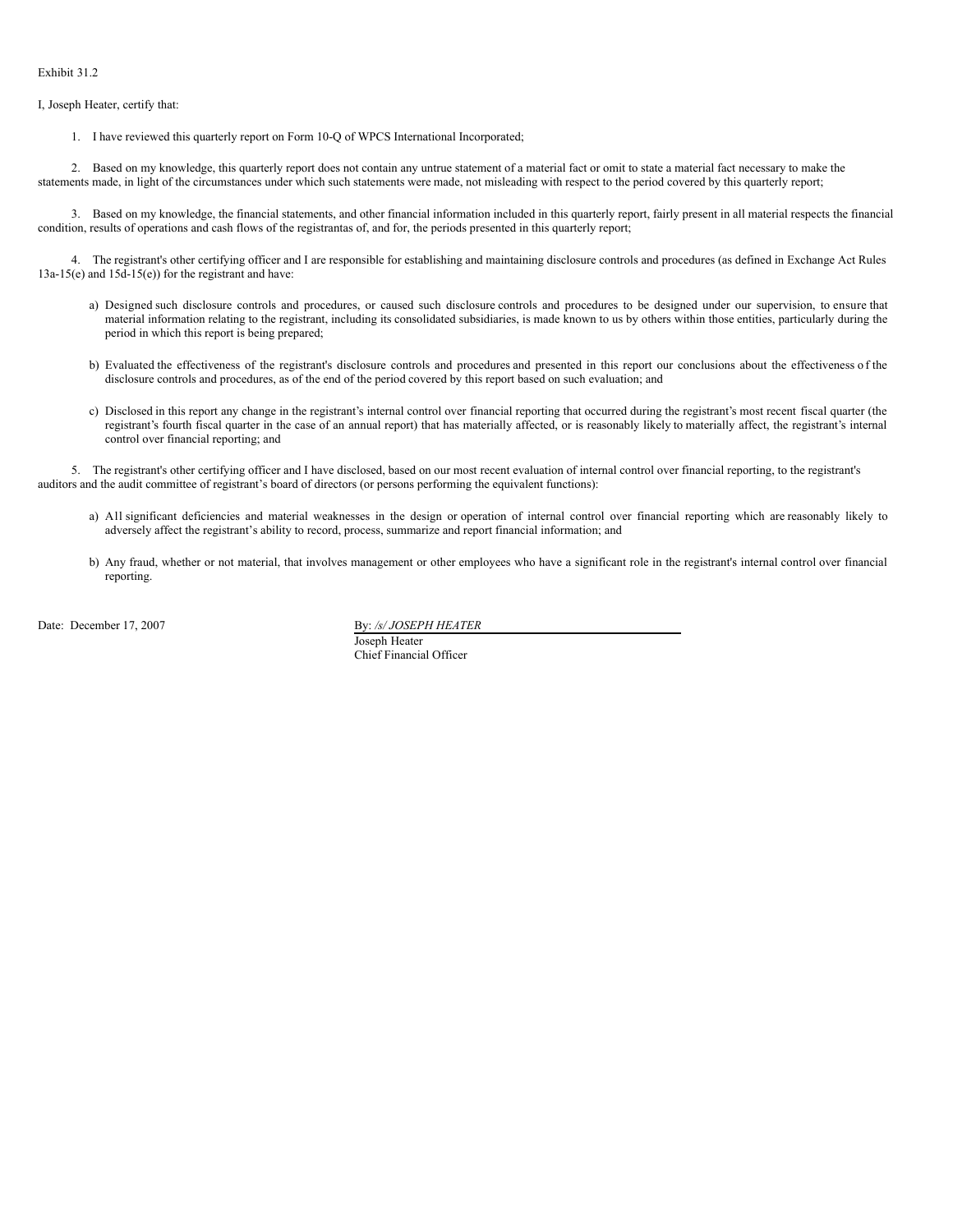Exhibit 31.2

I, Joseph Heater, certify that:

1. I have reviewed this quarterly report on Form 10-Q of WPCS International Incorporated;

2. Based on my knowledge, this quarterly report does not contain any untrue statement of a material fact or omit to state a material fact necessary to make the statements made, in light of the circumstances under which such statements were made, not misleading with respect to the period covered by this quarterly report;

3. Based on my knowledge, the financial statements, and other financial information included in this quarterly report, fairly present in all material respects the financial condition, results of operations and cash flows of the registrantas of, and for, the periods presented in this quarterly report;

4. The registrant's other certifying officer and I are responsible for establishing and maintaining disclosure controls and procedures (as defined in Exchange Act Rules 13a-15(e) and 15d-15(e)) for the registrant and have:

a) Designed such disclosure controls and procedures, or caused such disclosure controls and procedures to be designed under our supervision, to ensure that material information relating to the registrant, including its consolidated subsidiaries, is made known to us by others within those entities, particularly during the period in which this report is being prepared;

b) Evaluated the effectiveness of the registrant's disclosure controls and procedures and presented in this report our conclusions about the effectiveness o f the disclosure controls and procedures, as of the end of the period covered by this report based on such evaluation; and

c) Disclosed in this report any change in the registrant's internal control over financial reporting that occurred during the registrant's most recent fiscal quarter (the registrant's fourth fiscal quarter in the case of an annual report) that has materially affected, or is reasonably likely to materially affect, the registrant's internal control over financial reporting; and

5. The registrant's other certifying officer and I have disclosed, based on our most recent evaluation of internal control over financial reporting, to the registrant's auditors and the audit committee of registrant's board of directors (or persons performing the equivalent functions):

a) All significant deficiencies and material weaknesses in the design or operation of internal control over financial reporting which are reasonably likely to adversely affect the registrant's ability to record, process, summarize and report financial information; and

b) Any fraud, whether or not material, that involves management or other employees who have a significant role in the registrant's internal control over financial reporting.

Date: December 17, 2007

By: */s/ JOSEPH HEATER*
Joseph Heater
Chief Financial Officer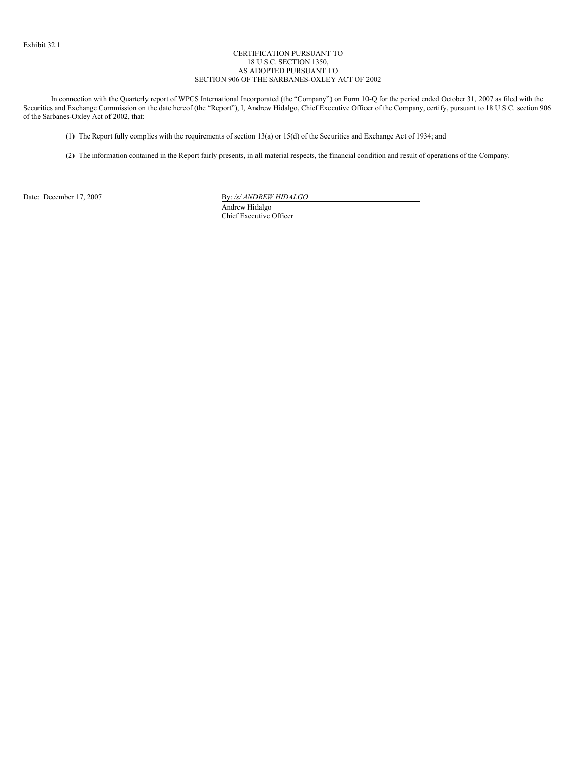Exhibit 32.1

CERTIFICATION PURSUANT TO
18 U.S.C. SECTION 1350,
AS ADOPTED PURSUANT TO
SECTION 906 OF THE SARBANES-OXLEY ACT OF 2002

In connection with the Quarterly report of WPCS International Incorporated (the "Company") on Form 10-Q for the period ended October 31, 2007 as filed with the Securities and Exchange Commission on the date hereof (the "Report"), I, Andrew Hidalgo, Chief Executive Officer of the Company, certify, pursuant to 18 U.S.C. section 906 of the Sarbanes-Oxley Act of 2002, that:

(1) The Report fully complies with the requirements of section 13(a) or 15(d) of the Securities and Exchange Act of 1934; and

(2) The information contained in the Report fairly presents, in all material respects, the financial condition and result of operations of the Company.

Date: December 17, 2007

By: */s/ ANDREW HIDALGO*
Andrew Hidalgo
Chief Executive Officer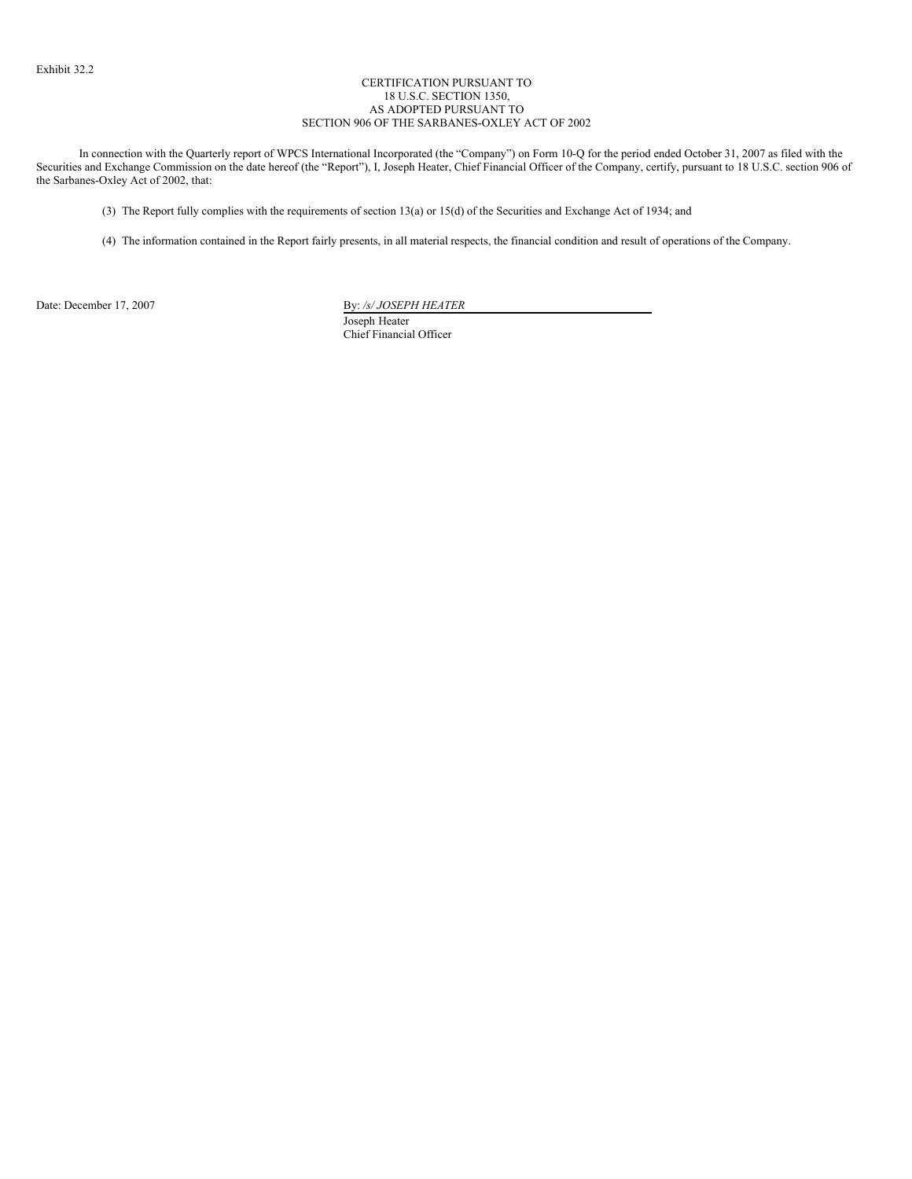Exhibit 32.2

CERTIFICATION PURSUANT TO
18 U.S.C. SECTION 1350,
AS ADOPTED PURSUANT TO
SECTION 906 OF THE SARBANES-OXLEY ACT OF 2002

In connection with the Quarterly report of WPCS International Incorporated (the "Company") on Form 10-Q for the period ended October 31, 2007 as filed with the Securities and Exchange Commission on the date hereof (the "Report"), I, Joseph Heater, Chief Financial Officer of the Company, certify, pursuant to 18 U.S.C. section 906 of the Sarbanes-Oxley Act of 2002, that:

(3) The Report fully complies with the requirements of section 13(a) or 15(d) of the Securities and Exchange Act of 1934; and

(4) The information contained in the Report fairly presents, in all material respects, the financial condition and result of operations of the Company.

Date: December 17, 2007

By: */s/ JOSEPH HEATER*
Joseph Heater
Chief Financial Officer